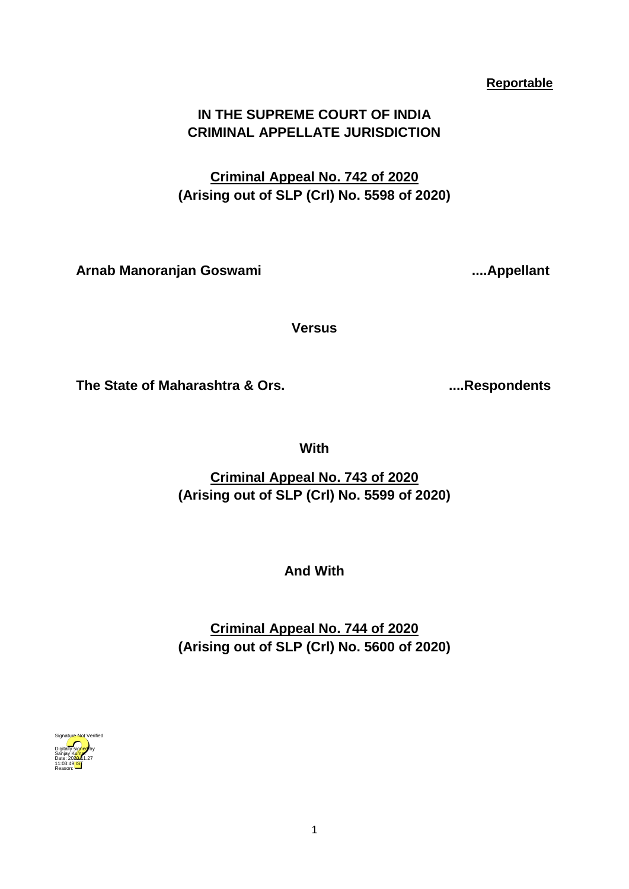**Reportable**

**IN THE SUPREME COURT OF INDIA**
**CRIMINAL APPELLATE JURISDICTION**

**Criminal Appeal No. 742 of 2020**
**(Arising out of SLP (Crl) No. 5598 of 2020)**

**Arnab Manoranjan Goswami ....Appellant**

**Versus**

**The State of Maharashtra & Ors. ....Respondents**

**With**

**Criminal Appeal No. 743 of 2020**
**(Arising out of SLP (Crl) No. 5599 of 2020)**

**And With**

**Criminal Appeal No. 744 of 2020**
**(Arising out of SLP (Crl) No. 5600 of 2020)**

Signature Not Verified
Digitally signed by Sanjay Kumar
Date: 2020.11.27 11:03:49 IST
Reason: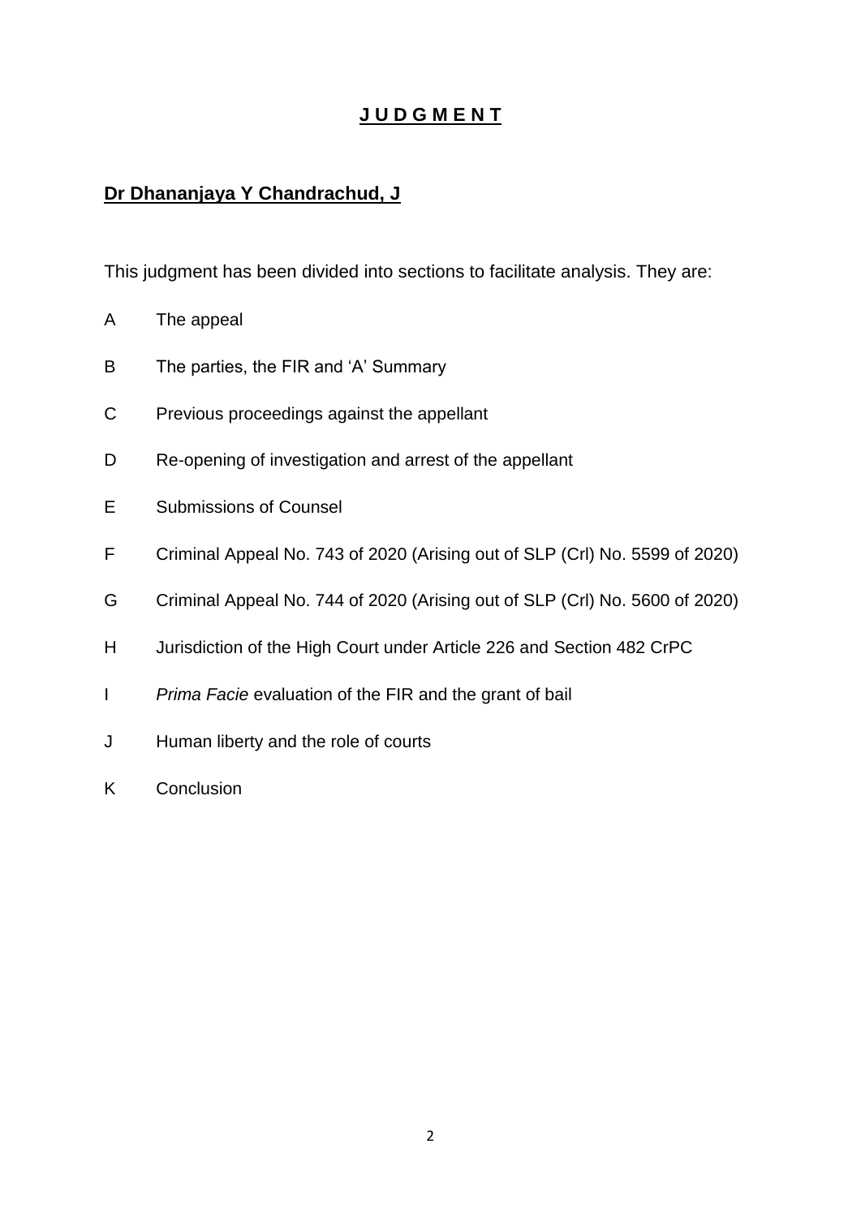# **J U D G M E N T**

**Dr Dhananjaya Y Chandrachud, J**

This judgment has been divided into sections to facilitate analysis. They are:

A The appeal

B The parties, the FIR and 'A' Summary

C Previous proceedings against the appellant

D Re-opening of investigation and arrest of the appellant

E Submissions of Counsel

F Criminal Appeal No. 743 of 2020 (Arising out of SLP (Crl) No. 5599 of 2020)

G Criminal Appeal No. 744 of 2020 (Arising out of SLP (Crl) No. 5600 of 2020)

H Jurisdiction of the High Court under Article 226 and Section 482 CrPC

I *Prima Facie* evaluation of the FIR and the grant of bail

J Human liberty and the role of courts

K Conclusion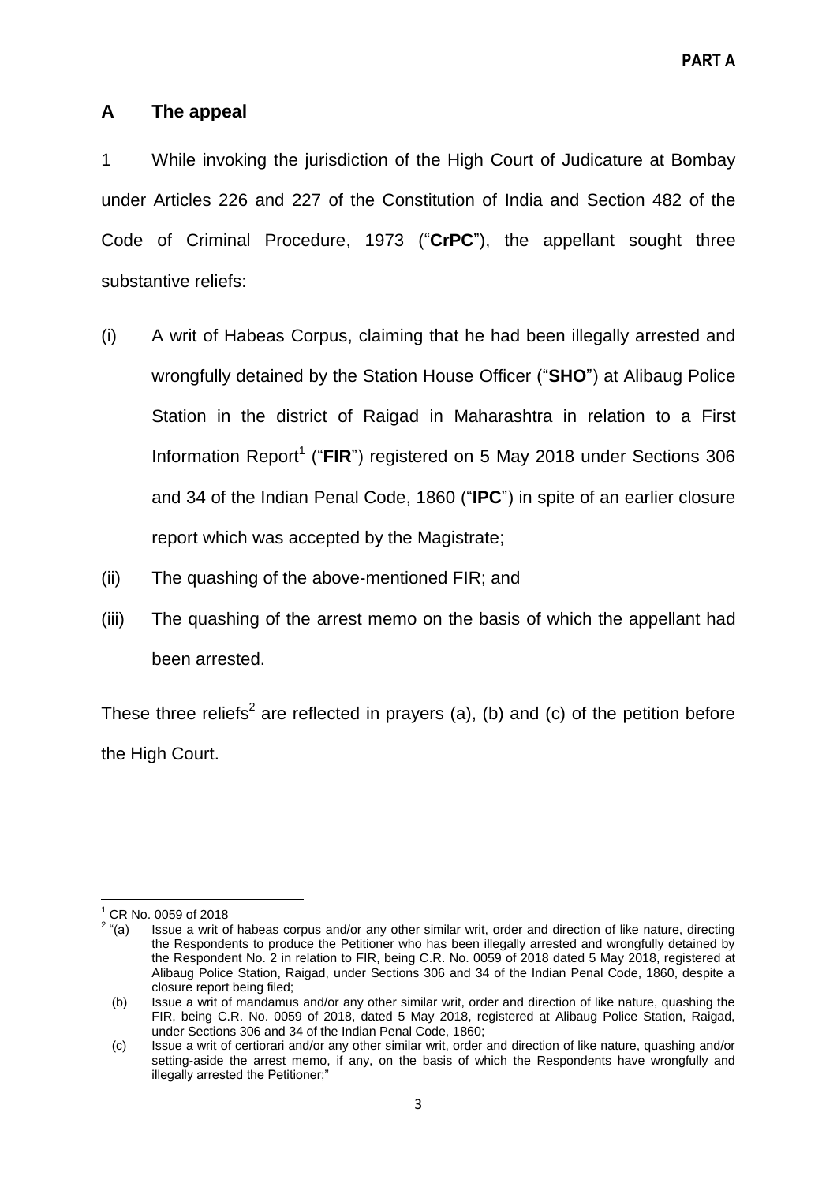## A The appeal

1 While invoking the jurisdiction of the High Court of Judicature at Bombay under Articles 226 and 227 of the Constitution of India and Section 482 of the Code of Criminal Procedure, 1973 ("**CrPC**"), the appellant sought three substantive reliefs:

(i) A writ of Habeas Corpus, claiming that he had been illegally arrested and wrongfully detained by the Station House Officer ("**SHO**") at Alibaug Police Station in the district of Raigad in Maharashtra in relation to a First Information Report[1] ("**FIR**") registered on 5 May 2018 under Sections 306 and 34 of the Indian Penal Code, 1860 ("**IPC**") in spite of an earlier closure report which was accepted by the Magistrate;

(ii) The quashing of the above-mentioned FIR; and

(iii) The quashing of the arrest memo on the basis of which the appellant had been arrested.

These three reliefs[2] are reflected in prayers (a), (b) and (c) of the petition before the High Court.

---

[1] CR No. 0059 of 2018

[2] "(a) Issue a writ of habeas corpus and/or any other similar writ, order and direction of like nature, directing the Respondents to produce the Petitioner who has been illegally arrested and wrongfully detained by the Respondent No. 2 in relation to FIR, being C.R. No. 0059 of 2018 dated 5 May 2018, registered at Alibaug Police Station, Raigad, under Sections 306 and 34 of the Indian Penal Code, 1860, despite a closure report being filed;

(b) Issue a writ of mandamus and/or any other similar writ, order and direction of like nature, quashing the FIR, being C.R. No. 0059 of 2018, dated 5 May 2018, registered at Alibaug Police Station, Raigad, under Sections 306 and 34 of the Indian Penal Code, 1860;

(c) Issue a writ of certiorari and/or any other similar writ, order and direction of like nature, quashing and/or setting-aside the arrest memo, if any, on the basis of which the Respondents have wrongfully and illegally arrested the Petitioner;"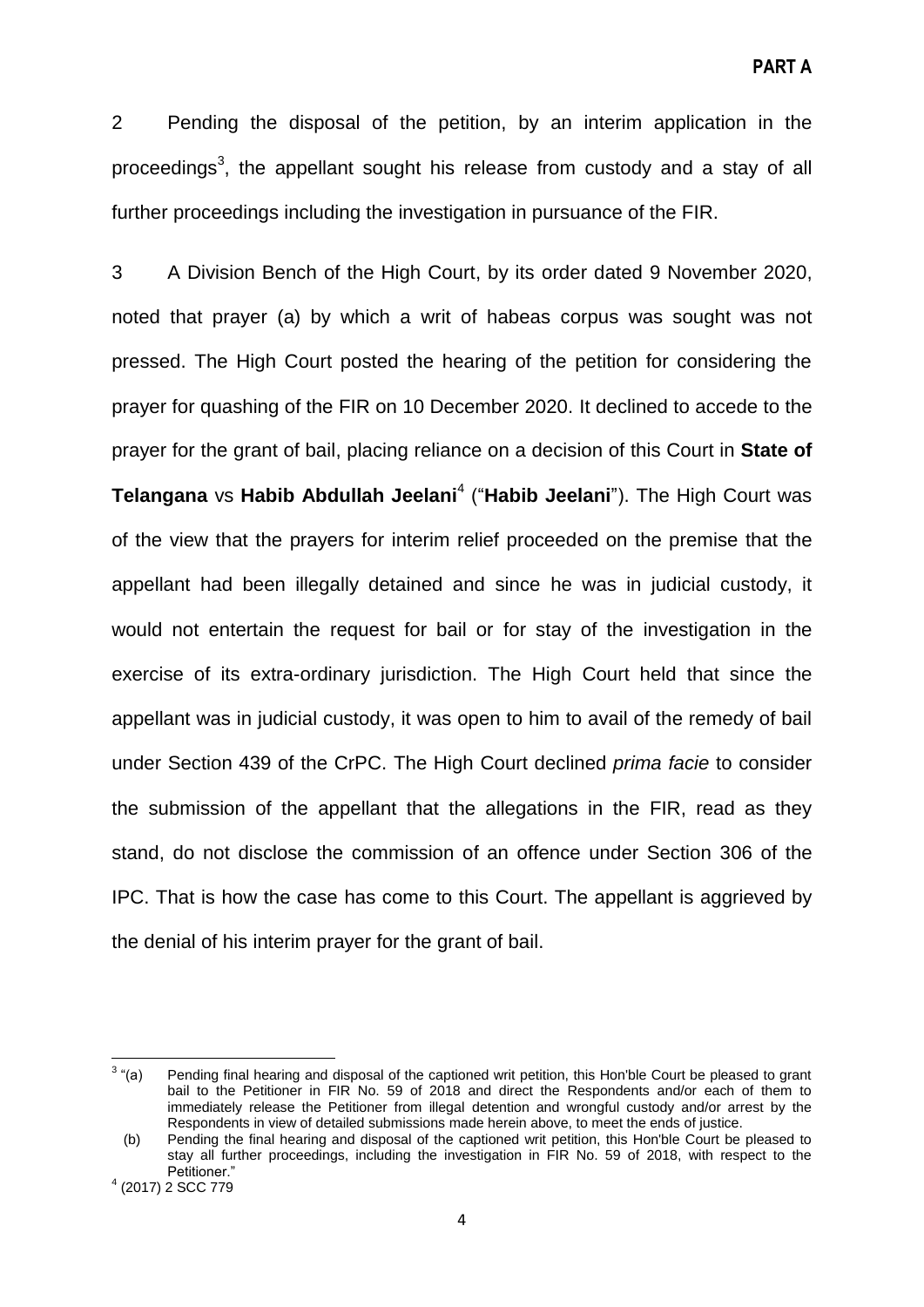2 Pending the disposal of the petition, by an interim application in the proceedings[3], the appellant sought his release from custody and a stay of all further proceedings including the investigation in pursuance of the FIR.

3 A Division Bench of the High Court, by its order dated 9 November 2020, noted that prayer (a) by which a writ of habeas corpus was sought was not pressed. The High Court posted the hearing of the petition for considering the prayer for quashing of the FIR on 10 December 2020. It declined to accede to the prayer for the grant of bail, placing reliance on a decision of this Court in **State of Telangana** vs **Habib Abdullah Jeelani**[4] ("**Habib Jeelani**"). The High Court was of the view that the prayers for interim relief proceeded on the premise that the appellant had been illegally detained and since he was in judicial custody, it would not entertain the request for bail or for stay of the investigation in the exercise of its extra-ordinary jurisdiction. The High Court held that since the appellant was in judicial custody, it was open to him to avail of the remedy of bail under Section 439 of the CrPC. The High Court declined *prima facie* to consider the submission of the appellant that the allegations in the FIR, read as they stand, do not disclose the commission of an offence under Section 306 of the IPC. That is how the case has come to this Court. The appellant is aggrieved by the denial of his interim prayer for the grant of bail.

---

[3] "(a) Pending final hearing and disposal of the captioned writ petition, this Hon'ble Court be pleased to grant bail to the Petitioner in FIR No. 59 of 2018 and direct the Respondents and/or each of them to immediately release the Petitioner from illegal detention and wrongful custody and/or arrest by the Respondents in view of detailed submissions made herein above, to meet the ends of justice.

(b) Pending the final hearing and disposal of the captioned writ petition, this Hon'ble Court be pleased to stay all further proceedings, including the investigation in FIR No. 59 of 2018, with respect to the Petitioner."

[4] (2017) 2 SCC 779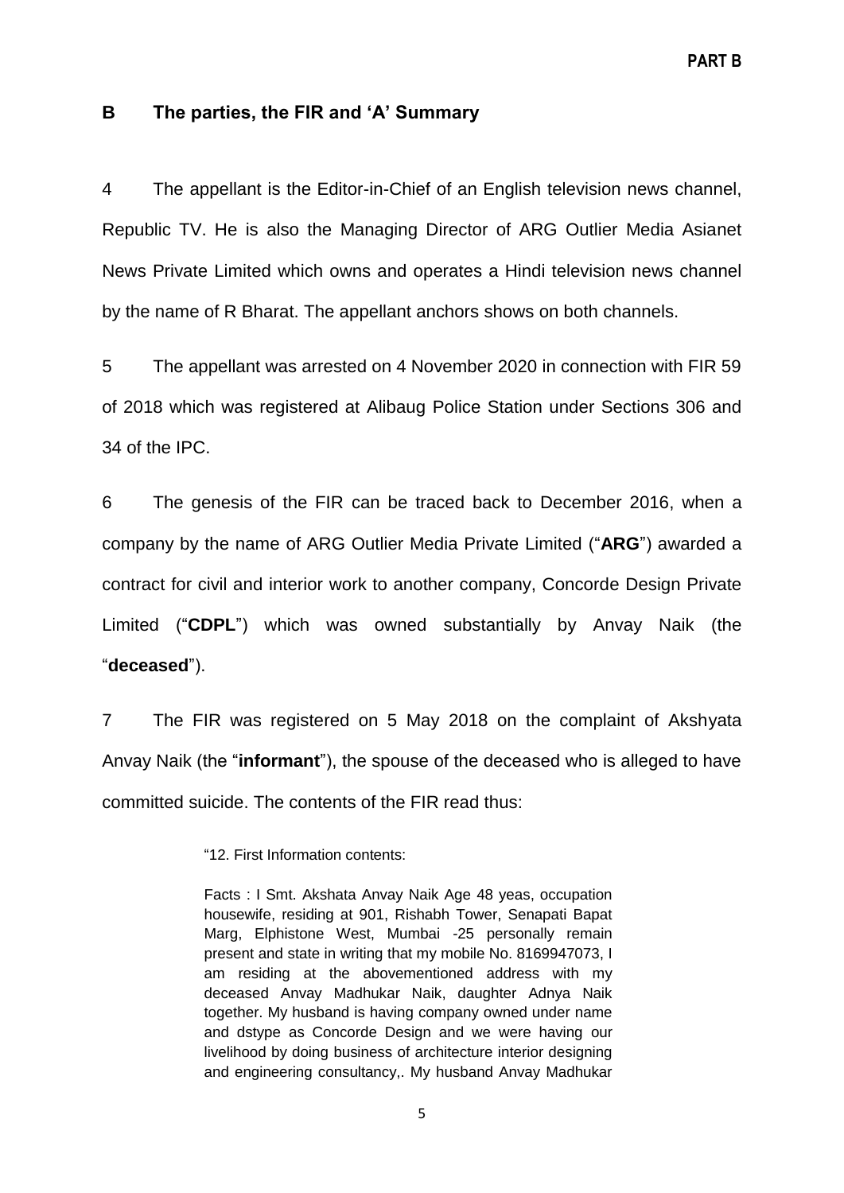## B The parties, the FIR and 'A' Summary

4 The appellant is the Editor-in-Chief of an English television news channel, Republic TV. He is also the Managing Director of ARG Outlier Media Asianet News Private Limited which owns and operates a Hindi television news channel by the name of R Bharat. The appellant anchors shows on both channels.

5 The appellant was arrested on 4 November 2020 in connection with FIR 59 of 2018 which was registered at Alibaug Police Station under Sections 306 and 34 of the IPC.

6 The genesis of the FIR can be traced back to December 2016, when a company by the name of ARG Outlier Media Private Limited ("**ARG**") awarded a contract for civil and interior work to another company, Concorde Design Private Limited ("**CDPL**") which was owned substantially by Anvay Naik (the "**deceased**").

7 The FIR was registered on 5 May 2018 on the complaint of Akshyata Anvay Naik (the "**informant**"), the spouse of the deceased who is alleged to have committed suicide. The contents of the FIR read thus:

> "12. First Information contents:
>
> Facts : I Smt. Akshata Anvay Naik Age 48 yeas, occupation housewife, residing at 901, Rishabh Tower, Senapati Bapat Marg, Elphistone West, Mumbai -25 personally remain present and state in writing that my mobile No. 8169947073, I am residing at the abovementioned address with my deceased Anvay Madhukar Naik, daughter Adnya Naik together. My husband is having company owned under name and dstype as Concorde Design and we were having our livelihood by doing business of architecture interior designing and engineering consultancy,. My husband Anvay Madhukar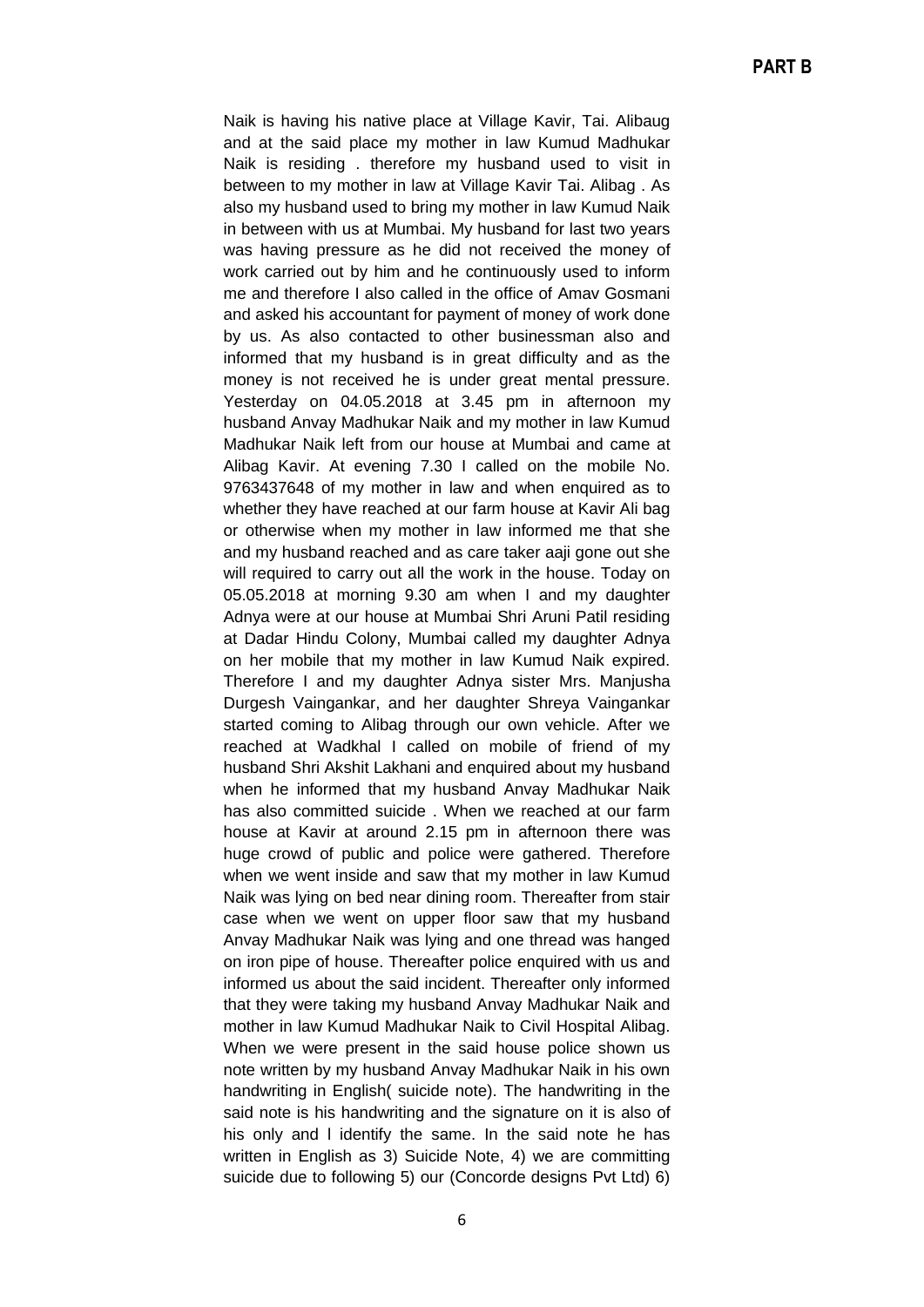**PART B**

Naik is having his native place at Village Kavir, Tai. Alibaug and at the said place my mother in law Kumud Madhukar Naik is residing . therefore my husband used to visit in between to my mother in law at Village Kavir Tai. Alibag . As also my husband used to bring my mother in law Kumud Naik in between with us at Mumbai. My husband for last two years was having pressure as he did not received the money of work carried out by him and he continuously used to inform me and therefore I also called in the office of Amav Gosmani and asked his accountant for payment of money of work done by us. As also contacted to other businessman also and informed that my husband is in great difficulty and as the money is not received he is under great mental pressure. Yesterday on 04.05.2018 at 3.45 pm in afternoon my husband Anvay Madhukar Naik and my mother in law Kumud Madhukar Naik left from our house at Mumbai and came at Alibag Kavir. At evening 7.30 I called on the mobile No. 9763437648 of my mother in law and when enquired as to whether they have reached at our farm house at Kavir Ali bag or otherwise when my mother in law informed me that she and my husband reached and as care taker aaji gone out she will required to carry out all the work in the house. Today on 05.05.2018 at morning 9.30 am when I and my daughter Adnya were at our house at Mumbai Shri Aruni Patil residing at Dadar Hindu Colony, Mumbai called my daughter Adnya on her mobile that my mother in law Kumud Naik expired. Therefore I and my daughter Adnya sister Mrs. Manjusha Durgesh Vaingankar, and her daughter Shreya Vaingankar started coming to Alibag through our own vehicle. After we reached at Wadkhal I called on mobile of friend of my husband Shri Akshit Lakhani and enquired about my husband when he informed that my husband Anvay Madhukar Naik has also committed suicide . When we reached at our farm house at Kavir at around 2.15 pm in afternoon there was huge crowd of public and police were gathered. Therefore when we went inside and saw that my mother in law Kumud Naik was lying on bed near dining room. Thereafter from stair case when we went on upper floor saw that my husband Anvay Madhukar Naik was lying and one thread was hanged on iron pipe of house. Thereafter police enquired with us and informed us about the said incident. Thereafter only informed that they were taking my husband Anvay Madhukar Naik and mother in law Kumud Madhukar Naik to Civil Hospital Alibag. When we were present in the said house police shown us note written by my husband Anvay Madhukar Naik in his own handwriting in English( suicide note). The handwriting in the said note is his handwriting and the signature on it is also of his only and I identify the same. In the said note he has written in English as 3) Suicide Note, 4) we are committing suicide due to following 5) our (Concorde designs Pvt Ltd) 6)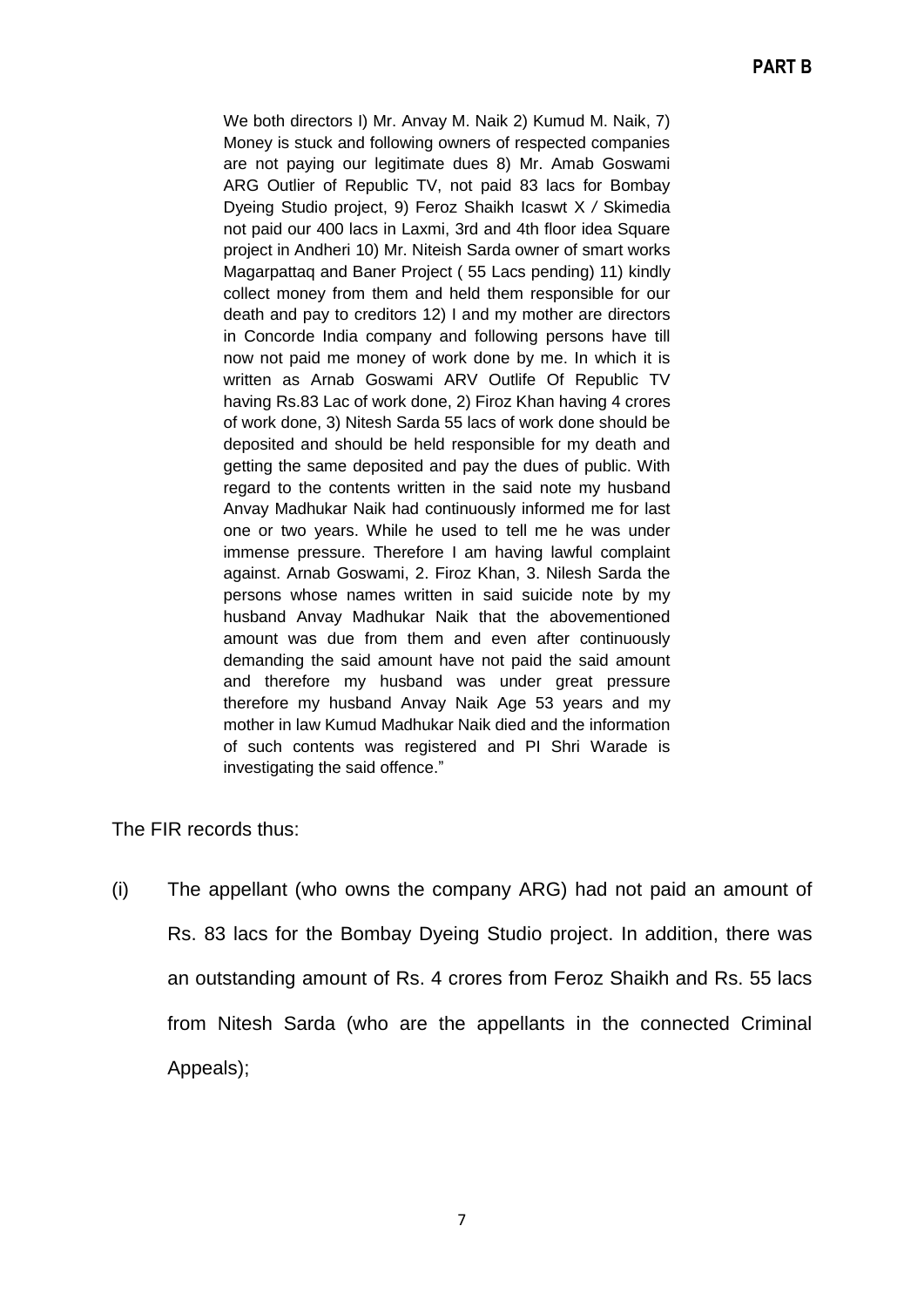We both directors I) Mr. Anvay M. Naik 2) Kumud M. Naik, 7) Money is stuck and following owners of respected companies are not paying our legitimate dues 8) Mr. Amab Goswami ARG Outlier of Republic TV, not paid 83 lacs for Bombay Dyeing Studio project, 9) Feroz Shaikh Icaswt X / Skimedia not paid our 400 lacs in Laxmi, 3rd and 4th floor idea Square project in Andheri 10) Mr. Niteish Sarda owner of smart works Magarpattaq and Baner Project ( 55 Lacs pending) 11) kindly collect money from them and held them responsible for our death and pay to creditors 12) I and my mother are directors in Concorde India company and following persons have till now not paid me money of work done by me. In which it is written as Arnab Goswami ARV Outlife Of Republic TV having Rs.83 Lac of work done, 2) Firoz Khan having 4 crores of work done, 3) Nitesh Sarda 55 lacs of work done should be deposited and should be held responsible for my death and getting the same deposited and pay the dues of public. With regard to the contents written in the said note my husband Anvay Madhukar Naik had continuously informed me for last one or two years. While he used to tell me he was under immense pressure. Therefore I am having lawful complaint against. Arnab Goswami, 2. Firoz Khan, 3. Nilesh Sarda the persons whose names written in said suicide note by my husband Anvay Madhukar Naik that the abovementioned amount was due from them and even after continuously demanding the said amount have not paid the said amount and therefore my husband was under great pressure therefore my husband Anvay Naik Age 53 years and my mother in law Kumud Madhukar Naik died and the information of such contents was registered and PI Shri Warade is investigating the said offence."

The FIR records thus:

(i) The appellant (who owns the company ARG) had not paid an amount of Rs. 83 lacs for the Bombay Dyeing Studio project. In addition, there was an outstanding amount of Rs. 4 crores from Feroz Shaikh and Rs. 55 lacs from Nitesh Sarda (who are the appellants in the connected Criminal Appeals);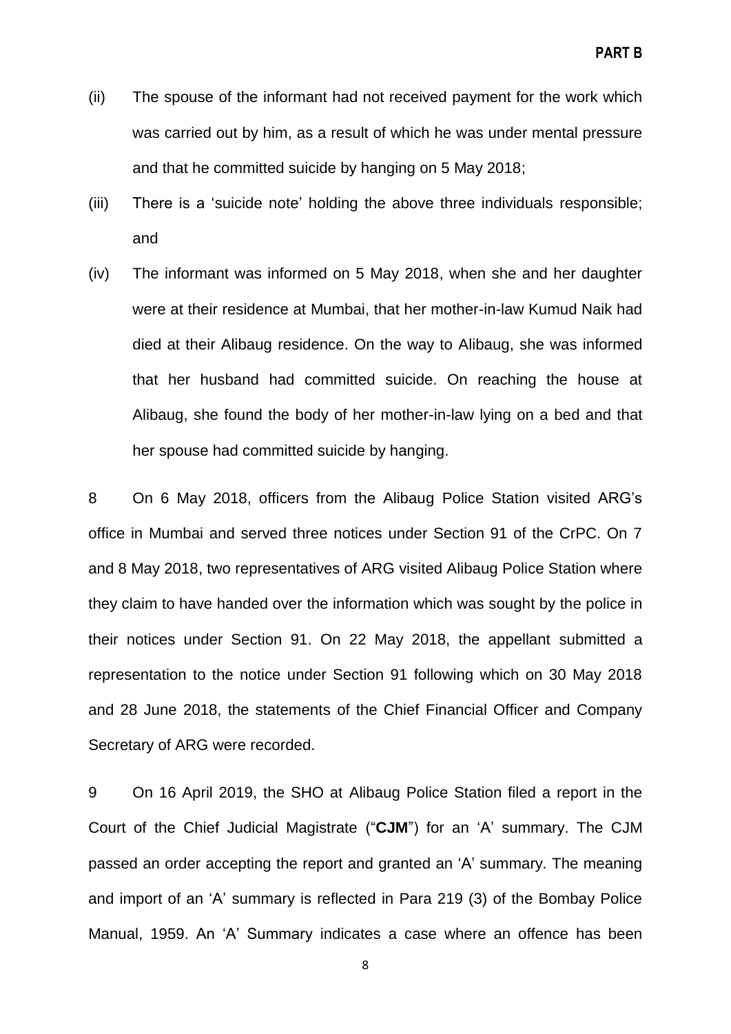(ii) The spouse of the informant had not received payment for the work which was carried out by him, as a result of which he was under mental pressure and that he committed suicide by hanging on 5 May 2018;

(iii) There is a 'suicide note' holding the above three individuals responsible; and

(iv) The informant was informed on 5 May 2018, when she and her daughter were at their residence at Mumbai, that her mother-in-law Kumud Naik had died at their Alibaug residence. On the way to Alibaug, she was informed that her husband had committed suicide. On reaching the house at Alibaug, she found the body of her mother-in-law lying on a bed and that her spouse had committed suicide by hanging.

8 On 6 May 2018, officers from the Alibaug Police Station visited ARG's office in Mumbai and served three notices under Section 91 of the CrPC. On 7 and 8 May 2018, two representatives of ARG visited Alibaug Police Station where they claim to have handed over the information which was sought by the police in their notices under Section 91. On 22 May 2018, the appellant submitted a representation to the notice under Section 91 following which on 30 May 2018 and 28 June 2018, the statements of the Chief Financial Officer and Company Secretary of ARG were recorded.

9 On 16 April 2019, the SHO at Alibaug Police Station filed a report in the Court of the Chief Judicial Magistrate ("**CJM**") for an 'A' summary. The CJM passed an order accepting the report and granted an 'A' summary. The meaning and import of an 'A' summary is reflected in Para 219 (3) of the Bombay Police Manual, 1959. An 'A' Summary indicates a case where an offence has been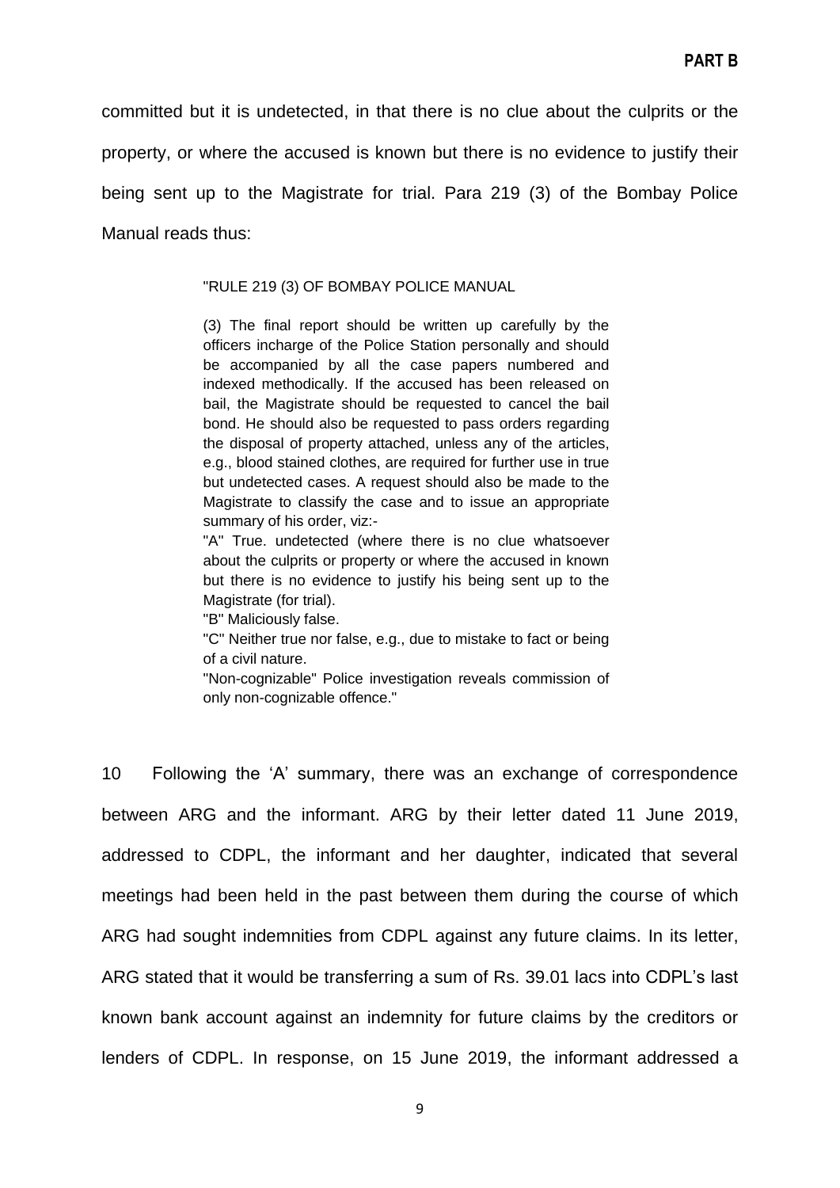committed but it is undetected, in that there is no clue about the culprits or the property, or where the accused is known but there is no evidence to justify their being sent up to the Magistrate for trial. Para 219 (3) of the Bombay Police Manual reads thus:

> "RULE 219 (3) OF BOMBAY POLICE MANUAL
>
> (3) The final report should be written up carefully by the officers incharge of the Police Station personally and should be accompanied by all the case papers numbered and indexed methodically. If the accused has been released on bail, the Magistrate should be requested to cancel the bail bond. He should also be requested to pass orders regarding the disposal of property attached, unless any of the articles, e.g., blood stained clothes, are required for further use in true but undetected cases. A request should also be made to the Magistrate to classify the case and to issue an appropriate summary of his order, viz:-
>
> "A" True. undetected (where there is no clue whatsoever about the culprits or property or where the accused in known but there is no evidence to justify his being sent up to the Magistrate (for trial).
>
> "B" Maliciously false.
>
> "C" Neither true nor false, e.g., due to mistake to fact or being of a civil nature.
>
> "Non-cognizable" Police investigation reveals commission of only non-cognizable offence."

10 Following the 'A' summary, there was an exchange of correspondence between ARG and the informant. ARG by their letter dated 11 June 2019, addressed to CDPL, the informant and her daughter, indicated that several meetings had been held in the past between them during the course of which ARG had sought indemnities from CDPL against any future claims. In its letter, ARG stated that it would be transferring a sum of Rs. 39.01 lacs into CDPL's last known bank account against an indemnity for future claims by the creditors or lenders of CDPL. In response, on 15 June 2019, the informant addressed a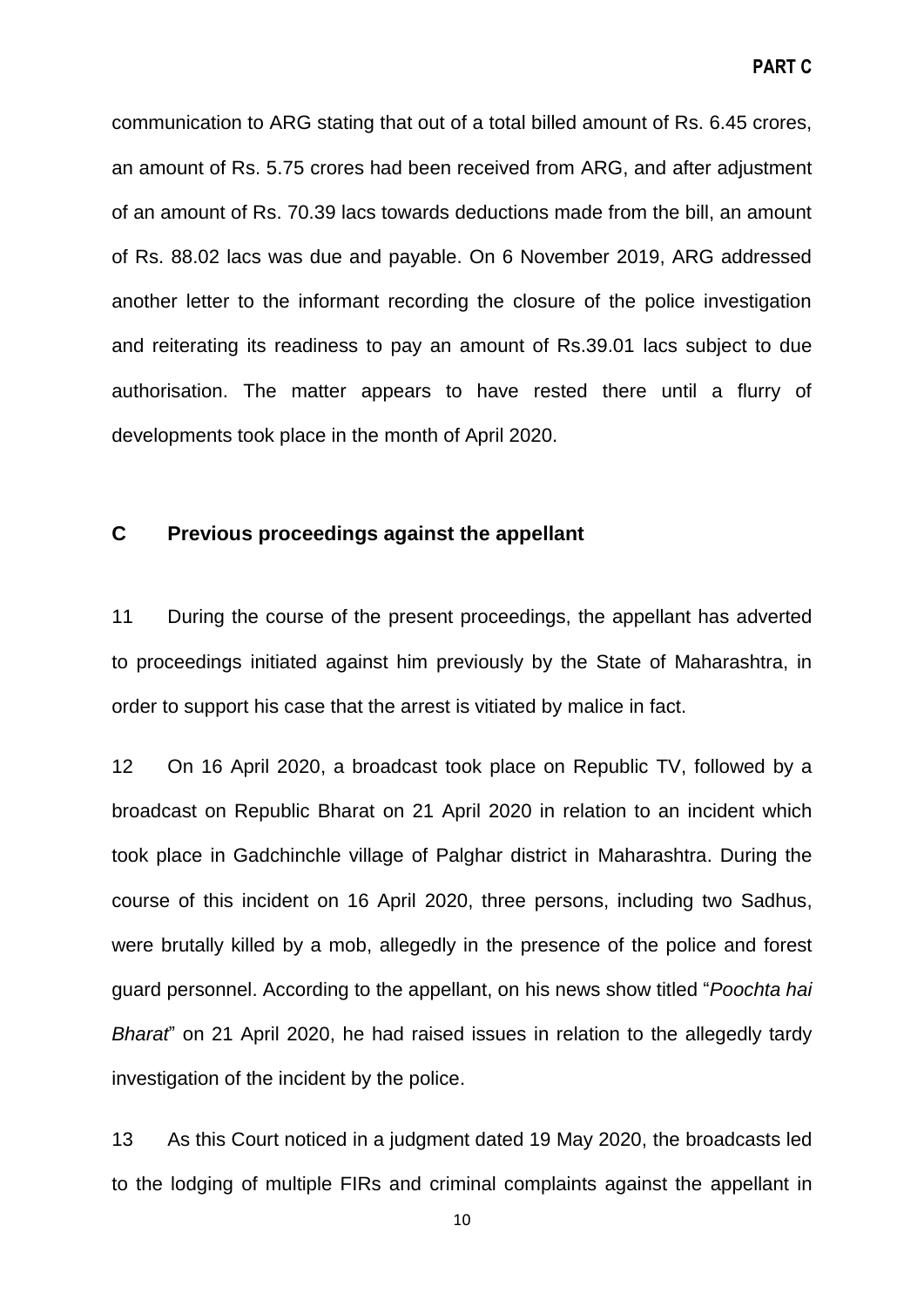communication to ARG stating that out of a total billed amount of Rs. 6.45 crores, an amount of Rs. 5.75 crores had been received from ARG, and after adjustment of an amount of Rs. 70.39 lacs towards deductions made from the bill, an amount of Rs. 88.02 lacs was due and payable. On 6 November 2019, ARG addressed another letter to the informant recording the closure of the police investigation and reiterating its readiness to pay an amount of Rs.39.01 lacs subject to due authorisation. The matter appears to have rested there until a flurry of developments took place in the month of April 2020.

## C Previous proceedings against the appellant

11 During the course of the present proceedings, the appellant has adverted to proceedings initiated against him previously by the State of Maharashtra, in order to support his case that the arrest is vitiated by malice in fact.

12 On 16 April 2020, a broadcast took place on Republic TV, followed by a broadcast on Republic Bharat on 21 April 2020 in relation to an incident which took place in Gadchinchle village of Palghar district in Maharashtra. During the course of this incident on 16 April 2020, three persons, including two Sadhus, were brutally killed by a mob, allegedly in the presence of the police and forest guard personnel. According to the appellant, on his news show titled "*Poochta hai Bharat*" on 21 April 2020, he had raised issues in relation to the allegedly tardy investigation of the incident by the police.

13 As this Court noticed in a judgment dated 19 May 2020, the broadcasts led to the lodging of multiple FIRs and criminal complaints against the appellant in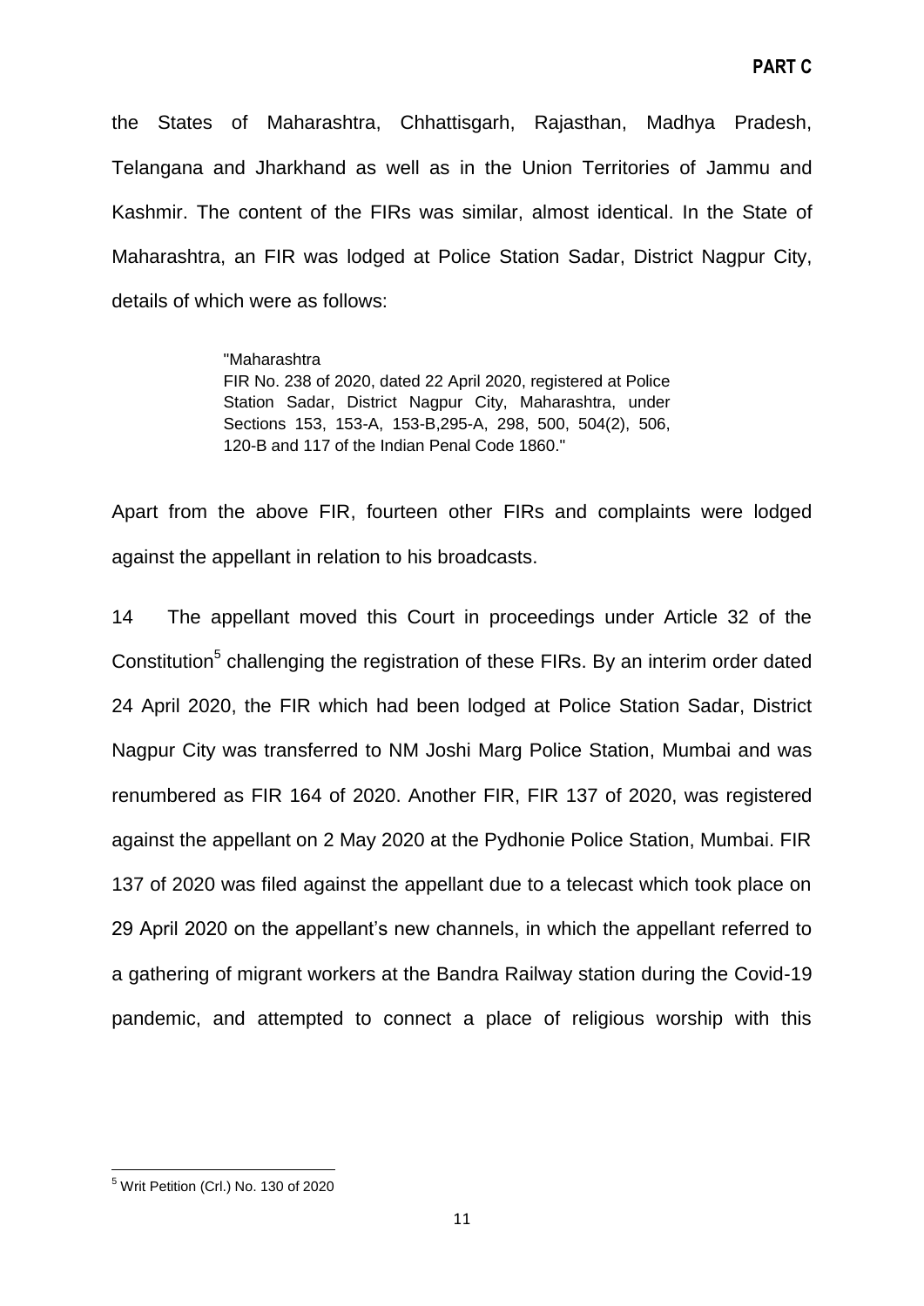the States of Maharashtra, Chhattisgarh, Rajasthan, Madhya Pradesh, Telangana and Jharkhand as well as in the Union Territories of Jammu and Kashmir. The content of the FIRs was similar, almost identical. In the State of Maharashtra, an FIR was lodged at Police Station Sadar, District Nagpur City, details of which were as follows:

> "Maharashtra
> FIR No. 238 of 2020, dated 22 April 2020, registered at Police Station Sadar, District Nagpur City, Maharashtra, under Sections 153, 153-A, 153-B,295-A, 298, 500, 504(2), 506, 120-B and 117 of the Indian Penal Code 1860."

Apart from the above FIR, fourteen other FIRs and complaints were lodged against the appellant in relation to his broadcasts.

14 The appellant moved this Court in proceedings under Article 32 of the Constitution[5] challenging the registration of these FIRs. By an interim order dated 24 April 2020, the FIR which had been lodged at Police Station Sadar, District Nagpur City was transferred to NM Joshi Marg Police Station, Mumbai and was renumbered as FIR 164 of 2020. Another FIR, FIR 137 of 2020, was registered against the appellant on 2 May 2020 at the Pydhonie Police Station, Mumbai. FIR 137 of 2020 was filed against the appellant due to a telecast which took place on 29 April 2020 on the appellant's new channels, in which the appellant referred to a gathering of migrant workers at the Bandra Railway station during the Covid-19 pandemic, and attempted to connect a place of religious worship with this

[5] Writ Petition (Crl.) No. 130 of 2020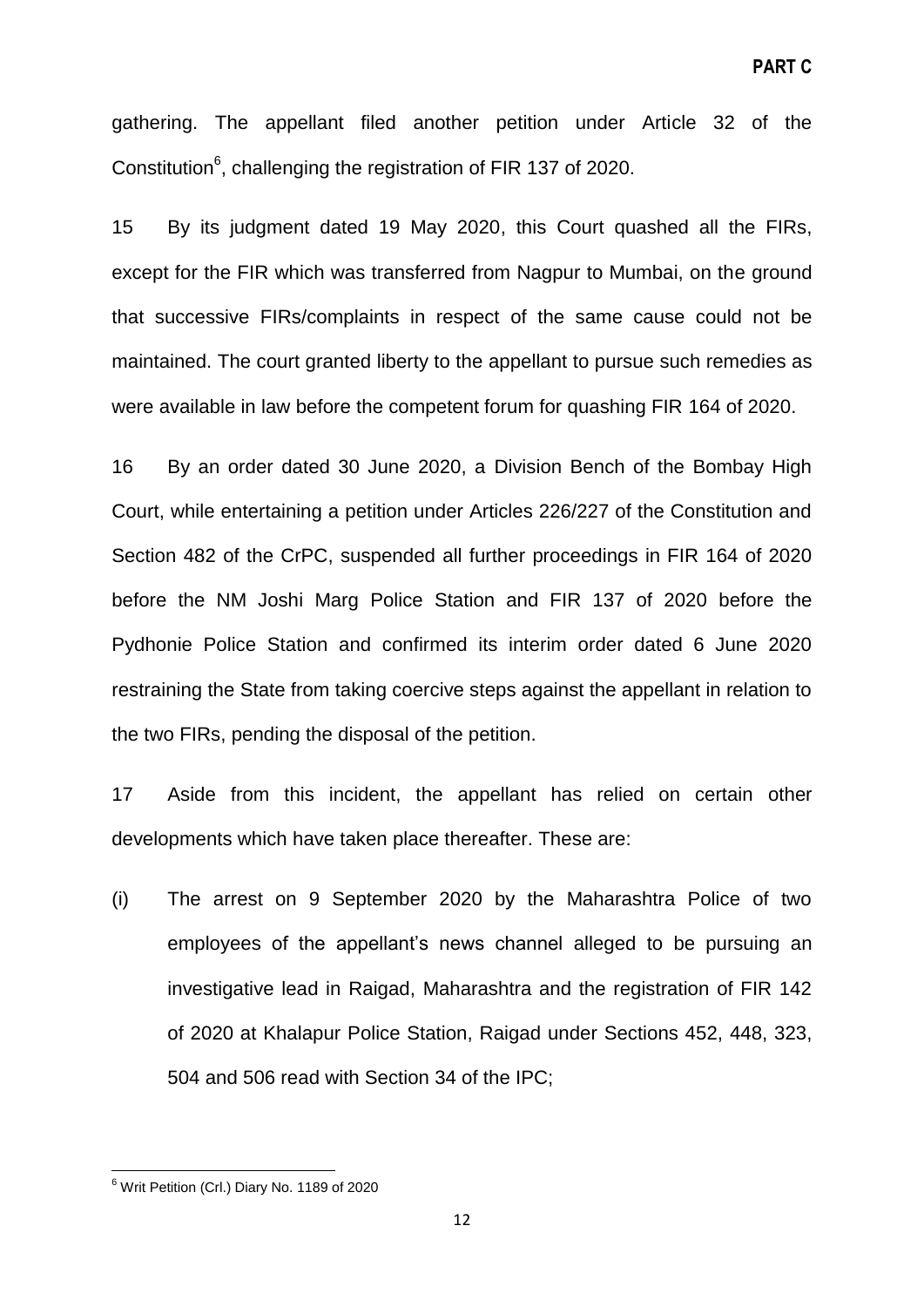gathering. The appellant filed another petition under Article 32 of the Constitution[6], challenging the registration of FIR 137 of 2020.

15 By its judgment dated 19 May 2020, this Court quashed all the FIRs, except for the FIR which was transferred from Nagpur to Mumbai, on the ground that successive FIRs/complaints in respect of the same cause could not be maintained. The court granted liberty to the appellant to pursue such remedies as were available in law before the competent forum for quashing FIR 164 of 2020.

16 By an order dated 30 June 2020, a Division Bench of the Bombay High Court, while entertaining a petition under Articles 226/227 of the Constitution and Section 482 of the CrPC, suspended all further proceedings in FIR 164 of 2020 before the NM Joshi Marg Police Station and FIR 137 of 2020 before the Pydhonie Police Station and confirmed its interim order dated 6 June 2020 restraining the State from taking coercive steps against the appellant in relation to the two FIRs, pending the disposal of the petition.

17 Aside from this incident, the appellant has relied on certain other developments which have taken place thereafter. These are:

(i) The arrest on 9 September 2020 by the Maharashtra Police of two employees of the appellant's news channel alleged to be pursuing an investigative lead in Raigad, Maharashtra and the registration of FIR 142 of 2020 at Khalapur Police Station, Raigad under Sections 452, 448, 323, 504 and 506 read with Section 34 of the IPC;

---

[6] Writ Petition (Crl.) Diary No. 1189 of 2020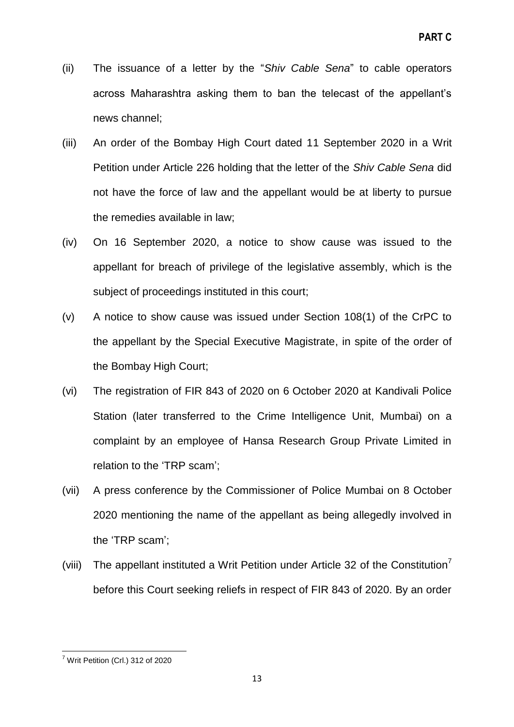- (ii) The issuance of a letter by the "*Shiv Cable Sena*" to cable operators across Maharashtra asking them to ban the telecast of the appellant's news channel;
- (iii) An order of the Bombay High Court dated 11 September 2020 in a Writ Petition under Article 226 holding that the letter of the *Shiv Cable Sena* did not have the force of law and the appellant would be at liberty to pursue the remedies available in law;
- (iv) On 16 September 2020, a notice to show cause was issued to the appellant for breach of privilege of the legislative assembly, which is the subject of proceedings instituted in this court;
- (v) A notice to show cause was issued under Section 108(1) of the CrPC to the appellant by the Special Executive Magistrate, in spite of the order of the Bombay High Court;
- (vi) The registration of FIR 843 of 2020 on 6 October 2020 at Kandivali Police Station (later transferred to the Crime Intelligence Unit, Mumbai) on a complaint by an employee of Hansa Research Group Private Limited in relation to the 'TRP scam';
- (vii) A press conference by the Commissioner of Police Mumbai on 8 October 2020 mentioning the name of the appellant as being allegedly involved in the 'TRP scam';
- (viii) The appellant instituted a Writ Petition under Article 32 of the Constitution[7] before this Court seeking reliefs in respect of FIR 843 of 2020. By an order

---

[7] Writ Petition (Crl.) 312 of 2020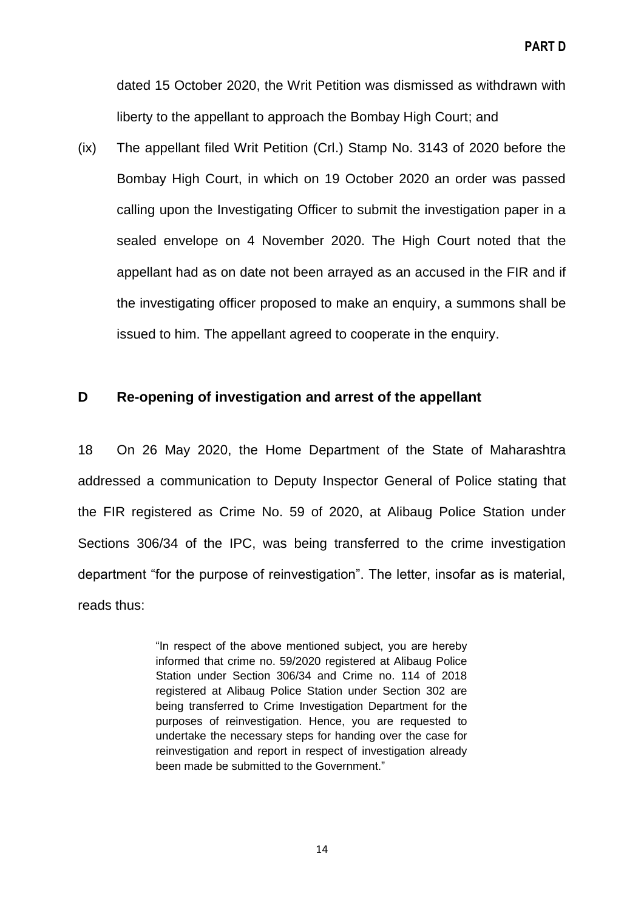dated 15 October 2020, the Writ Petition was dismissed as withdrawn with liberty to the appellant to approach the Bombay High Court; and

(ix) The appellant filed Writ Petition (Crl.) Stamp No. 3143 of 2020 before the Bombay High Court, in which on 19 October 2020 an order was passed calling upon the Investigating Officer to submit the investigation paper in a sealed envelope on 4 November 2020. The High Court noted that the appellant had as on date not been arrayed as an accused in the FIR and if the investigating officer proposed to make an enquiry, a summons shall be issued to him. The appellant agreed to cooperate in the enquiry.

## D Re-opening of investigation and arrest of the appellant

18 On 26 May 2020, the Home Department of the State of Maharashtra addressed a communication to Deputy Inspector General of Police stating that the FIR registered as Crime No. 59 of 2020, at Alibaug Police Station under Sections 306/34 of the IPC, was being transferred to the crime investigation department "for the purpose of reinvestigation". The letter, insofar as is material, reads thus:

> "In respect of the above mentioned subject, you are hereby informed that crime no. 59/2020 registered at Alibaug Police Station under Section 306/34 and Crime no. 114 of 2018 registered at Alibaug Police Station under Section 302 are being transferred to Crime Investigation Department for the purposes of reinvestigation. Hence, you are requested to undertake the necessary steps for handing over the case for reinvestigation and report in respect of investigation already been made be submitted to the Government."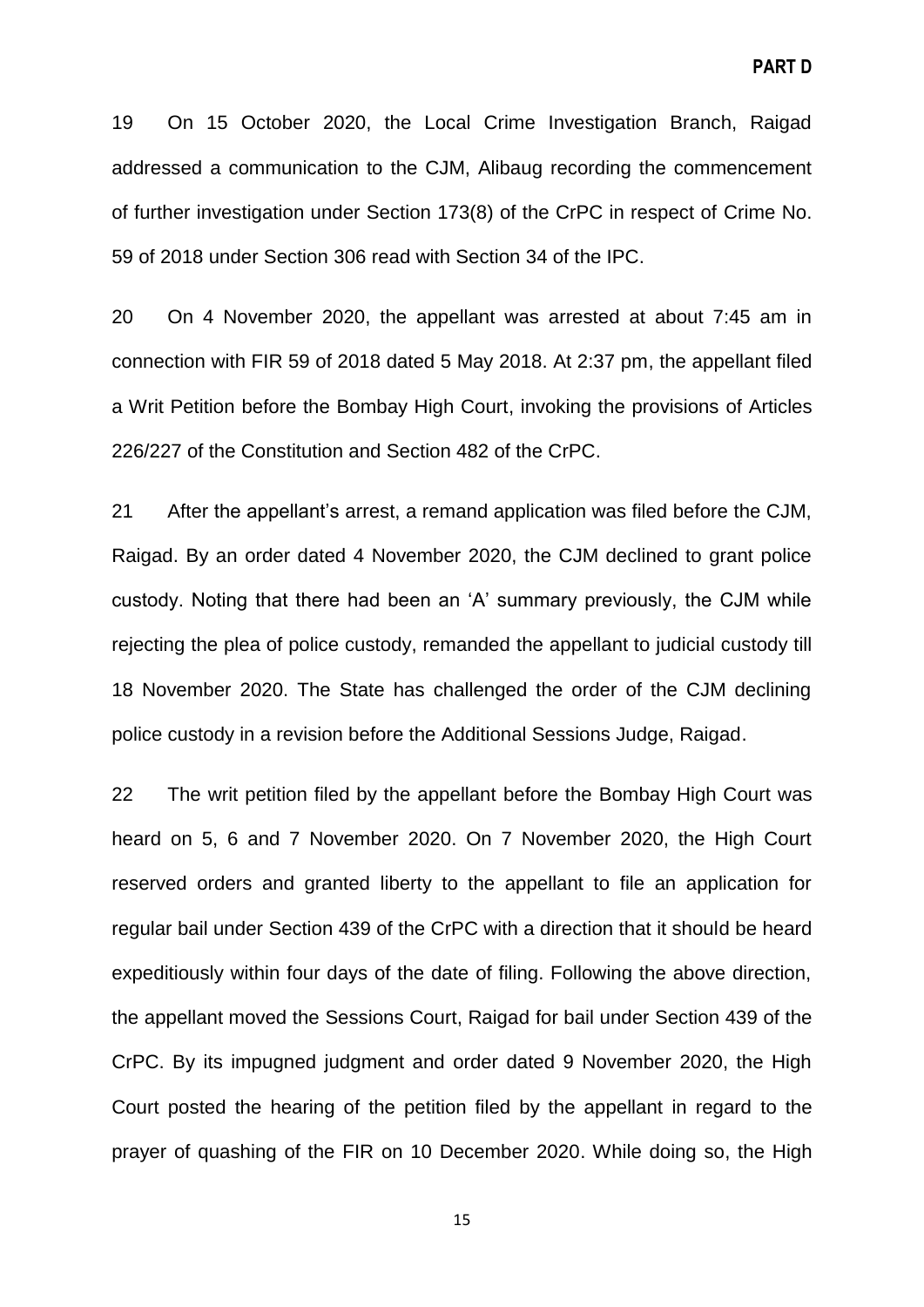19 On 15 October 2020, the Local Crime Investigation Branch, Raigad addressed a communication to the CJM, Alibaug recording the commencement of further investigation under Section 173(8) of the CrPC in respect of Crime No. 59 of 2018 under Section 306 read with Section 34 of the IPC.

20 On 4 November 2020, the appellant was arrested at about 7:45 am in connection with FIR 59 of 2018 dated 5 May 2018. At 2:37 pm, the appellant filed a Writ Petition before the Bombay High Court, invoking the provisions of Articles 226/227 of the Constitution and Section 482 of the CrPC.

21 After the appellant's arrest, a remand application was filed before the CJM, Raigad. By an order dated 4 November 2020, the CJM declined to grant police custody. Noting that there had been an 'A' summary previously, the CJM while rejecting the plea of police custody, remanded the appellant to judicial custody till 18 November 2020. The State has challenged the order of the CJM declining police custody in a revision before the Additional Sessions Judge, Raigad.

22 The writ petition filed by the appellant before the Bombay High Court was heard on 5, 6 and 7 November 2020. On 7 November 2020, the High Court reserved orders and granted liberty to the appellant to file an application for regular bail under Section 439 of the CrPC with a direction that it should be heard expeditiously within four days of the date of filing. Following the above direction, the appellant moved the Sessions Court, Raigad for bail under Section 439 of the CrPC. By its impugned judgment and order dated 9 November 2020, the High Court posted the hearing of the petition filed by the appellant in regard to the prayer of quashing of the FIR on 10 December 2020. While doing so, the High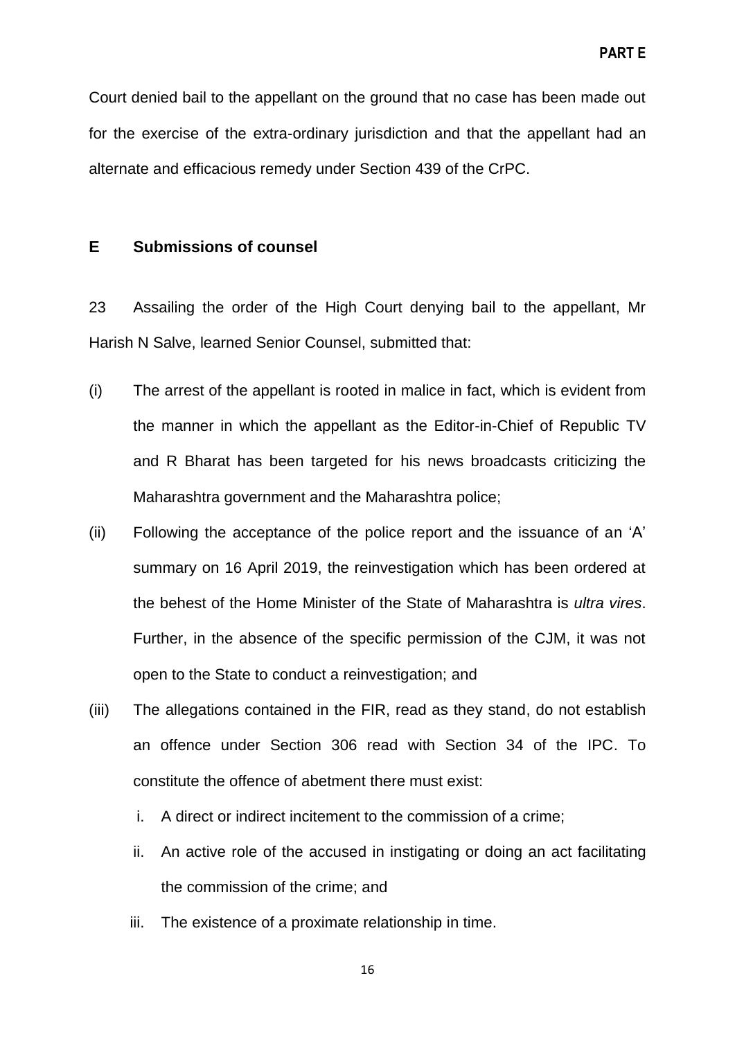Court denied bail to the appellant on the ground that no case has been made out for the exercise of the extra-ordinary jurisdiction and that the appellant had an alternate and efficacious remedy under Section 439 of the CrPC.

## E Submissions of counsel

23 Assailing the order of the High Court denying bail to the appellant, Mr Harish N Salve, learned Senior Counsel, submitted that:

(i) The arrest of the appellant is rooted in malice in fact, which is evident from the manner in which the appellant as the Editor-in-Chief of Republic TV and R Bharat has been targeted for his news broadcasts criticizing the Maharashtra government and the Maharashtra police;

(ii) Following the acceptance of the police report and the issuance of an 'A' summary on 16 April 2019, the reinvestigation which has been ordered at the behest of the Home Minister of the State of Maharashtra is *ultra vires*. Further, in the absence of the specific permission of the CJM, it was not open to the State to conduct a reinvestigation; and

(iii) The allegations contained in the FIR, read as they stand, do not establish an offence under Section 306 read with Section 34 of the IPC. To constitute the offence of abetment there must exist:

   i. A direct or indirect incitement to the commission of a crime;

   ii. An active role of the accused in instigating or doing an act facilitating the commission of the crime; and

   iii. The existence of a proximate relationship in time.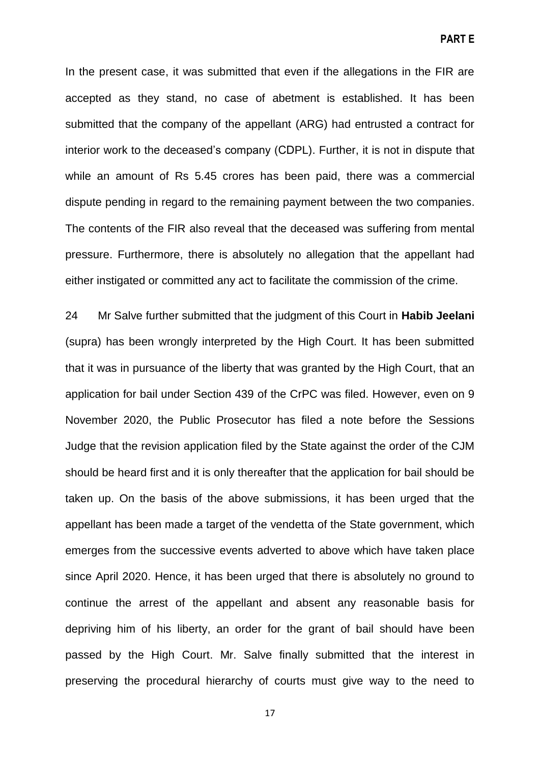In the present case, it was submitted that even if the allegations in the FIR are accepted as they stand, no case of abetment is established. It has been submitted that the company of the appellant (ARG) had entrusted a contract for interior work to the deceased's company (CDPL). Further, it is not in dispute that while an amount of Rs 5.45 crores has been paid, there was a commercial dispute pending in regard to the remaining payment between the two companies. The contents of the FIR also reveal that the deceased was suffering from mental pressure. Furthermore, there is absolutely no allegation that the appellant had either instigated or committed any act to facilitate the commission of the crime.

24 Mr Salve further submitted that the judgment of this Court in **Habib Jeelani** (supra) has been wrongly interpreted by the High Court. It has been submitted that it was in pursuance of the liberty that was granted by the High Court, that an application for bail under Section 439 of the CrPC was filed. However, even on 9 November 2020, the Public Prosecutor has filed a note before the Sessions Judge that the revision application filed by the State against the order of the CJM should be heard first and it is only thereafter that the application for bail should be taken up. On the basis of the above submissions, it has been urged that the appellant has been made a target of the vendetta of the State government, which emerges from the successive events adverted to above which have taken place since April 2020. Hence, it has been urged that there is absolutely no ground to continue the arrest of the appellant and absent any reasonable basis for depriving him of his liberty, an order for the grant of bail should have been passed by the High Court. Mr. Salve finally submitted that the interest in preserving the procedural hierarchy of courts must give way to the need to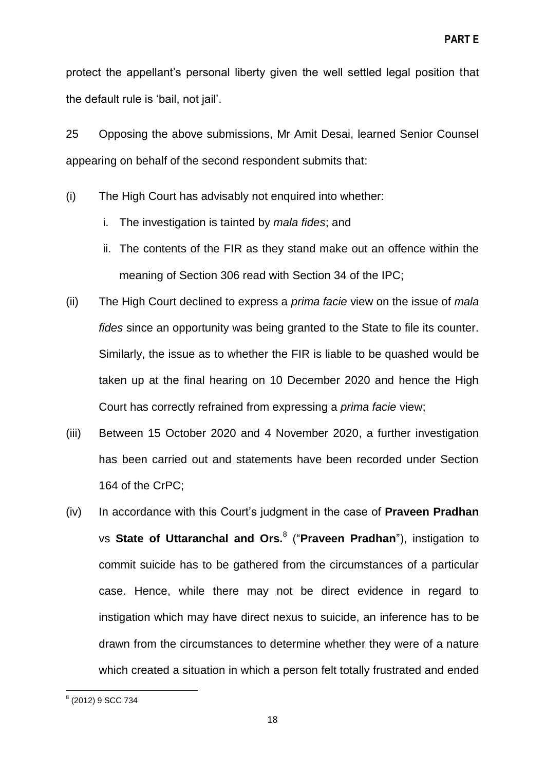protect the appellant's personal liberty given the well settled legal position that the default rule is 'bail, not jail'.

25 Opposing the above submissions, Mr Amit Desai, learned Senior Counsel appearing on behalf of the second respondent submits that:

(i) The High Court has advisably not enquired into whether:

  i. The investigation is tainted by *mala fides*; and

  ii. The contents of the FIR as they stand make out an offence within the meaning of Section 306 read with Section 34 of the IPC;

(ii) The High Court declined to express a *prima facie* view on the issue of *mala fides* since an opportunity was being granted to the State to file its counter. Similarly, the issue as to whether the FIR is liable to be quashed would be taken up at the final hearing on 10 December 2020 and hence the High Court has correctly refrained from expressing a *prima facie* view;

(iii) Between 15 October 2020 and 4 November 2020, a further investigation has been carried out and statements have been recorded under Section 164 of the CrPC;

(iv) In accordance with this Court's judgment in the case of **Praveen Pradhan** vs **State of Uttaranchal and Ors.**[8] ("**Praveen Pradhan**"), instigation to commit suicide has to be gathered from the circumstances of a particular case. Hence, while there may not be direct evidence in regard to instigation which may have direct nexus to suicide, an inference has to be drawn from the circumstances to determine whether they were of a nature which created a situation in which a person felt totally frustrated and ended

[8] (2012) 9 SCC 734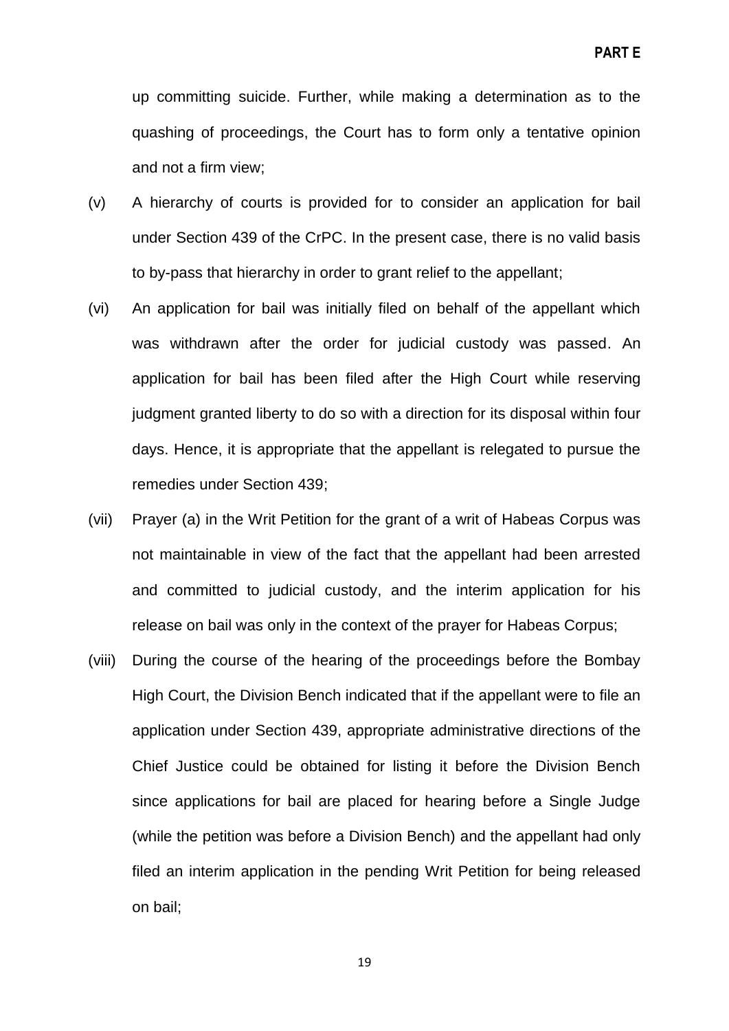up committing suicide. Further, while making a determination as to the quashing of proceedings, the Court has to form only a tentative opinion and not a firm view;

(v) A hierarchy of courts is provided for to consider an application for bail under Section 439 of the CrPC. In the present case, there is no valid basis to by-pass that hierarchy in order to grant relief to the appellant;

(vi) An application for bail was initially filed on behalf of the appellant which was withdrawn after the order for judicial custody was passed. An application for bail has been filed after the High Court while reserving judgment granted liberty to do so with a direction for its disposal within four days. Hence, it is appropriate that the appellant is relegated to pursue the remedies under Section 439;

(vii) Prayer (a) in the Writ Petition for the grant of a writ of Habeas Corpus was not maintainable in view of the fact that the appellant had been arrested and committed to judicial custody, and the interim application for his release on bail was only in the context of the prayer for Habeas Corpus;

(viii) During the course of the hearing of the proceedings before the Bombay High Court, the Division Bench indicated that if the appellant were to file an application under Section 439, appropriate administrative directions of the Chief Justice could be obtained for listing it before the Division Bench since applications for bail are placed for hearing before a Single Judge (while the petition was before a Division Bench) and the appellant had only filed an interim application in the pending Writ Petition for being released on bail;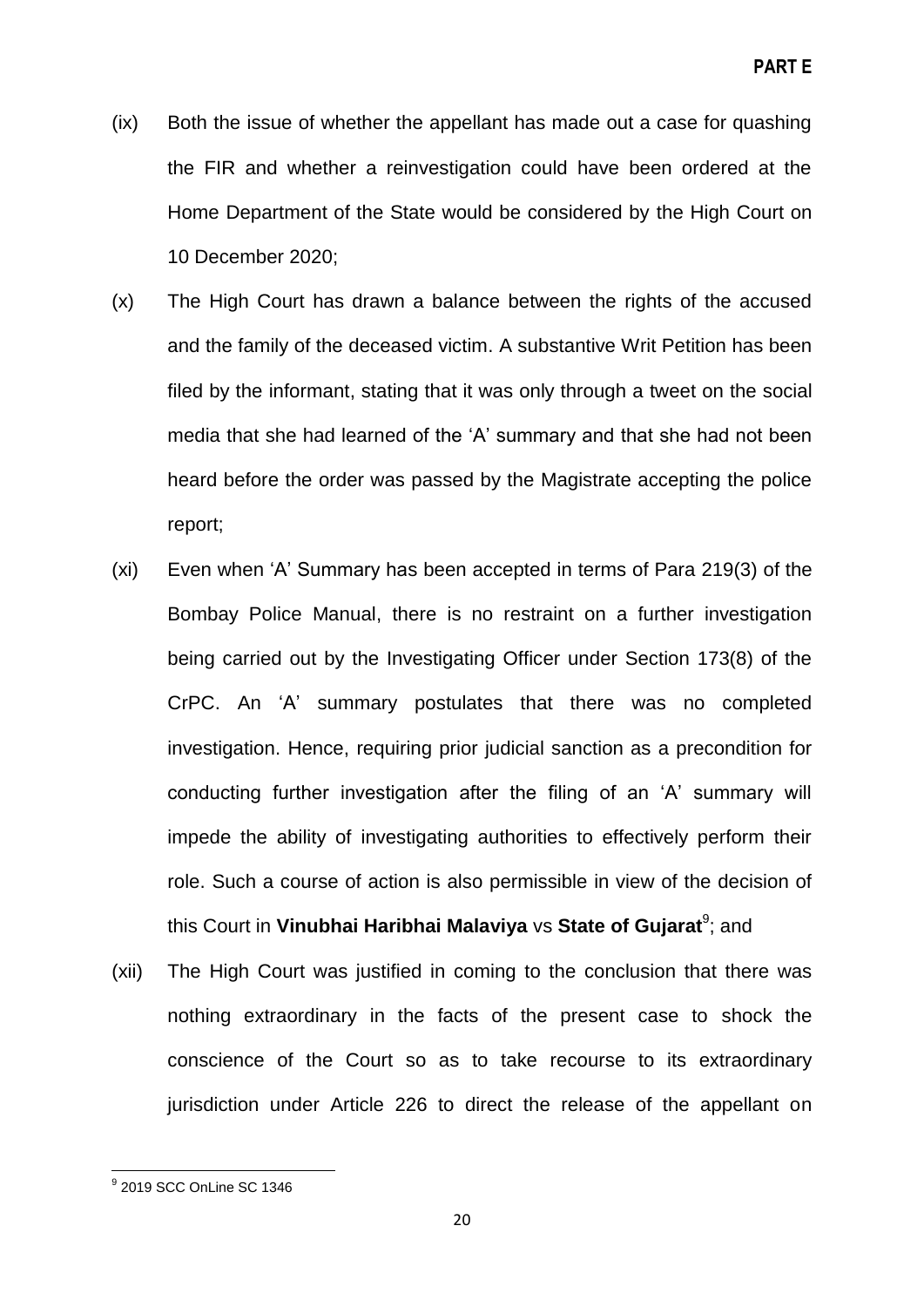(ix) Both the issue of whether the appellant has made out a case for quashing the FIR and whether a reinvestigation could have been ordered at the Home Department of the State would be considered by the High Court on 10 December 2020;

(x) The High Court has drawn a balance between the rights of the accused and the family of the deceased victim. A substantive Writ Petition has been filed by the informant, stating that it was only through a tweet on the social media that she had learned of the 'A' summary and that she had not been heard before the order was passed by the Magistrate accepting the police report;

(xi) Even when 'A' Summary has been accepted in terms of Para 219(3) of the Bombay Police Manual, there is no restraint on a further investigation being carried out by the Investigating Officer under Section 173(8) of the CrPC. An 'A' summary postulates that there was no completed investigation. Hence, requiring prior judicial sanction as a precondition for conducting further investigation after the filing of an 'A' summary will impede the ability of investigating authorities to effectively perform their role. Such a course of action is also permissible in view of the decision of this Court in **Vinubhai Haribhai Malaviya** vs **State of Gujarat**[9]; and

(xii) The High Court was justified in coming to the conclusion that there was nothing extraordinary in the facts of the present case to shock the conscience of the Court so as to take recourse to its extraordinary jurisdiction under Article 226 to direct the release of the appellant on

---

[9] 2019 SCC OnLine SC 1346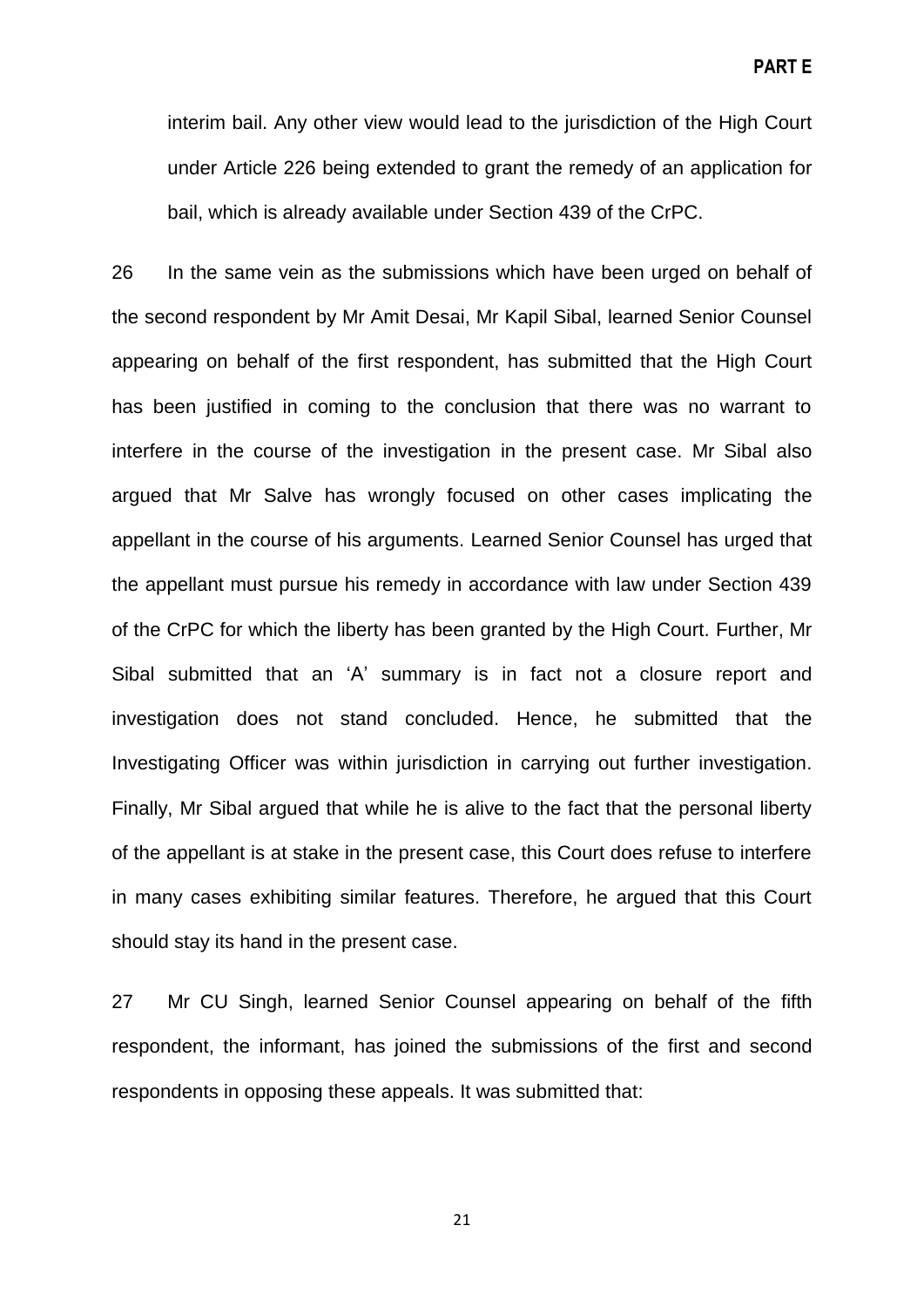interim bail. Any other view would lead to the jurisdiction of the High Court under Article 226 being extended to grant the remedy of an application for bail, which is already available under Section 439 of the CrPC.

26 In the same vein as the submissions which have been urged on behalf of the second respondent by Mr Amit Desai, Mr Kapil Sibal, learned Senior Counsel appearing on behalf of the first respondent, has submitted that the High Court has been justified in coming to the conclusion that there was no warrant to interfere in the course of the investigation in the present case. Mr Sibal also argued that Mr Salve has wrongly focused on other cases implicating the appellant in the course of his arguments. Learned Senior Counsel has urged that the appellant must pursue his remedy in accordance with law under Section 439 of the CrPC for which the liberty has been granted by the High Court. Further, Mr Sibal submitted that an 'A' summary is in fact not a closure report and investigation does not stand concluded. Hence, he submitted that the Investigating Officer was within jurisdiction in carrying out further investigation. Finally, Mr Sibal argued that while he is alive to the fact that the personal liberty of the appellant is at stake in the present case, this Court does refuse to interfere in many cases exhibiting similar features. Therefore, he argued that this Court should stay its hand in the present case.

27 Mr CU Singh, learned Senior Counsel appearing on behalf of the fifth respondent, the informant, has joined the submissions of the first and second respondents in opposing these appeals. It was submitted that: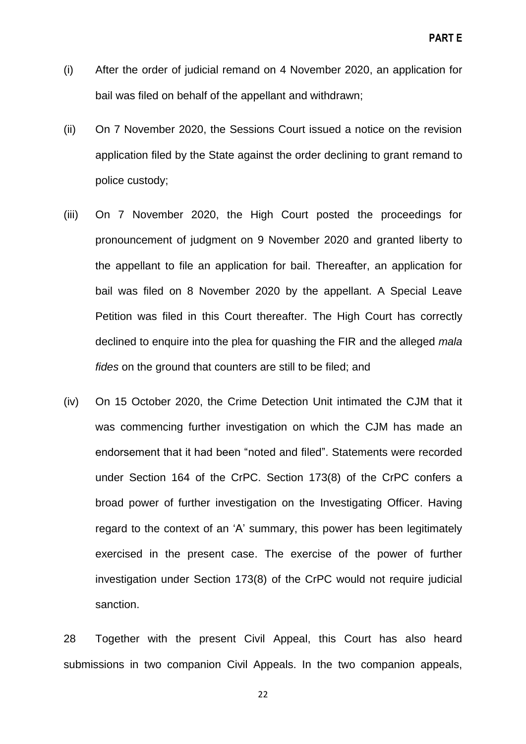(i) After the order of judicial remand on 4 November 2020, an application for bail was filed on behalf of the appellant and withdrawn;

(ii) On 7 November 2020, the Sessions Court issued a notice on the revision application filed by the State against the order declining to grant remand to police custody;

(iii) On 7 November 2020, the High Court posted the proceedings for pronouncement of judgment on 9 November 2020 and granted liberty to the appellant to file an application for bail. Thereafter, an application for bail was filed on 8 November 2020 by the appellant. A Special Leave Petition was filed in this Court thereafter. The High Court has correctly declined to enquire into the plea for quashing the FIR and the alleged *mala fides* on the ground that counters are still to be filed; and

(iv) On 15 October 2020, the Crime Detection Unit intimated the CJM that it was commencing further investigation on which the CJM has made an endorsement that it had been "noted and filed". Statements were recorded under Section 164 of the CrPC. Section 173(8) of the CrPC confers a broad power of further investigation on the Investigating Officer. Having regard to the context of an 'A' summary, this power has been legitimately exercised in the present case. The exercise of the power of further investigation under Section 173(8) of the CrPC would not require judicial sanction.

28 Together with the present Civil Appeal, this Court has also heard submissions in two companion Civil Appeals. In the two companion appeals,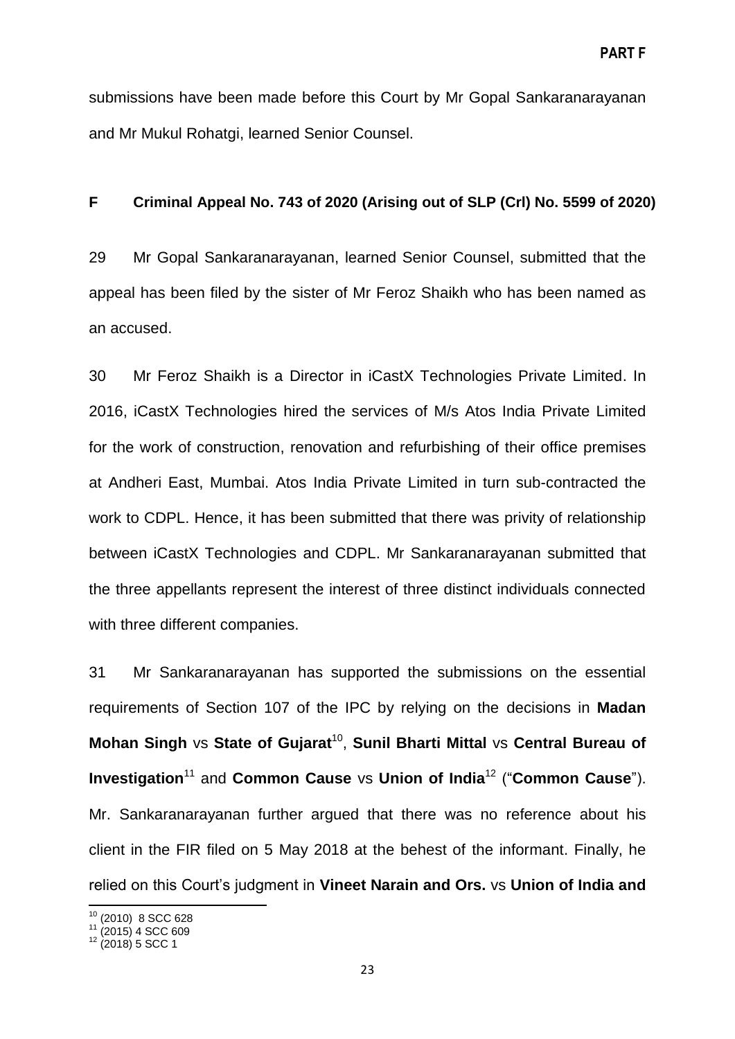submissions have been made before this Court by Mr Gopal Sankaranarayanan and Mr Mukul Rohatgi, learned Senior Counsel.

## F Criminal Appeal No. 743 of 2020 (Arising out of SLP (Crl) No. 5599 of 2020)

29 Mr Gopal Sankaranarayanan, learned Senior Counsel, submitted that the appeal has been filed by the sister of Mr Feroz Shaikh who has been named as an accused.

30 Mr Feroz Shaikh is a Director in iCastX Technologies Private Limited. In 2016, iCastX Technologies hired the services of M/s Atos India Private Limited for the work of construction, renovation and refurbishing of their office premises at Andheri East, Mumbai. Atos India Private Limited in turn sub-contracted the work to CDPL. Hence, it has been submitted that there was privity of relationship between iCastX Technologies and CDPL. Mr Sankaranarayanan submitted that the three appellants represent the interest of three distinct individuals connected with three different companies.

31 Mr Sankaranarayanan has supported the submissions on the essential requirements of Section 107 of the IPC by relying on the decisions in **Madan Mohan Singh** vs **State of Gujarat**[10], **Sunil Bharti Mittal** vs **Central Bureau of Investigation**[11] and **Common Cause** vs **Union of India**[12] ("**Common Cause**"). Mr. Sankaranarayanan further argued that there was no reference about his client in the FIR filed on 5 May 2018 at the behest of the informant. Finally, he relied on this Court's judgment in **Vineet Narain and Ors.** vs **Union of India and**

[10] (2010) 8 SCC 628
[11] (2015) 4 SCC 609
[12] (2018) 5 SCC 1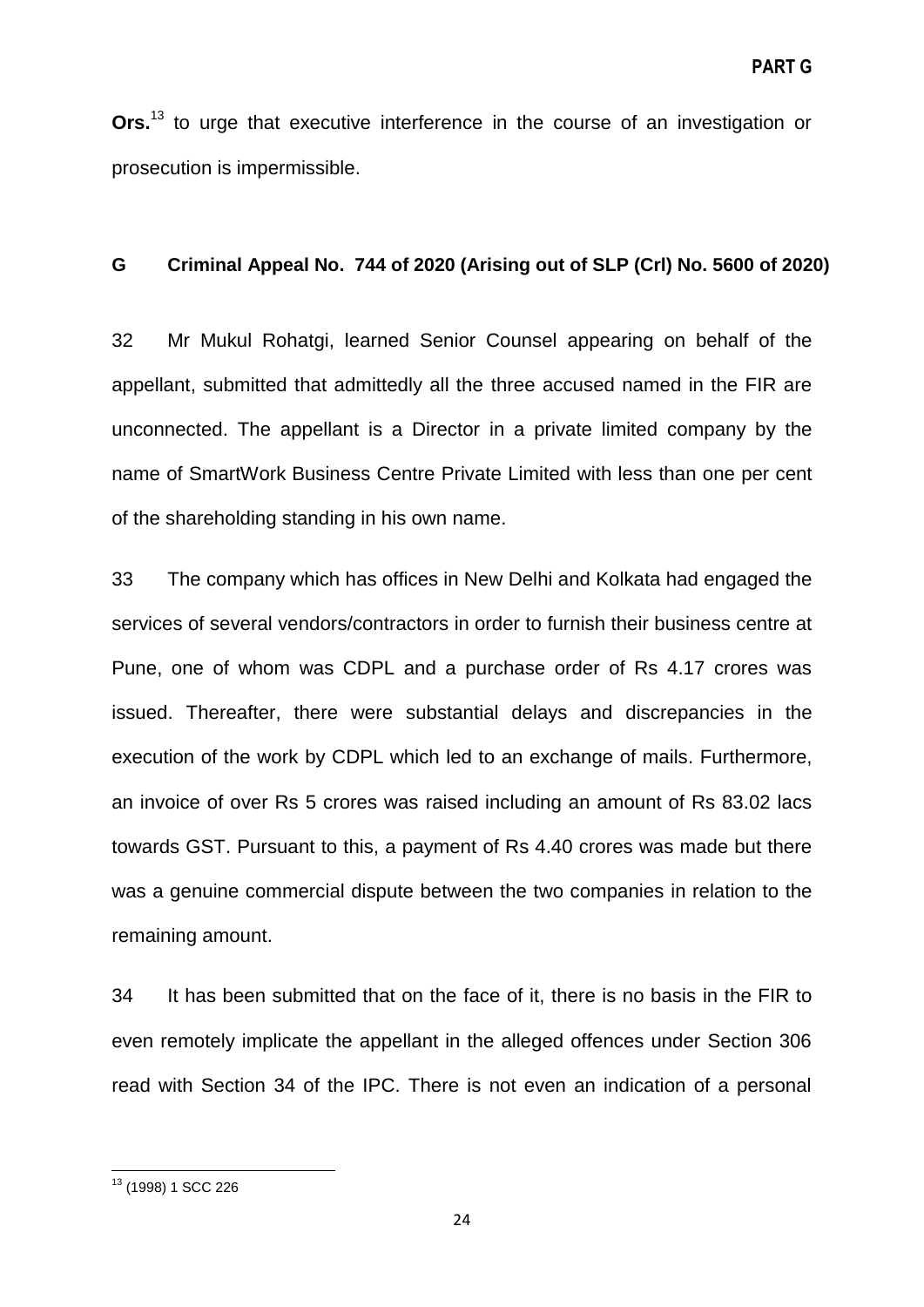**Ors.**[13] to urge that executive interference in the course of an investigation or prosecution is impermissible.

## G Criminal Appeal No. 744 of 2020 (Arising out of SLP (Crl) No. 5600 of 2020)

32 Mr Mukul Rohatgi, learned Senior Counsel appearing on behalf of the appellant, submitted that admittedly all the three accused named in the FIR are unconnected. The appellant is a Director in a private limited company by the name of SmartWork Business Centre Private Limited with less than one per cent of the shareholding standing in his own name.

33 The company which has offices in New Delhi and Kolkata had engaged the services of several vendors/contractors in order to furnish their business centre at Pune, one of whom was CDPL and a purchase order of Rs 4.17 crores was issued. Thereafter, there were substantial delays and discrepancies in the execution of the work by CDPL which led to an exchange of mails. Furthermore, an invoice of over Rs 5 crores was raised including an amount of Rs 83.02 lacs towards GST. Pursuant to this, a payment of Rs 4.40 crores was made but there was a genuine commercial dispute between the two companies in relation to the remaining amount.

34 It has been submitted that on the face of it, there is no basis in the FIR to even remotely implicate the appellant in the alleged offences under Section 306 read with Section 34 of the IPC. There is not even an indication of a personal

[13] (1998) 1 SCC 226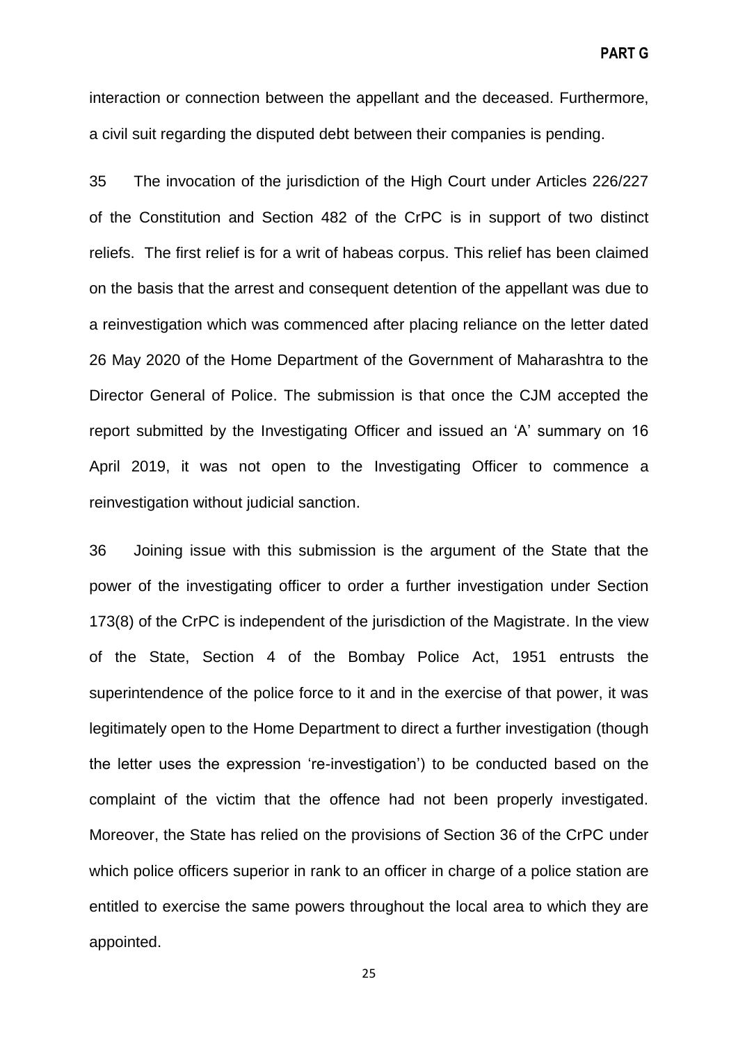interaction or connection between the appellant and the deceased. Furthermore, a civil suit regarding the disputed debt between their companies is pending.

35 The invocation of the jurisdiction of the High Court under Articles 226/227 of the Constitution and Section 482 of the CrPC is in support of two distinct reliefs. The first relief is for a writ of habeas corpus. This relief has been claimed on the basis that the arrest and consequent detention of the appellant was due to a reinvestigation which was commenced after placing reliance on the letter dated 26 May 2020 of the Home Department of the Government of Maharashtra to the Director General of Police. The submission is that once the CJM accepted the report submitted by the Investigating Officer and issued an 'A' summary on 16 April 2019, it was not open to the Investigating Officer to commence a reinvestigation without judicial sanction.

36 Joining issue with this submission is the argument of the State that the power of the investigating officer to order a further investigation under Section 173(8) of the CrPC is independent of the jurisdiction of the Magistrate. In the view of the State, Section 4 of the Bombay Police Act, 1951 entrusts the superintendence of the police force to it and in the exercise of that power, it was legitimately open to the Home Department to direct a further investigation (though the letter uses the expression 're-investigation') to be conducted based on the complaint of the victim that the offence had not been properly investigated. Moreover, the State has relied on the provisions of Section 36 of the CrPC under which police officers superior in rank to an officer in charge of a police station are entitled to exercise the same powers throughout the local area to which they are appointed.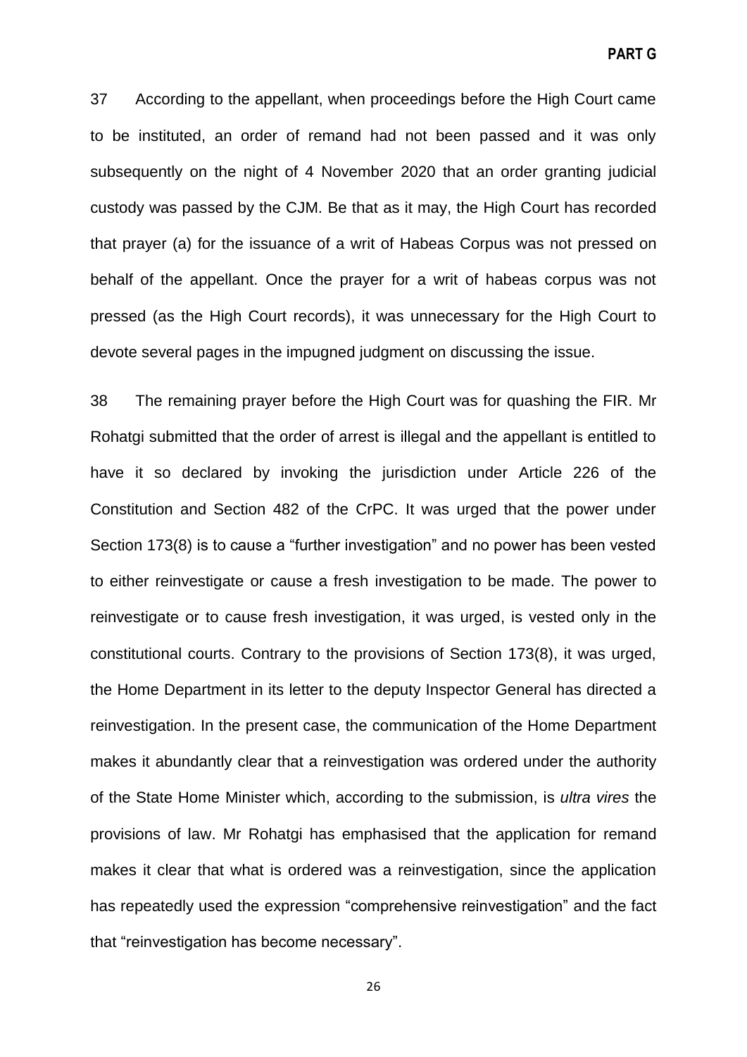37 According to the appellant, when proceedings before the High Court came to be instituted, an order of remand had not been passed and it was only subsequently on the night of 4 November 2020 that an order granting judicial custody was passed by the CJM. Be that as it may, the High Court has recorded that prayer (a) for the issuance of a writ of Habeas Corpus was not pressed on behalf of the appellant. Once the prayer for a writ of habeas corpus was not pressed (as the High Court records), it was unnecessary for the High Court to devote several pages in the impugned judgment on discussing the issue.

38 The remaining prayer before the High Court was for quashing the FIR. Mr Rohatgi submitted that the order of arrest is illegal and the appellant is entitled to have it so declared by invoking the jurisdiction under Article 226 of the Constitution and Section 482 of the CrPC. It was urged that the power under Section 173(8) is to cause a "further investigation" and no power has been vested to either reinvestigate or cause a fresh investigation to be made. The power to reinvestigate or to cause fresh investigation, it was urged, is vested only in the constitutional courts. Contrary to the provisions of Section 173(8), it was urged, the Home Department in its letter to the deputy Inspector General has directed a reinvestigation. In the present case, the communication of the Home Department makes it abundantly clear that a reinvestigation was ordered under the authority of the State Home Minister which, according to the submission, is *ultra vires* the provisions of law. Mr Rohatgi has emphasised that the application for remand makes it clear that what is ordered was a reinvestigation, since the application has repeatedly used the expression "comprehensive reinvestigation" and the fact that "reinvestigation has become necessary".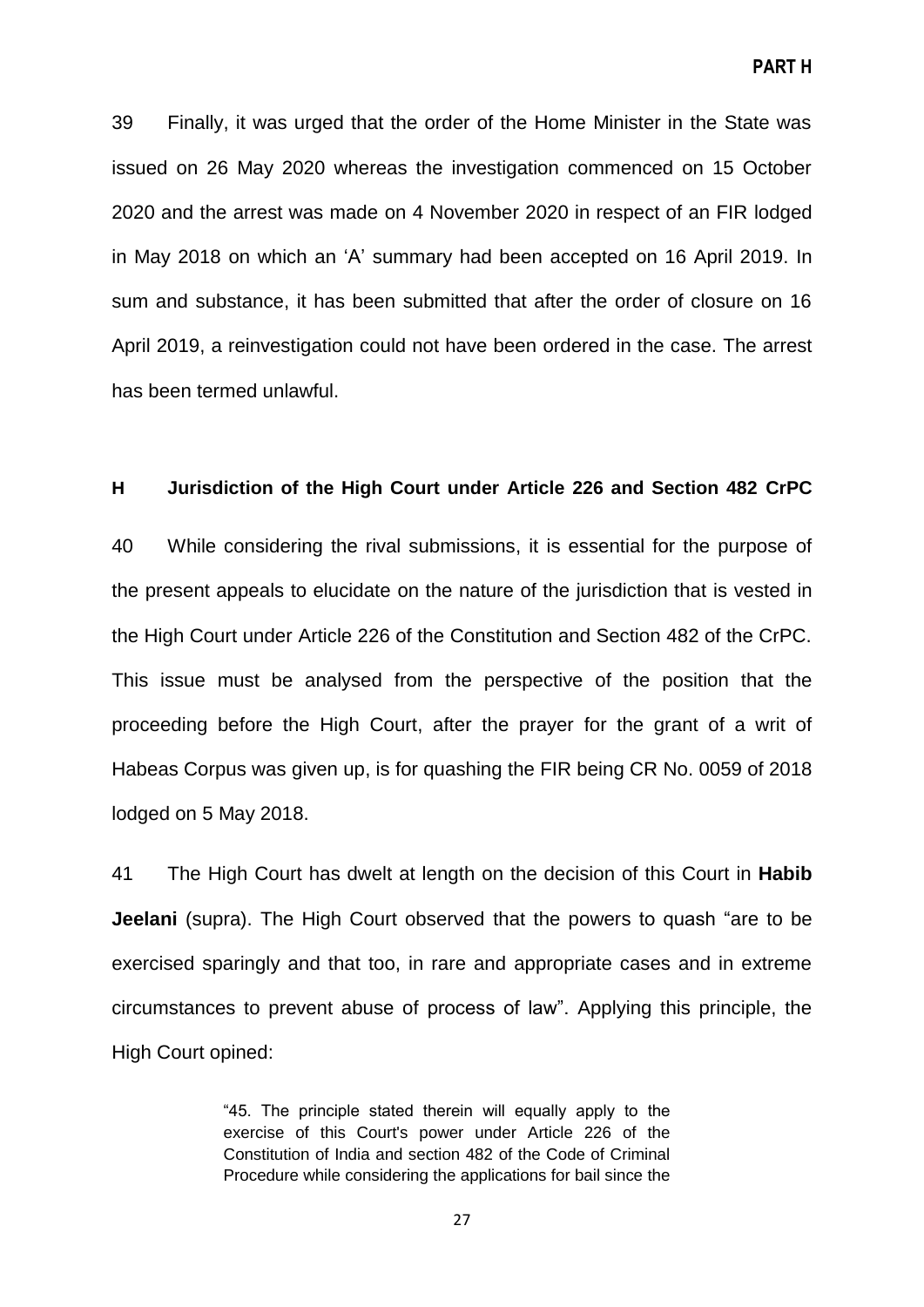39 Finally, it was urged that the order of the Home Minister in the State was issued on 26 May 2020 whereas the investigation commenced on 15 October 2020 and the arrest was made on 4 November 2020 in respect of an FIR lodged in May 2018 on which an 'A' summary had been accepted on 16 April 2019. In sum and substance, it has been submitted that after the order of closure on 16 April 2019, a reinvestigation could not have been ordered in the case. The arrest has been termed unlawful.

## H Jurisdiction of the High Court under Article 226 and Section 482 CrPC

40 While considering the rival submissions, it is essential for the purpose of the present appeals to elucidate on the nature of the jurisdiction that is vested in the High Court under Article 226 of the Constitution and Section 482 of the CrPC. This issue must be analysed from the perspective of the position that the proceeding before the High Court, after the prayer for the grant of a writ of Habeas Corpus was given up, is for quashing the FIR being CR No. 0059 of 2018 lodged on 5 May 2018.

41 The High Court has dwelt at length on the decision of this Court in **Habib Jeelani** (supra). The High Court observed that the powers to quash "are to be exercised sparingly and that too, in rare and appropriate cases and in extreme circumstances to prevent abuse of process of law". Applying this principle, the High Court opined:

> "45. The principle stated therein will equally apply to the exercise of this Court's power under Article 226 of the Constitution of India and section 482 of the Code of Criminal Procedure while considering the applications for bail since the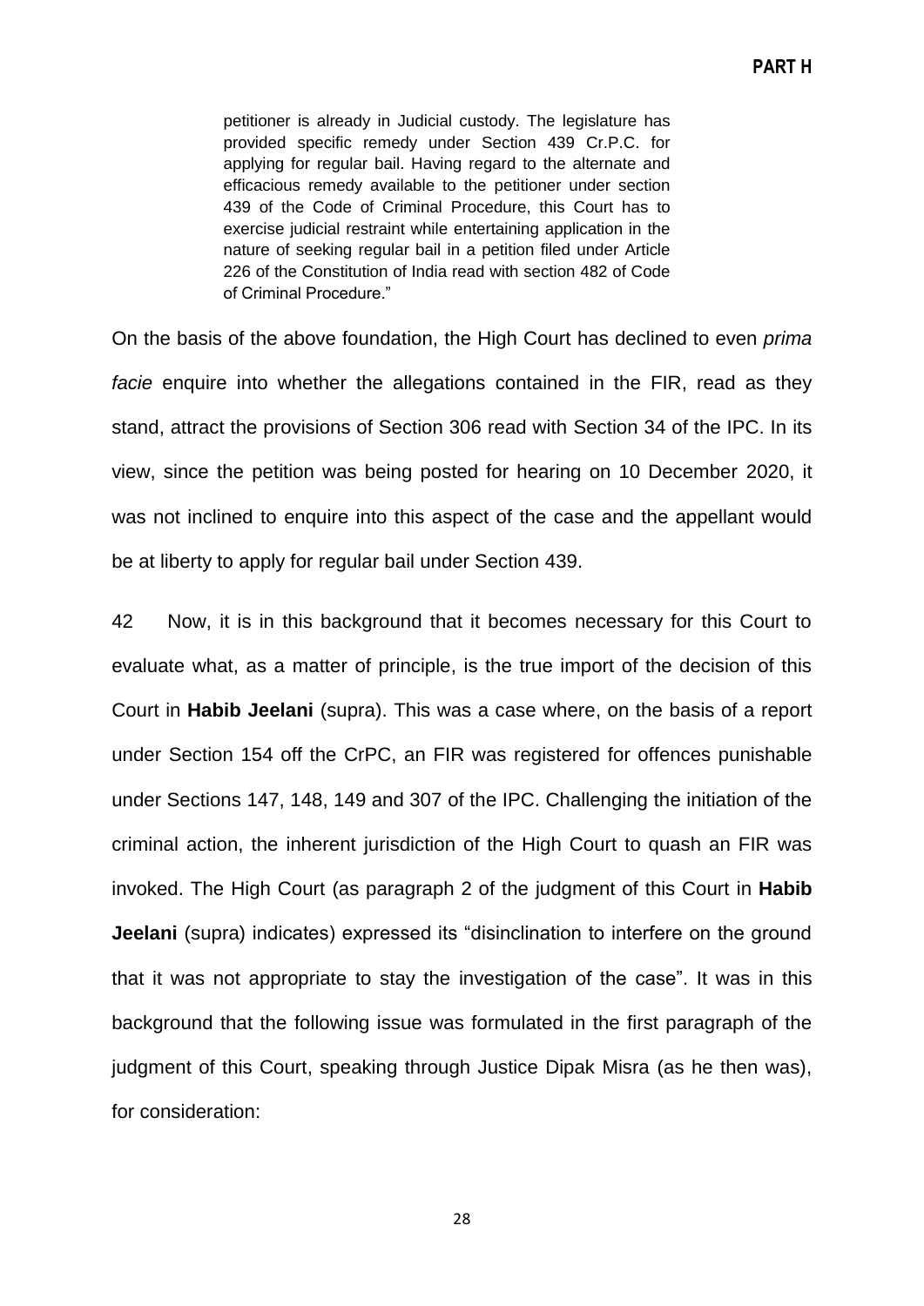> petitioner is already in Judicial custody. The legislature has provided specific remedy under Section 439 Cr.P.C. for applying for regular bail. Having regard to the alternate and efficacious remedy available to the petitioner under section 439 of the Code of Criminal Procedure, this Court has to exercise judicial restraint while entertaining application in the nature of seeking regular bail in a petition filed under Article 226 of the Constitution of India read with section 482 of Code of Criminal Procedure."

On the basis of the above foundation, the High Court has declined to even *prima facie* enquire into whether the allegations contained in the FIR, read as they stand, attract the provisions of Section 306 read with Section 34 of the IPC. In its view, since the petition was being posted for hearing on 10 December 2020, it was not inclined to enquire into this aspect of the case and the appellant would be at liberty to apply for regular bail under Section 439.

42 Now, it is in this background that it becomes necessary for this Court to evaluate what, as a matter of principle, is the true import of the decision of this Court in **Habib Jeelani** (supra). This was a case where, on the basis of a report under Section 154 off the CrPC, an FIR was registered for offences punishable under Sections 147, 148, 149 and 307 of the IPC. Challenging the initiation of the criminal action, the inherent jurisdiction of the High Court to quash an FIR was invoked. The High Court (as paragraph 2 of the judgment of this Court in **Habib Jeelani** (supra) indicates) expressed its "disinclination to interfere on the ground that it was not appropriate to stay the investigation of the case". It was in this background that the following issue was formulated in the first paragraph of the judgment of this Court, speaking through Justice Dipak Misra (as he then was), for consideration: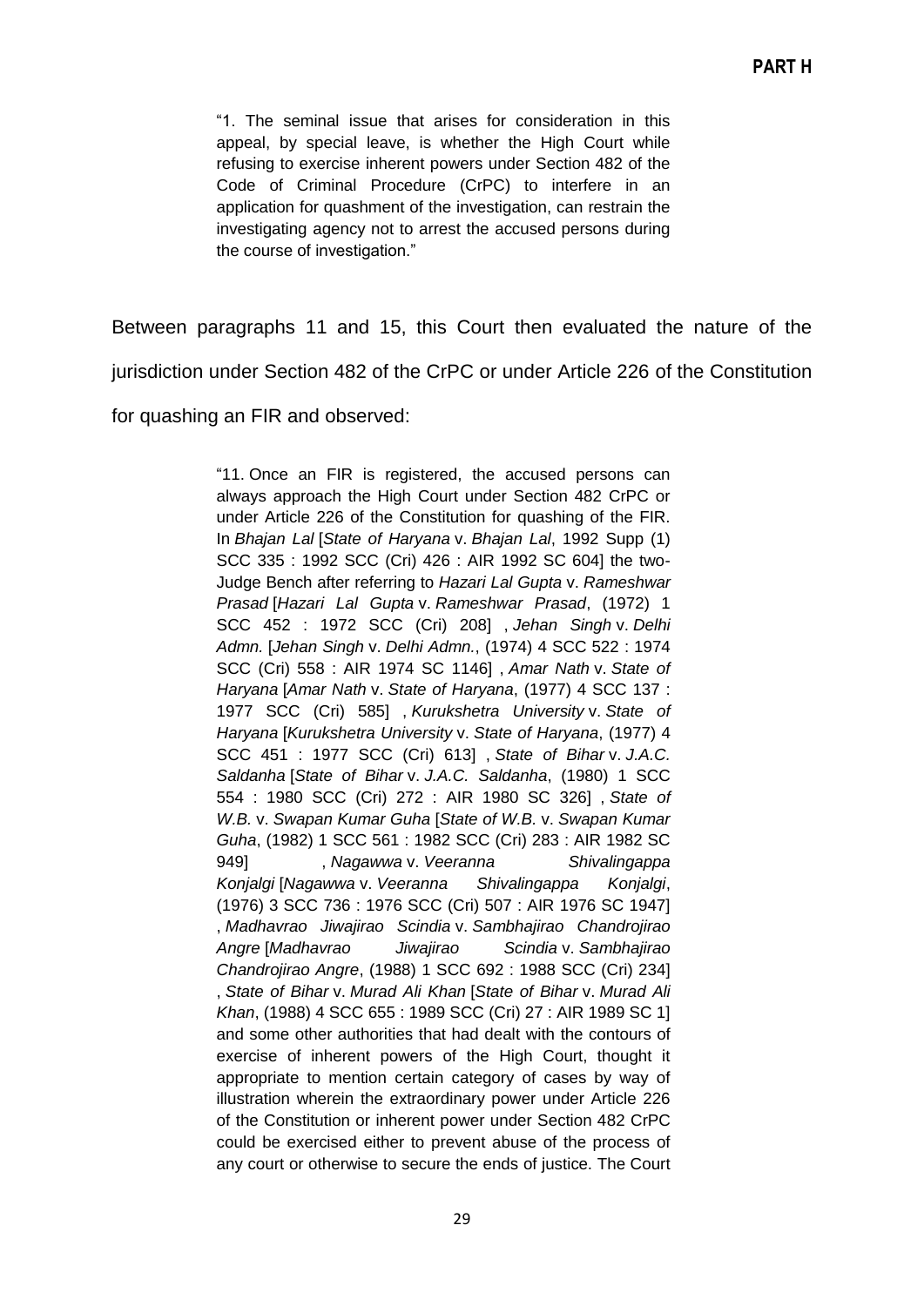> "1. The seminal issue that arises for consideration in this appeal, by special leave, is whether the High Court while refusing to exercise inherent powers under Section 482 of the Code of Criminal Procedure (CrPC) to interfere in an application for quashment of the investigation, can restrain the investigating agency not to arrest the accused persons during the course of investigation."

Between paragraphs 11 and 15, this Court then evaluated the nature of the jurisdiction under Section 482 of the CrPC or under Article 226 of the Constitution for quashing an FIR and observed:

> "11. Once an FIR is registered, the accused persons can always approach the High Court under Section 482 CrPC or under Article 226 of the Constitution for quashing of the FIR. In *Bhajan Lal* [*State of Haryana* v. *Bhajan Lal*, 1992 Supp (1) SCC 335 : 1992 SCC (Cri) 426 : AIR 1992 SC 604] the two-Judge Bench after referring to *Hazari Lal Gupta* v. *Rameshwar Prasad* [*Hazari Lal Gupta* v. *Rameshwar Prasad*, (1972) 1 SCC 452 : 1972 SCC (Cri) 208] , *Jehan Singh* v. *Delhi Admn.* [*Jehan Singh* v. *Delhi Admn.*, (1974) 4 SCC 522 : 1974 SCC (Cri) 558 : AIR 1974 SC 1146] , *Amar Nath* v. *State of Haryana* [*Amar Nath* v. *State of Haryana*, (1977) 4 SCC 137 : 1977 SCC (Cri) 585] , *Kurukshetra University* v. *State of Haryana* [*Kurukshetra University* v. *State of Haryana*, (1977) 4 SCC 451 : 1977 SCC (Cri) 613] , *State of Bihar* v. *J.A.C. Saldanha* [*State of Bihar* v. *J.A.C. Saldanha*, (1980) 1 SCC 554 : 1980 SCC (Cri) 272 : AIR 1980 SC 326] , *State of W.B.* v. *Swapan Kumar Guha* [*State of W.B.* v. *Swapan Kumar Guha*, (1982) 1 SCC 561 : 1982 SCC (Cri) 283 : AIR 1982 SC 949] , *Nagawwa* v. *Veeranna Shivalingappa Konjalgi* [*Nagawwa* v. *Veeranna Shivalingappa Konjalgi*, (1976) 3 SCC 736 : 1976 SCC (Cri) 507 : AIR 1976 SC 1947] , *Madhavrao Jiwajirao Scindia* v. *Sambhajirao Chandrojirao Angre* [*Madhavrao Jiwajirao Scindia* v. *Sambhajirao Chandrojirao Angre*, (1988) 1 SCC 692 : 1988 SCC (Cri) 234] , *State of Bihar* v. *Murad Ali Khan* [*State of Bihar* v. *Murad Ali Khan*, (1988) 4 SCC 655 : 1989 SCC (Cri) 27 : AIR 1989 SC 1] and some other authorities that had dealt with the contours of exercise of inherent powers of the High Court, thought it appropriate to mention certain category of cases by way of illustration wherein the extraordinary power under Article 226 of the Constitution or inherent power under Section 482 CrPC could be exercised either to prevent abuse of the process of any court or otherwise to secure the ends of justice. The Court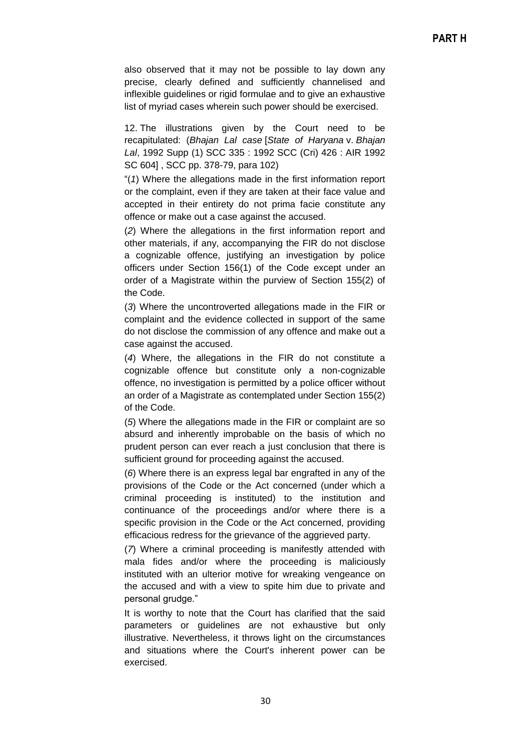also observed that it may not be possible to lay down any precise, clearly defined and sufficiently channelised and inflexible guidelines or rigid formulae and to give an exhaustive list of myriad cases wherein such power should be exercised.

12. The illustrations given by the Court need to be recapitulated: (*Bhajan Lal case* [*State of Haryana* v. *Bhajan Lal*, 1992 Supp (1) SCC 335 : 1992 SCC (Cri) 426 : AIR 1992 SC 604] , SCC pp. 378-79, para 102)

"(*1*) Where the allegations made in the first information report or the complaint, even if they are taken at their face value and accepted in their entirety do not prima facie constitute any offence or make out a case against the accused.

(*2*) Where the allegations in the first information report and other materials, if any, accompanying the FIR do not disclose a cognizable offence, justifying an investigation by police officers under Section 156(1) of the Code except under an order of a Magistrate within the purview of Section 155(2) of the Code.

(*3*) Where the uncontroverted allegations made in the FIR or complaint and the evidence collected in support of the same do not disclose the commission of any offence and make out a case against the accused.

(*4*) Where, the allegations in the FIR do not constitute a cognizable offence but constitute only a non-cognizable offence, no investigation is permitted by a police officer without an order of a Magistrate as contemplated under Section 155(2) of the Code.

(*5*) Where the allegations made in the FIR or complaint are so absurd and inherently improbable on the basis of which no prudent person can ever reach a just conclusion that there is sufficient ground for proceeding against the accused.

(*6*) Where there is an express legal bar engrafted in any of the provisions of the Code or the Act concerned (under which a criminal proceeding is instituted) to the institution and continuance of the proceedings and/or where there is a specific provision in the Code or the Act concerned, providing efficacious redress for the grievance of the aggrieved party.

(*7*) Where a criminal proceeding is manifestly attended with mala fides and/or where the proceeding is maliciously instituted with an ulterior motive for wreaking vengeance on the accused and with a view to spite him due to private and personal grudge."

It is worthy to note that the Court has clarified that the said parameters or guidelines are not exhaustive but only illustrative. Nevertheless, it throws light on the circumstances and situations where the Court's inherent power can be exercised.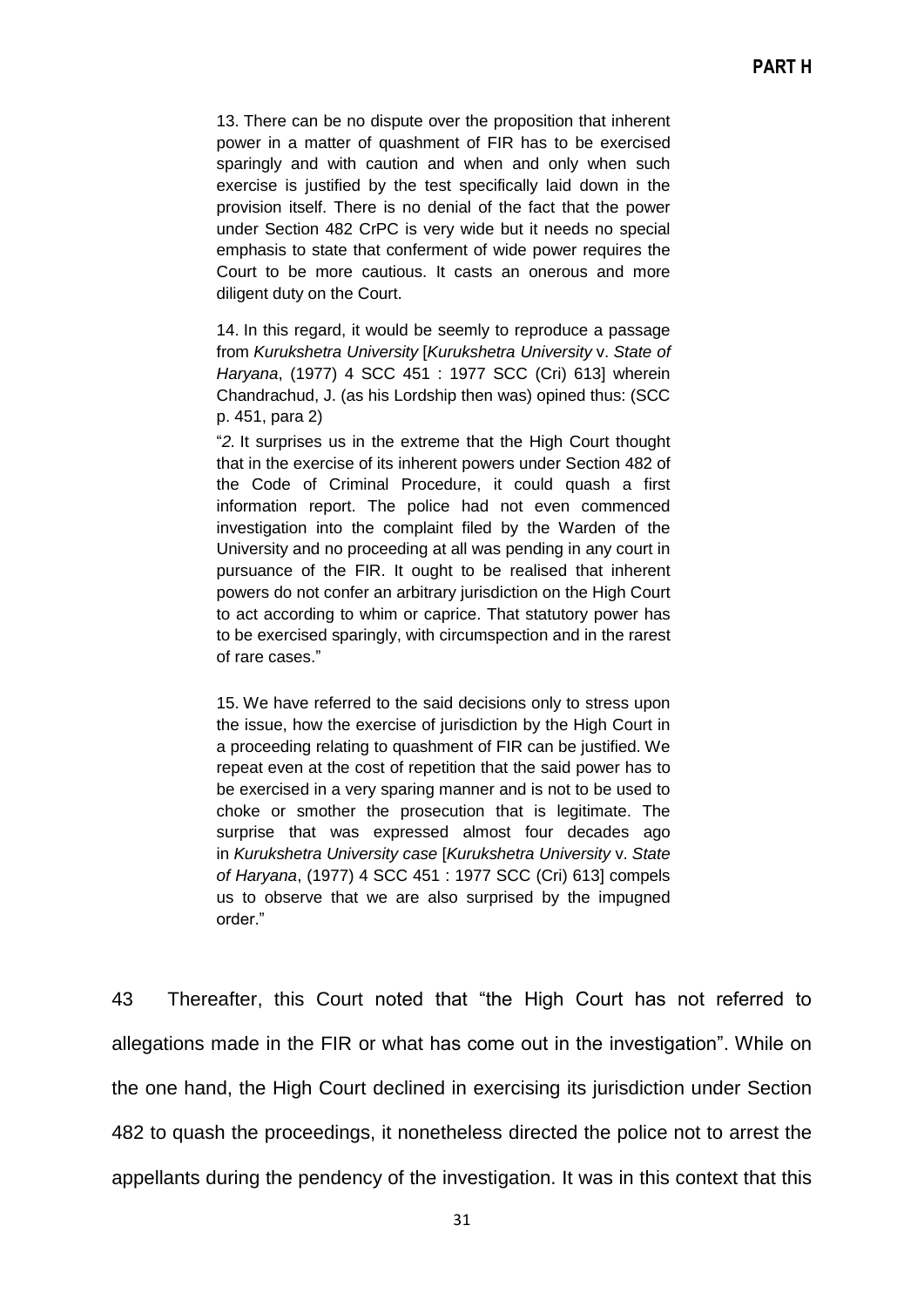> 13. There can be no dispute over the proposition that inherent power in a matter of quashment of FIR has to be exercised sparingly and with caution and when and only when such exercise is justified by the test specifically laid down in the provision itself. There is no denial of the fact that the power under Section 482 CrPC is very wide but it needs no special emphasis to state that conferment of wide power requires the Court to be more cautious. It casts an onerous and more diligent duty on the Court.
>
> 14. In this regard, it would be seemly to reproduce a passage from *Kurukshetra University* [*Kurukshetra University* v. *State of Haryana*, (1977) 4 SCC 451 : 1977 SCC (Cri) 613] wherein Chandrachud, J. (as his Lordship then was) opined thus: (SCC p. 451, para 2)
>
> "*2.* It surprises us in the extreme that the High Court thought that in the exercise of its inherent powers under Section 482 of the Code of Criminal Procedure, it could quash a first information report. The police had not even commenced investigation into the complaint filed by the Warden of the University and no proceeding at all was pending in any court in pursuance of the FIR. It ought to be realised that inherent powers do not confer an arbitrary jurisdiction on the High Court to act according to whim or caprice. That statutory power has to be exercised sparingly, with circumspection and in the rarest of rare cases."
>
> 15. We have referred to the said decisions only to stress upon the issue, how the exercise of jurisdiction by the High Court in a proceeding relating to quashment of FIR can be justified. We repeat even at the cost of repetition that the said power has to be exercised in a very sparing manner and is not to be used to choke or smother the prosecution that is legitimate. The surprise that was expressed almost four decades ago in *Kurukshetra University case* [*Kurukshetra University* v. *State of Haryana*, (1977) 4 SCC 451 : 1977 SCC (Cri) 613] compels us to observe that we are also surprised by the impugned order."

43 Thereafter, this Court noted that "the High Court has not referred to allegations made in the FIR or what has come out in the investigation". While on the one hand, the High Court declined in exercising its jurisdiction under Section 482 to quash the proceedings, it nonetheless directed the police not to arrest the appellants during the pendency of the investigation. It was in this context that this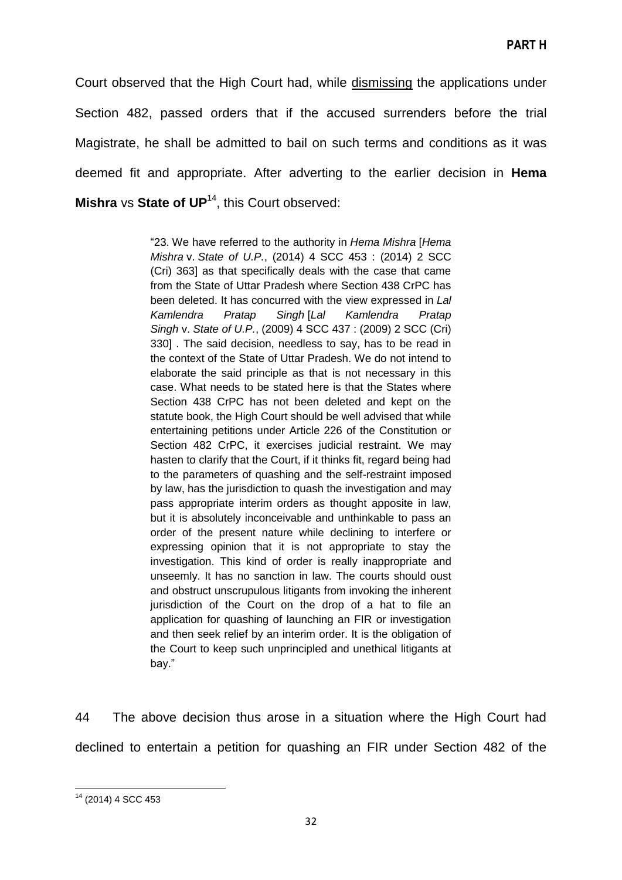Court observed that the High Court had, while dismissing the applications under Section 482, passed orders that if the accused surrenders before the trial Magistrate, he shall be admitted to bail on such terms and conditions as it was deemed fit and appropriate. After adverting to the earlier decision in **Hema Mishra** vs **State of UP**[14], this Court observed:

> "23. We have referred to the authority in *Hema Mishra* [*Hema Mishra* v. *State of U.P.*, (2014) 4 SCC 453 : (2014) 2 SCC (Cri) 363] as that specifically deals with the case that came from the State of Uttar Pradesh where Section 438 CrPC has been deleted. It has concurred with the view expressed in *Lal Kamlendra Pratap Singh* [*Lal Kamlendra Pratap Singh* v. *State of U.P.*, (2009) 4 SCC 437 : (2009) 2 SCC (Cri) 330] . The said decision, needless to say, has to be read in the context of the State of Uttar Pradesh. We do not intend to elaborate the said principle as that is not necessary in this case. What needs to be stated here is that the States where Section 438 CrPC has not been deleted and kept on the statute book, the High Court should be well advised that while entertaining petitions under Article 226 of the Constitution or Section 482 CrPC, it exercises judicial restraint. We may hasten to clarify that the Court, if it thinks fit, regard being had to the parameters of quashing and the self-restraint imposed by law, has the jurisdiction to quash the investigation and may pass appropriate interim orders as thought apposite in law, but it is absolutely inconceivable and unthinkable to pass an order of the present nature while declining to interfere or expressing opinion that it is not appropriate to stay the investigation. This kind of order is really inappropriate and unseemly. It has no sanction in law. The courts should oust and obstruct unscrupulous litigants from invoking the inherent jurisdiction of the Court on the drop of a hat to file an application for quashing of launching an FIR or investigation and then seek relief by an interim order. It is the obligation of the Court to keep such unprincipled and unethical litigants at bay."

44 The above decision thus arose in a situation where the High Court had declined to entertain a petition for quashing an FIR under Section 482 of the

[14] (2014) 4 SCC 453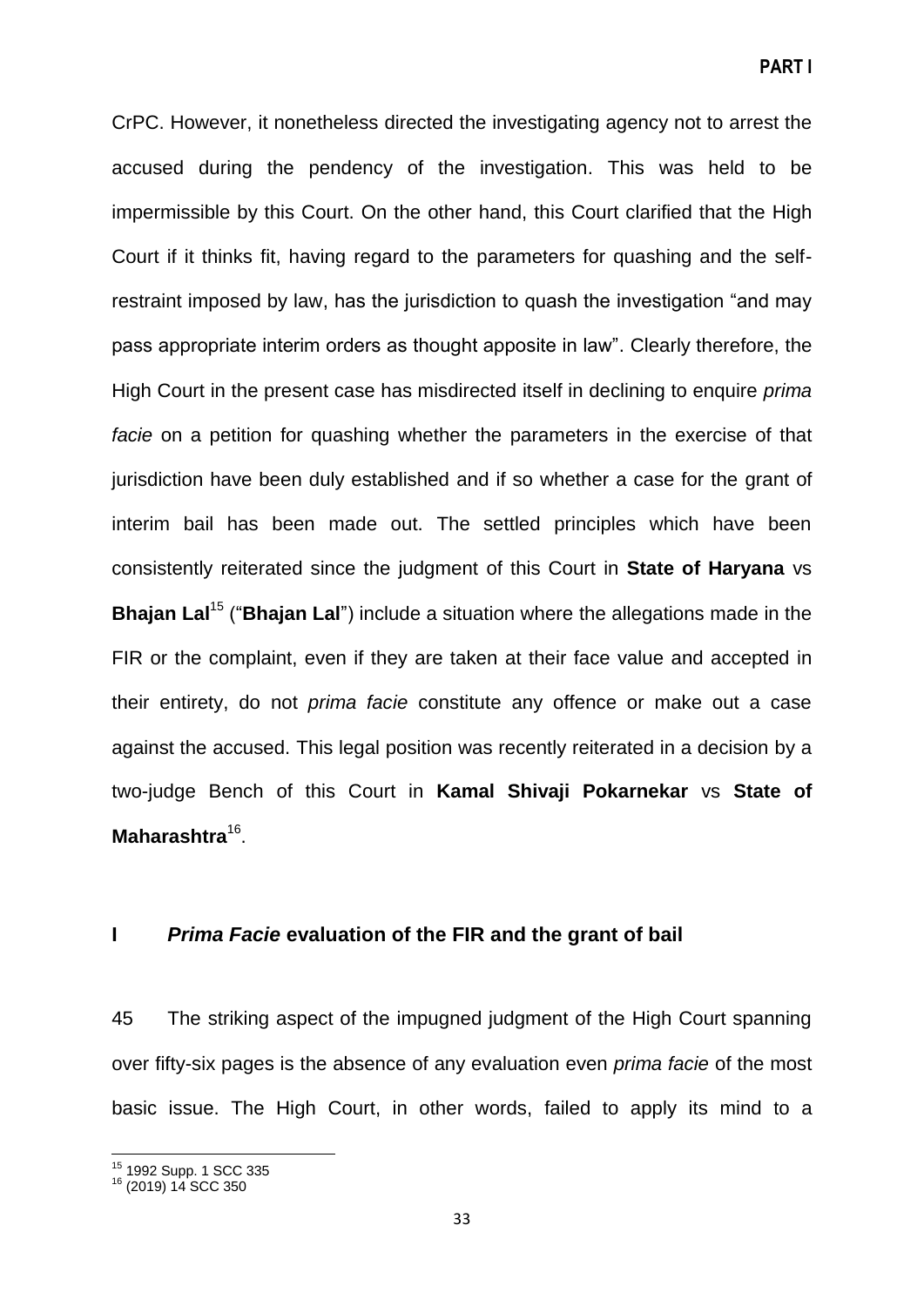CrPC. However, it nonetheless directed the investigating agency not to arrest the accused during the pendency of the investigation. This was held to be impermissible by this Court. On the other hand, this Court clarified that the High Court if it thinks fit, having regard to the parameters for quashing and the self-restraint imposed by law, has the jurisdiction to quash the investigation "and may pass appropriate interim orders as thought apposite in law". Clearly therefore, the High Court in the present case has misdirected itself in declining to enquire *prima facie* on a petition for quashing whether the parameters in the exercise of that jurisdiction have been duly established and if so whether a case for the grant of interim bail has been made out. The settled principles which have been consistently reiterated since the judgment of this Court in **State of Haryana** vs **Bhajan Lal**[15] ("**Bhajan Lal**") include a situation where the allegations made in the FIR or the complaint, even if they are taken at their face value and accepted in their entirety, do not *prima facie* constitute any offence or make out a case against the accused. This legal position was recently reiterated in a decision by a two-judge Bench of this Court in **Kamal Shivaji Pokarnekar** vs **State of Maharashtra**[16].

## I *Prima Facie* evaluation of the FIR and the grant of bail

45 The striking aspect of the impugned judgment of the High Court spanning over fifty-six pages is the absence of any evaluation even *prima facie* of the most basic issue. The High Court, in other words, failed to apply its mind to a

---

[15] 1992 Supp. 1 SCC 335

[16] (2019) 14 SCC 350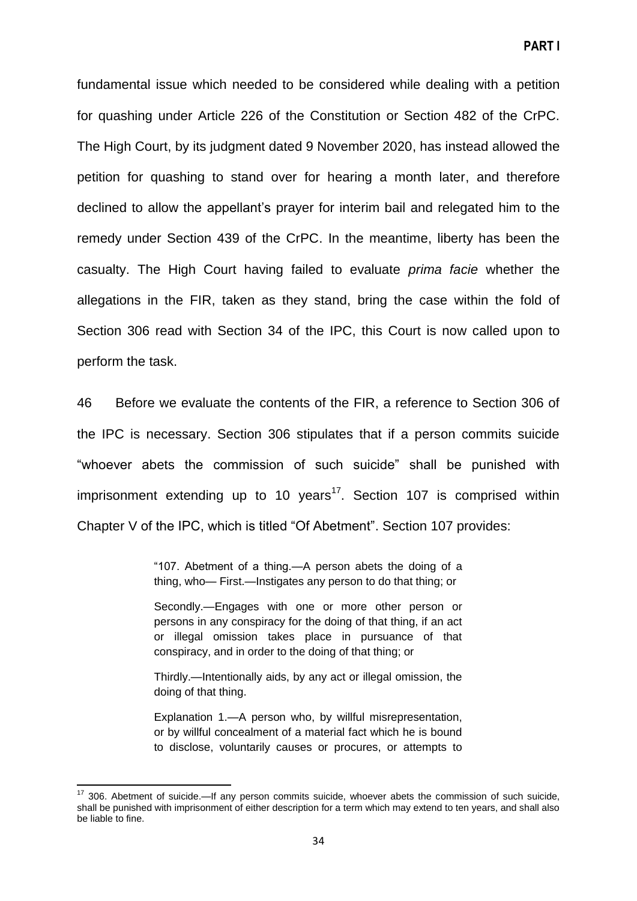fundamental issue which needed to be considered while dealing with a petition for quashing under Article 226 of the Constitution or Section 482 of the CrPC. The High Court, by its judgment dated 9 November 2020, has instead allowed the petition for quashing to stand over for hearing a month later, and therefore declined to allow the appellant's prayer for interim bail and relegated him to the remedy under Section 439 of the CrPC. In the meantime, liberty has been the casualty. The High Court having failed to evaluate *prima facie* whether the allegations in the FIR, taken as they stand, bring the case within the fold of Section 306 read with Section 34 of the IPC, this Court is now called upon to perform the task.

46 Before we evaluate the contents of the FIR, a reference to Section 306 of the IPC is necessary. Section 306 stipulates that if a person commits suicide "whoever abets the commission of such suicide" shall be punished with imprisonment extending up to 10 years[17]. Section 107 is comprised within Chapter V of the IPC, which is titled "Of Abetment". Section 107 provides:

> "107. Abetment of a thing.—A person abets the doing of a thing, who— First.—Instigates any person to do that thing; or
>
> Secondly.—Engages with one or more other person or persons in any conspiracy for the doing of that thing, if an act or illegal omission takes place in pursuance of that conspiracy, and in order to the doing of that thing; or
>
> Thirdly.—Intentionally aids, by any act or illegal omission, the doing of that thing.
>
> Explanation 1.—A person who, by willful misrepresentation, or by willful concealment of a material fact which he is bound to disclose, voluntarily causes or procures, or attempts to

---

[17] 306. Abetment of suicide.—If any person commits suicide, whoever abets the commission of such suicide, shall be punished with imprisonment of either description for a term which may extend to ten years, and shall also be liable to fine.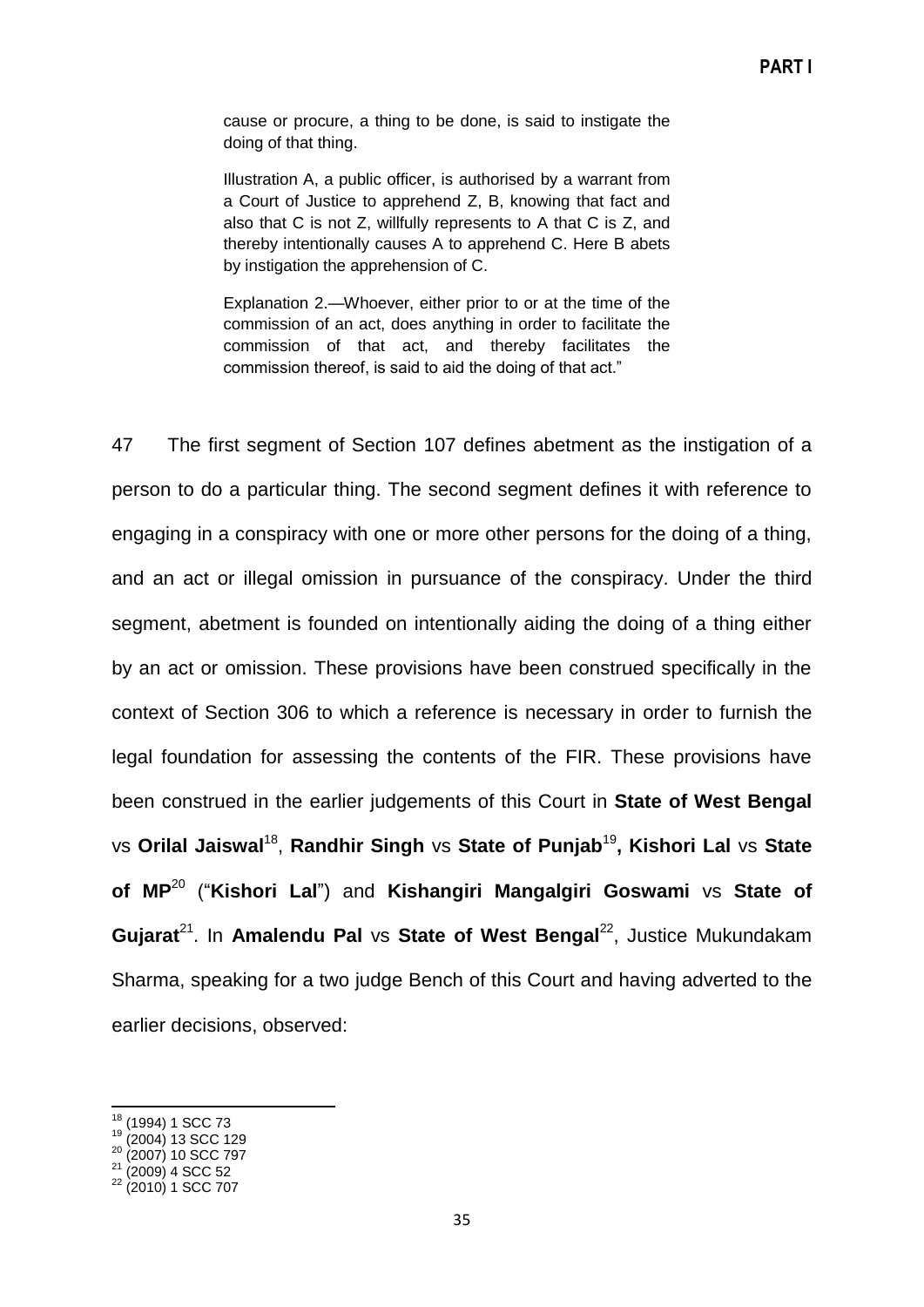> cause or procure, a thing to be done, is said to instigate the doing of that thing.
>
> Illustration A, a public officer, is authorised by a warrant from a Court of Justice to apprehend Z, B, knowing that fact and also that C is not Z, willfully represents to A that C is Z, and thereby intentionally causes A to apprehend C. Here B abets by instigation the apprehension of C.
>
> Explanation 2.—Whoever, either prior to or at the time of the commission of an act, does anything in order to facilitate the commission of that act, and thereby facilitates the commission thereof, is said to aid the doing of that act."

47 The first segment of Section 107 defines abetment as the instigation of a person to do a particular thing. The second segment defines it with reference to engaging in a conspiracy with one or more other persons for the doing of a thing, and an act or illegal omission in pursuance of the conspiracy. Under the third segment, abetment is founded on intentionally aiding the doing of a thing either by an act or omission. These provisions have been construed specifically in the context of Section 306 to which a reference is necessary in order to furnish the legal foundation for assessing the contents of the FIR. These provisions have been construed in the earlier judgements of this Court in **State of West Bengal** vs **Orilal Jaiswal**[18], **Randhir Singh** vs **State of Punjab**[19]**, Kishori Lal** vs **State of MP**[20] ("**Kishori Lal**") and **Kishangiri Mangalgiri Goswami** vs **State of Gujarat**[21]. In **Amalendu Pal** vs **State of West Bengal**[22], Justice Mukundakam Sharma, speaking for a two judge Bench of this Court and having adverted to the earlier decisions, observed:

---

[18] (1994) 1 SCC 73
[19] (2004) 13 SCC 129
[20] (2007) 10 SCC 797
[21] (2009) 4 SCC 52
[22] (2010) 1 SCC 707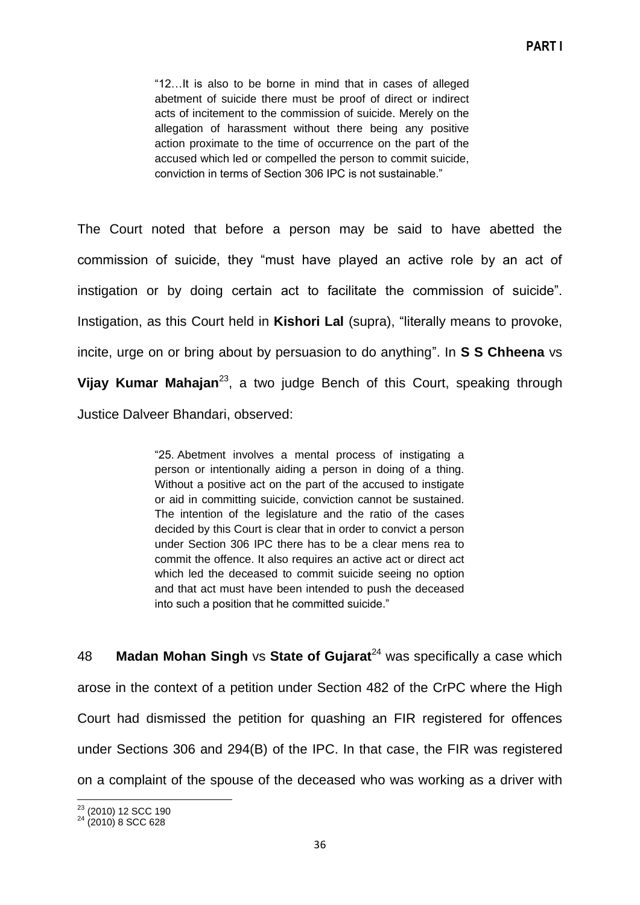> "12…It is also to be borne in mind that in cases of alleged abetment of suicide there must be proof of direct or indirect acts of incitement to the commission of suicide. Merely on the allegation of harassment without there being any positive action proximate to the time of occurrence on the part of the accused which led or compelled the person to commit suicide, conviction in terms of Section 306 IPC is not sustainable."

The Court noted that before a person may be said to have abetted the commission of suicide, they "must have played an active role by an act of instigation or by doing certain act to facilitate the commission of suicide". Instigation, as this Court held in **Kishori Lal** (supra), "literally means to provoke, incite, urge on or bring about by persuasion to do anything". In **S S Chheena** vs **Vijay Kumar Mahajan**[23], a two judge Bench of this Court, speaking through Justice Dalveer Bhandari, observed:

> "25. Abetment involves a mental process of instigating a person or intentionally aiding a person in doing of a thing. Without a positive act on the part of the accused to instigate or aid in committing suicide, conviction cannot be sustained. The intention of the legislature and the ratio of the cases decided by this Court is clear that in order to convict a person under Section 306 IPC there has to be a clear mens rea to commit the offence. It also requires an active act or direct act which led the deceased to commit suicide seeing no option and that act must have been intended to push the deceased into such a position that he committed suicide."

48 **Madan Mohan Singh** vs **State of Gujarat**[24] was specifically a case which arose in the context of a petition under Section 482 of the CrPC where the High Court had dismissed the petition for quashing an FIR registered for offences under Sections 306 and 294(B) of the IPC. In that case, the FIR was registered on a complaint of the spouse of the deceased who was working as a driver with

---

[23] (2010) 12 SCC 190

[24] (2010) 8 SCC 628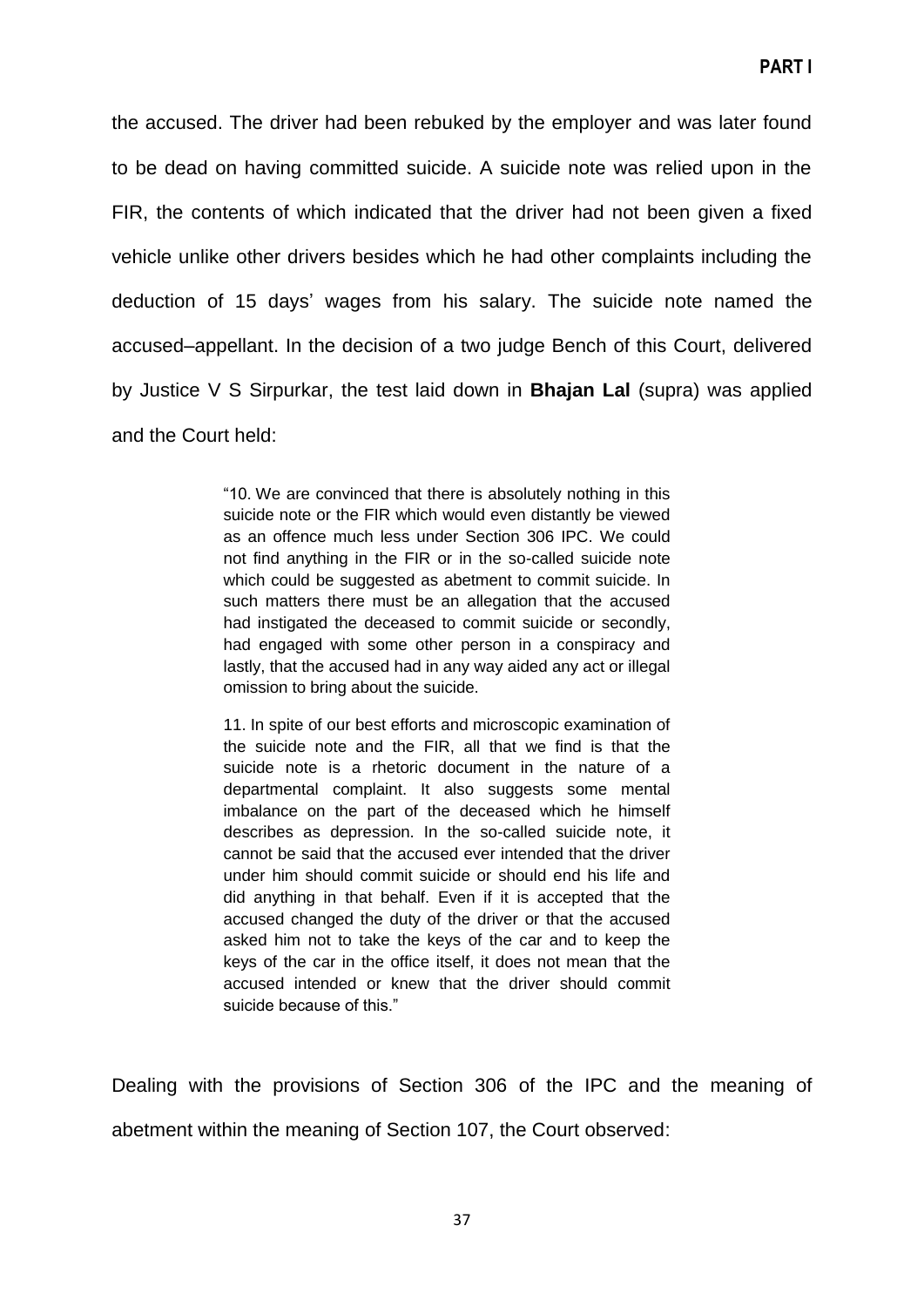the accused. The driver had been rebuked by the employer and was later found to be dead on having committed suicide. A suicide note was relied upon in the FIR, the contents of which indicated that the driver had not been given a fixed vehicle unlike other drivers besides which he had other complaints including the deduction of 15 days' wages from his salary. The suicide note named the accused–appellant. In the decision of a two judge Bench of this Court, delivered by Justice V S Sirpurkar, the test laid down in **Bhajan Lal** (supra) was applied and the Court held:

> "10. We are convinced that there is absolutely nothing in this suicide note or the FIR which would even distantly be viewed as an offence much less under Section 306 IPC. We could not find anything in the FIR or in the so-called suicide note which could be suggested as abetment to commit suicide. In such matters there must be an allegation that the accused had instigated the deceased to commit suicide or secondly, had engaged with some other person in a conspiracy and lastly, that the accused had in any way aided any act or illegal omission to bring about the suicide.
>
> 11. In spite of our best efforts and microscopic examination of the suicide note and the FIR, all that we find is that the suicide note is a rhetoric document in the nature of a departmental complaint. It also suggests some mental imbalance on the part of the deceased which he himself describes as depression. In the so-called suicide note, it cannot be said that the accused ever intended that the driver under him should commit suicide or should end his life and did anything in that behalf. Even if it is accepted that the accused changed the duty of the driver or that the accused asked him not to take the keys of the car and to keep the keys of the car in the office itself, it does not mean that the accused intended or knew that the driver should commit suicide because of this."

Dealing with the provisions of Section 306 of the IPC and the meaning of abetment within the meaning of Section 107, the Court observed: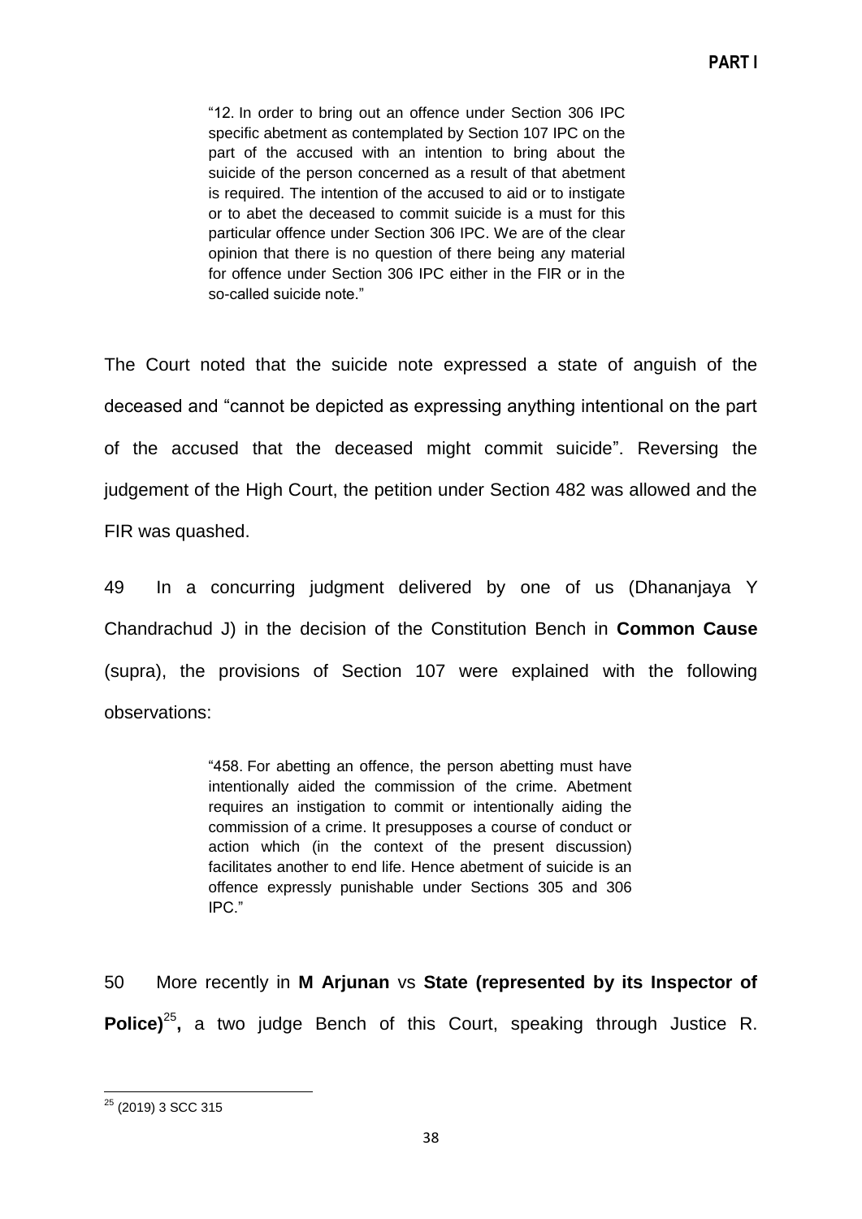> "12. In order to bring out an offence under Section 306 IPC specific abetment as contemplated by Section 107 IPC on the part of the accused with an intention to bring about the suicide of the person concerned as a result of that abetment is required. The intention of the accused to aid or to instigate or to abet the deceased to commit suicide is a must for this particular offence under Section 306 IPC. We are of the clear opinion that there is no question of there being any material for offence under Section 306 IPC either in the FIR or in the so-called suicide note."

The Court noted that the suicide note expressed a state of anguish of the deceased and "cannot be depicted as expressing anything intentional on the part of the accused that the deceased might commit suicide". Reversing the judgement of the High Court, the petition under Section 482 was allowed and the FIR was quashed.

49 In a concurring judgment delivered by one of us (Dhananjaya Y Chandrachud J) in the decision of the Constitution Bench in **Common Cause** (supra), the provisions of Section 107 were explained with the following observations:

> "458. For abetting an offence, the person abetting must have intentionally aided the commission of the crime. Abetment requires an instigation to commit or intentionally aiding the commission of a crime. It presupposes a course of conduct or action which (in the context of the present discussion) facilitates another to end life. Hence abetment of suicide is an offence expressly punishable under Sections 305 and 306 IPC."

50 More recently in **M Arjunan** vs **State (represented by its Inspector of Police)**[25]**,** a two judge Bench of this Court, speaking through Justice R.

[25] (2019) 3 SCC 315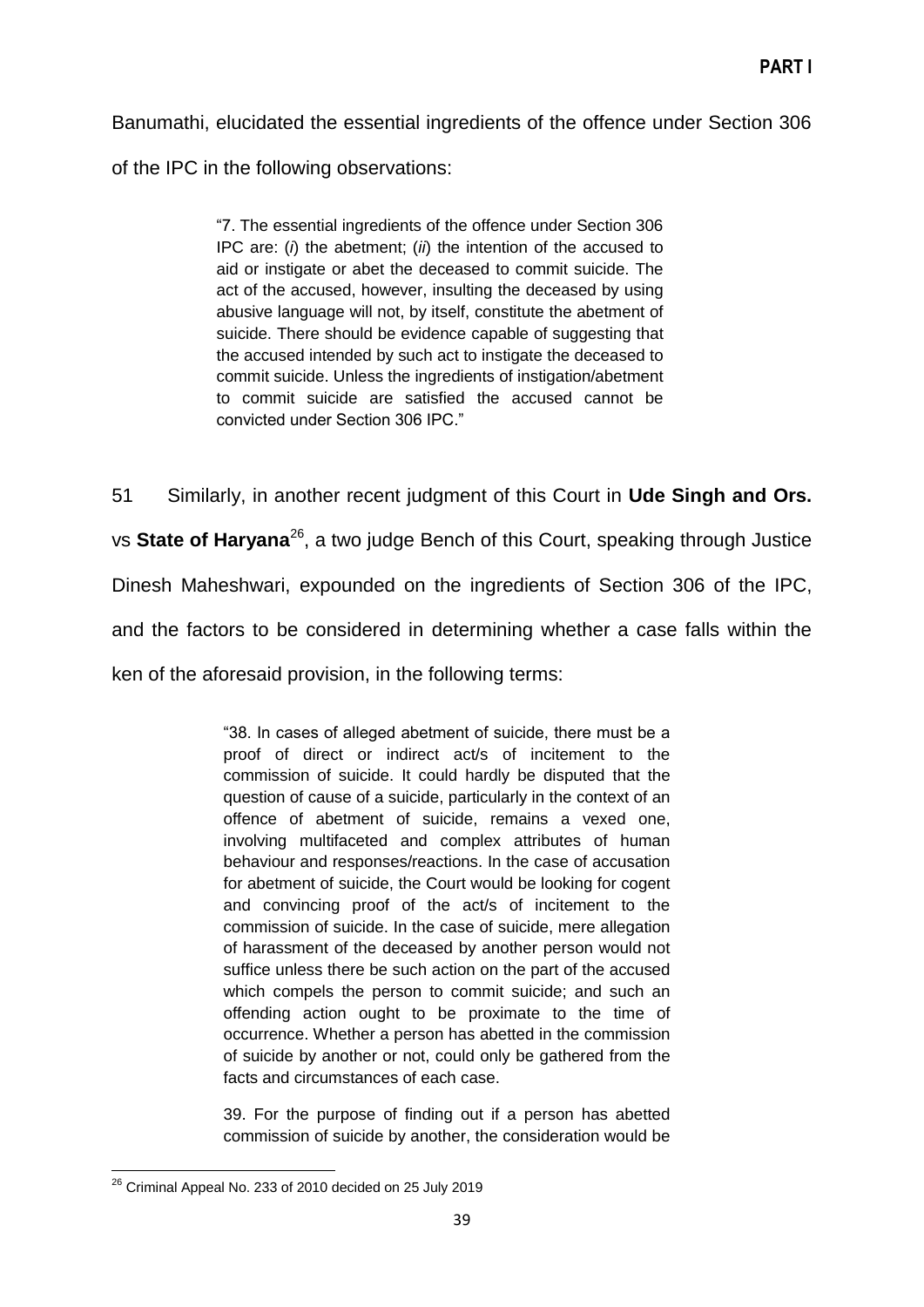Banumathi, elucidated the essential ingredients of the offence under Section 306 of the IPC in the following observations:

> "7. The essential ingredients of the offence under Section 306 IPC are: (*i*) the abetment; (*ii*) the intention of the accused to aid or instigate or abet the deceased to commit suicide. The act of the accused, however, insulting the deceased by using abusive language will not, by itself, constitute the abetment of suicide. There should be evidence capable of suggesting that the accused intended by such act to instigate the deceased to commit suicide. Unless the ingredients of instigation/abetment to commit suicide are satisfied the accused cannot be convicted under Section 306 IPC."

51 Similarly, in another recent judgment of this Court in **Ude Singh and Ors.** vs **State of Haryana**[26], a two judge Bench of this Court, speaking through Justice Dinesh Maheshwari, expounded on the ingredients of Section 306 of the IPC, and the factors to be considered in determining whether a case falls within the ken of the aforesaid provision, in the following terms:

> "38. In cases of alleged abetment of suicide, there must be a proof of direct or indirect act/s of incitement to the commission of suicide. It could hardly be disputed that the question of cause of a suicide, particularly in the context of an offence of abetment of suicide, remains a vexed one, involving multifaceted and complex attributes of human behaviour and responses/reactions. In the case of accusation for abetment of suicide, the Court would be looking for cogent and convincing proof of the act/s of incitement to the commission of suicide. In the case of suicide, mere allegation of harassment of the deceased by another person would not suffice unless there be such action on the part of the accused which compels the person to commit suicide; and such an offending action ought to be proximate to the time of occurrence. Whether a person has abetted in the commission of suicide by another or not, could only be gathered from the facts and circumstances of each case.
>
> 39. For the purpose of finding out if a person has abetted commission of suicide by another, the consideration would be

[26] Criminal Appeal No. 233 of 2010 decided on 25 July 2019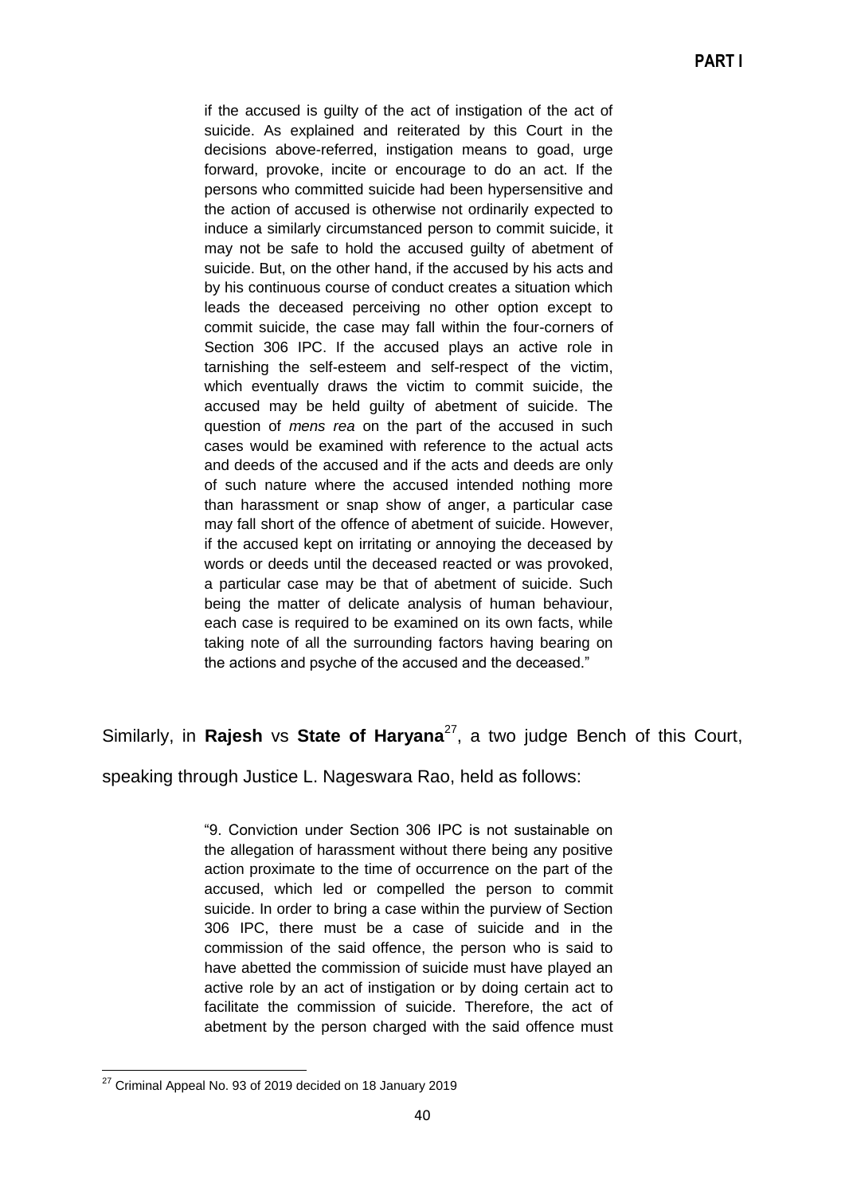> if the accused is guilty of the act of instigation of the act of suicide. As explained and reiterated by this Court in the decisions above-referred, instigation means to goad, urge forward, provoke, incite or encourage to do an act. If the persons who committed suicide had been hypersensitive and the action of accused is otherwise not ordinarily expected to induce a similarly circumstanced person to commit suicide, it may not be safe to hold the accused guilty of abetment of suicide. But, on the other hand, if the accused by his acts and by his continuous course of conduct creates a situation which leads the deceased perceiving no other option except to commit suicide, the case may fall within the four-corners of Section 306 IPC. If the accused plays an active role in tarnishing the self-esteem and self-respect of the victim, which eventually draws the victim to commit suicide, the accused may be held guilty of abetment of suicide. The question of *mens rea* on the part of the accused in such cases would be examined with reference to the actual acts and deeds of the accused and if the acts and deeds are only of such nature where the accused intended nothing more than harassment or snap show of anger, a particular case may fall short of the offence of abetment of suicide. However, if the accused kept on irritating or annoying the deceased by words or deeds until the deceased reacted or was provoked, a particular case may be that of abetment of suicide. Such being the matter of delicate analysis of human behaviour, each case is required to be examined on its own facts, while taking note of all the surrounding factors having bearing on the actions and psyche of the accused and the deceased."

Similarly, in **Rajesh** vs **State of Haryana**[27], a two judge Bench of this Court, speaking through Justice L. Nageswara Rao, held as follows:

> "9. Conviction under Section 306 IPC is not sustainable on the allegation of harassment without there being any positive action proximate to the time of occurrence on the part of the accused, which led or compelled the person to commit suicide. In order to bring a case within the purview of Section 306 IPC, there must be a case of suicide and in the commission of the said offence, the person who is said to have abetted the commission of suicide must have played an active role by an act of instigation or by doing certain act to facilitate the commission of suicide. Therefore, the act of abetment by the person charged with the said offence must

[27] Criminal Appeal No. 93 of 2019 decided on 18 January 2019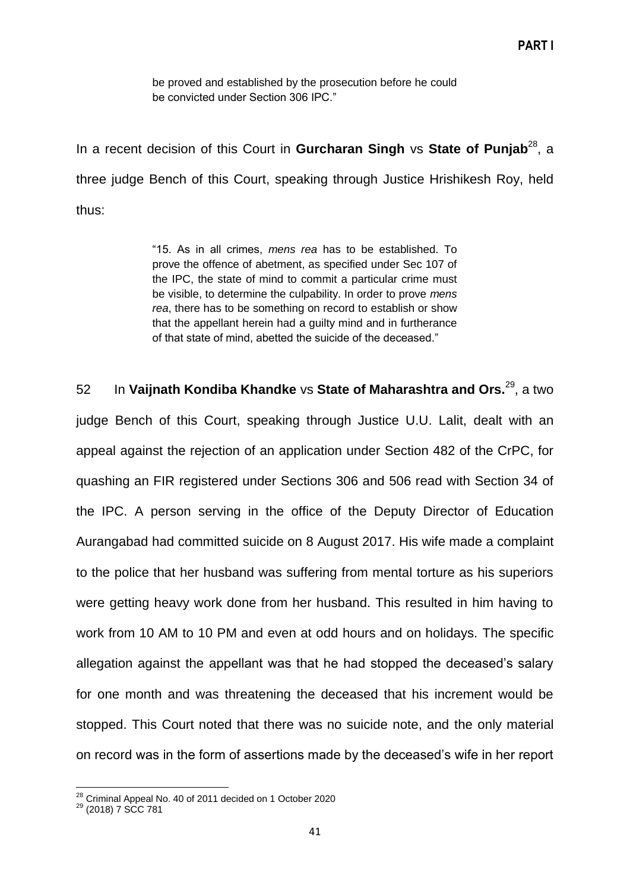> be proved and established by the prosecution before he could be convicted under Section 306 IPC."

In a recent decision of this Court in **Gurcharan Singh** vs **State of Punjab**[28], a three judge Bench of this Court, speaking through Justice Hrishikesh Roy, held thus:

> "15. As in all crimes, *mens rea* has to be established. To prove the offence of abetment, as specified under Sec 107 of the IPC, the state of mind to commit a particular crime must be visible, to determine the culpability. In order to prove *mens rea*, there has to be something on record to establish or show that the appellant herein had a guilty mind and in furtherance of that state of mind, abetted the suicide of the deceased."

52 In **Vaijnath Kondiba Khandke** vs **State of Maharashtra and Ors.**[29], a two judge Bench of this Court, speaking through Justice U.U. Lalit, dealt with an appeal against the rejection of an application under Section 482 of the CrPC, for quashing an FIR registered under Sections 306 and 506 read with Section 34 of the IPC. A person serving in the office of the Deputy Director of Education Aurangabad had committed suicide on 8 August 2017. His wife made a complaint to the police that her husband was suffering from mental torture as his superiors were getting heavy work done from her husband. This resulted in him having to work from 10 AM to 10 PM and even at odd hours and on holidays. The specific allegation against the appellant was that he had stopped the deceased's salary for one month and was threatening the deceased that his increment would be stopped. This Court noted that there was no suicide note, and the only material on record was in the form of assertions made by the deceased's wife in her report

---

[28] Criminal Appeal No. 40 of 2011 decided on 1 October 2020

[29] (2018) 7 SCC 781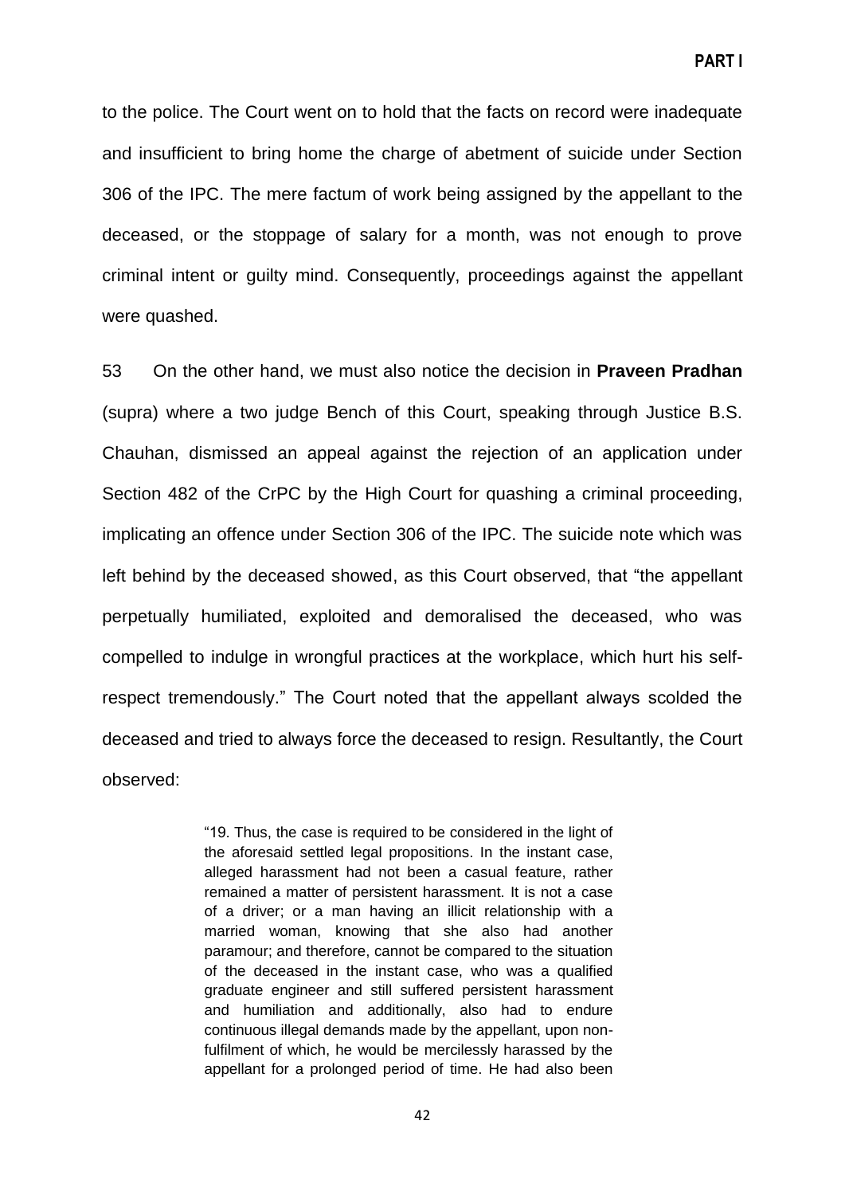to the police. The Court went on to hold that the facts on record were inadequate and insufficient to bring home the charge of abetment of suicide under Section 306 of the IPC. The mere factum of work being assigned by the appellant to the deceased, or the stoppage of salary for a month, was not enough to prove criminal intent or guilty mind. Consequently, proceedings against the appellant were quashed.

53 On the other hand, we must also notice the decision in **Praveen Pradhan** (supra) where a two judge Bench of this Court, speaking through Justice B.S. Chauhan, dismissed an appeal against the rejection of an application under Section 482 of the CrPC by the High Court for quashing a criminal proceeding, implicating an offence under Section 306 of the IPC. The suicide note which was left behind by the deceased showed, as this Court observed, that "the appellant perpetually humiliated, exploited and demoralised the deceased, who was compelled to indulge in wrongful practices at the workplace, which hurt his self-respect tremendously." The Court noted that the appellant always scolded the deceased and tried to always force the deceased to resign. Resultantly, the Court observed:

> "19. Thus, the case is required to be considered in the light of the aforesaid settled legal propositions. In the instant case, alleged harassment had not been a casual feature, rather remained a matter of persistent harassment. It is not a case of a driver; or a man having an illicit relationship with a married woman, knowing that she also had another paramour; and therefore, cannot be compared to the situation of the deceased in the instant case, who was a qualified graduate engineer and still suffered persistent harassment and humiliation and additionally, also had to endure continuous illegal demands made by the appellant, upon non-fulfilment of which, he would be mercilessly harassed by the appellant for a prolonged period of time. He had also been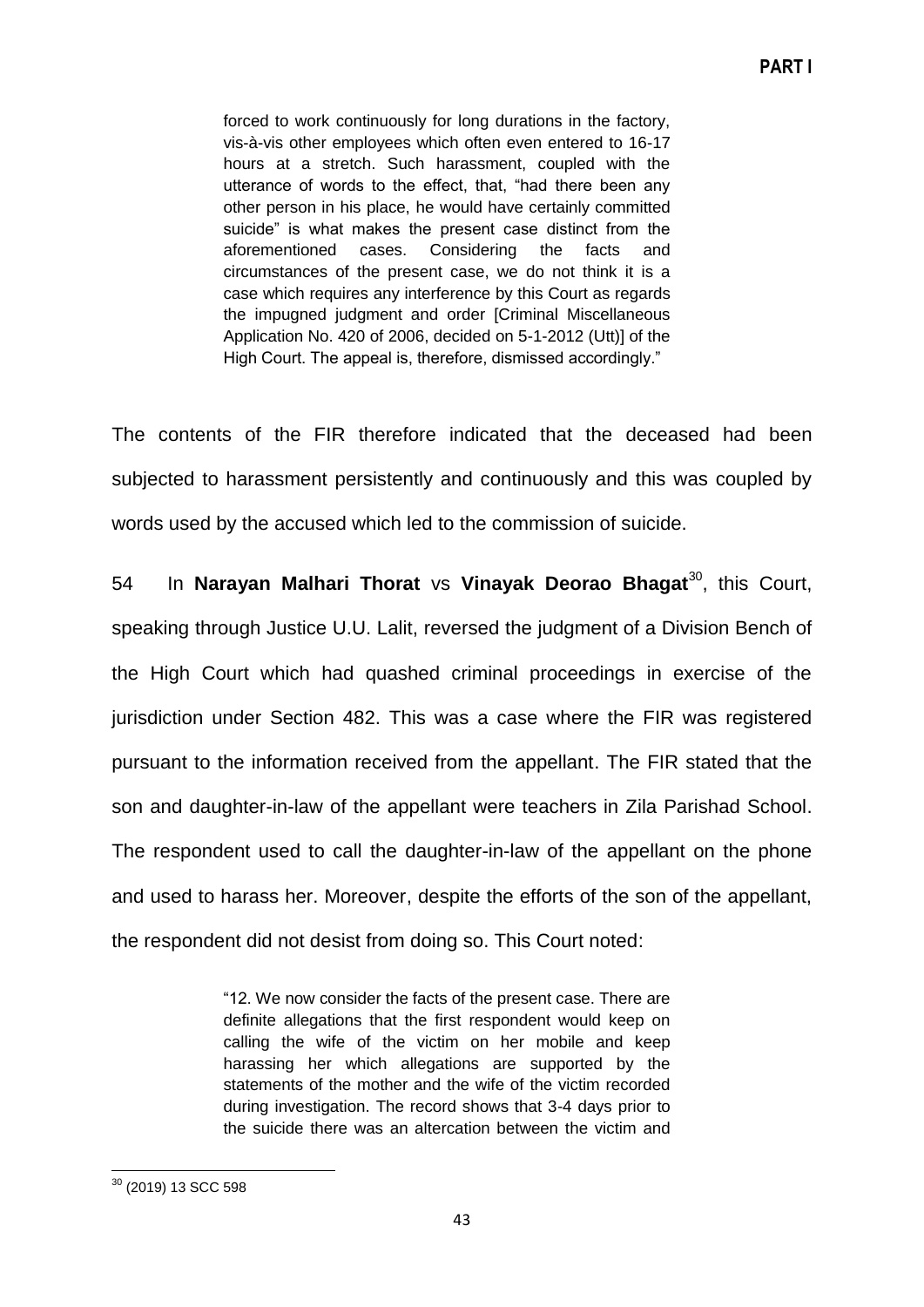> forced to work continuously for long durations in the factory, vis-à-vis other employees which often even entered to 16-17 hours at a stretch. Such harassment, coupled with the utterance of words to the effect, that, "had there been any other person in his place, he would have certainly committed suicide" is what makes the present case distinct from the aforementioned cases. Considering the facts and circumstances of the present case, we do not think it is a case which requires any interference by this Court as regards the impugned judgment and order [Criminal Miscellaneous Application No. 420 of 2006, decided on 5-1-2012 (Utt)] of the High Court. The appeal is, therefore, dismissed accordingly."

The contents of the FIR therefore indicated that the deceased had been subjected to harassment persistently and continuously and this was coupled by words used by the accused which led to the commission of suicide.

54 In **Narayan Malhari Thorat** vs **Vinayak Deorao Bhagat**[30], this Court, speaking through Justice U.U. Lalit, reversed the judgment of a Division Bench of the High Court which had quashed criminal proceedings in exercise of the jurisdiction under Section 482. This was a case where the FIR was registered pursuant to the information received from the appellant. The FIR stated that the son and daughter-in-law of the appellant were teachers in Zila Parishad School. The respondent used to call the daughter-in-law of the appellant on the phone and used to harass her. Moreover, despite the efforts of the son of the appellant, the respondent did not desist from doing so. This Court noted:

> "12. We now consider the facts of the present case. There are definite allegations that the first respondent would keep on calling the wife of the victim on her mobile and keep harassing her which allegations are supported by the statements of the mother and the wife of the victim recorded during investigation. The record shows that 3-4 days prior to the suicide there was an altercation between the victim and

[30] (2019) 13 SCC 598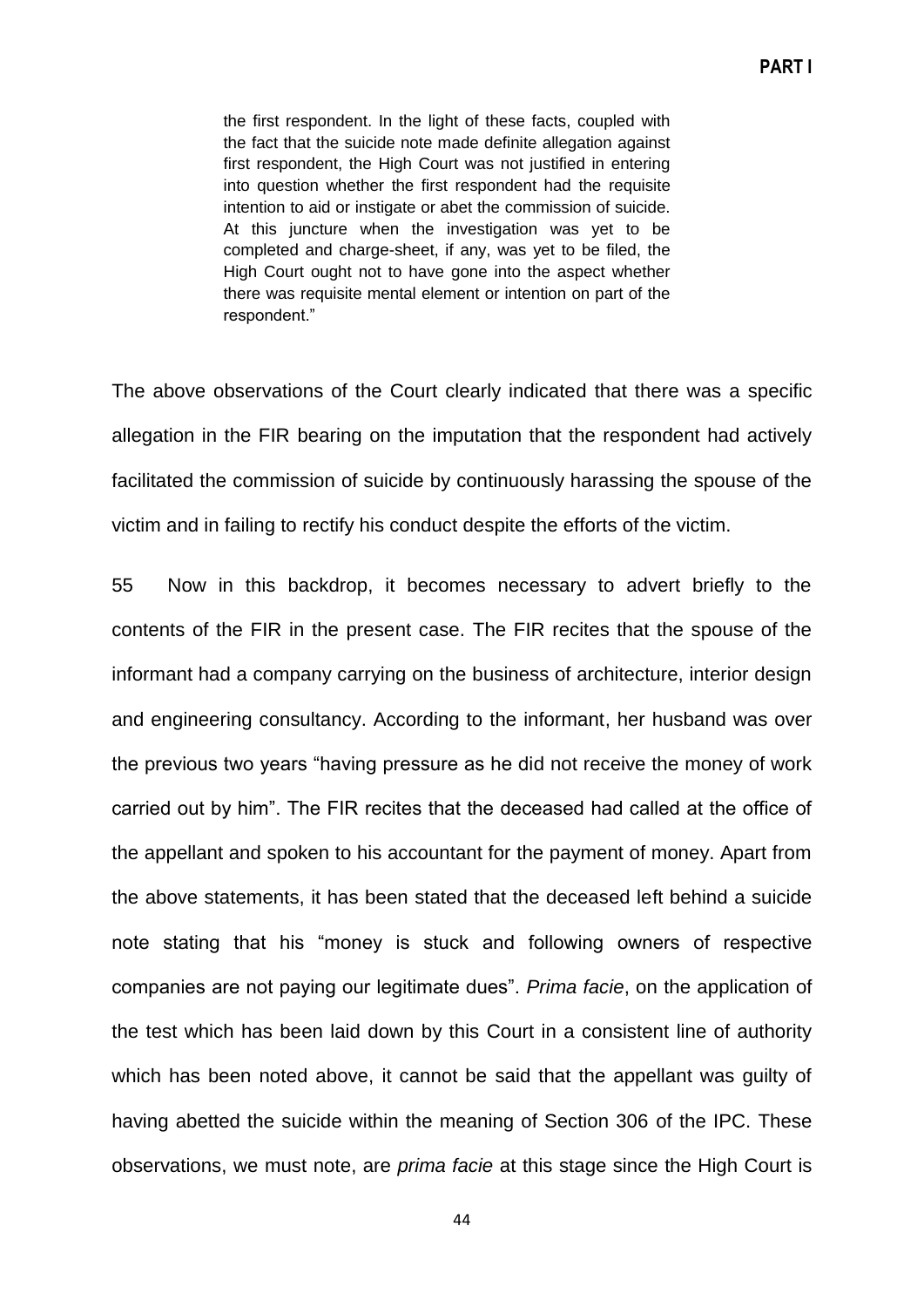> the first respondent. In the light of these facts, coupled with the fact that the suicide note made definite allegation against first respondent, the High Court was not justified in entering into question whether the first respondent had the requisite intention to aid or instigate or abet the commission of suicide. At this juncture when the investigation was yet to be completed and charge-sheet, if any, was yet to be filed, the High Court ought not to have gone into the aspect whether there was requisite mental element or intention on part of the respondent."

The above observations of the Court clearly indicated that there was a specific allegation in the FIR bearing on the imputation that the respondent had actively facilitated the commission of suicide by continuously harassing the spouse of the victim and in failing to rectify his conduct despite the efforts of the victim.

55 Now in this backdrop, it becomes necessary to advert briefly to the contents of the FIR in the present case. The FIR recites that the spouse of the informant had a company carrying on the business of architecture, interior design and engineering consultancy. According to the informant, her husband was over the previous two years "having pressure as he did not receive the money of work carried out by him". The FIR recites that the deceased had called at the office of the appellant and spoken to his accountant for the payment of money. Apart from the above statements, it has been stated that the deceased left behind a suicide note stating that his "money is stuck and following owners of respective companies are not paying our legitimate dues". *Prima facie*, on the application of the test which has been laid down by this Court in a consistent line of authority which has been noted above, it cannot be said that the appellant was guilty of having abetted the suicide within the meaning of Section 306 of the IPC. These observations, we must note, are *prima facie* at this stage since the High Court is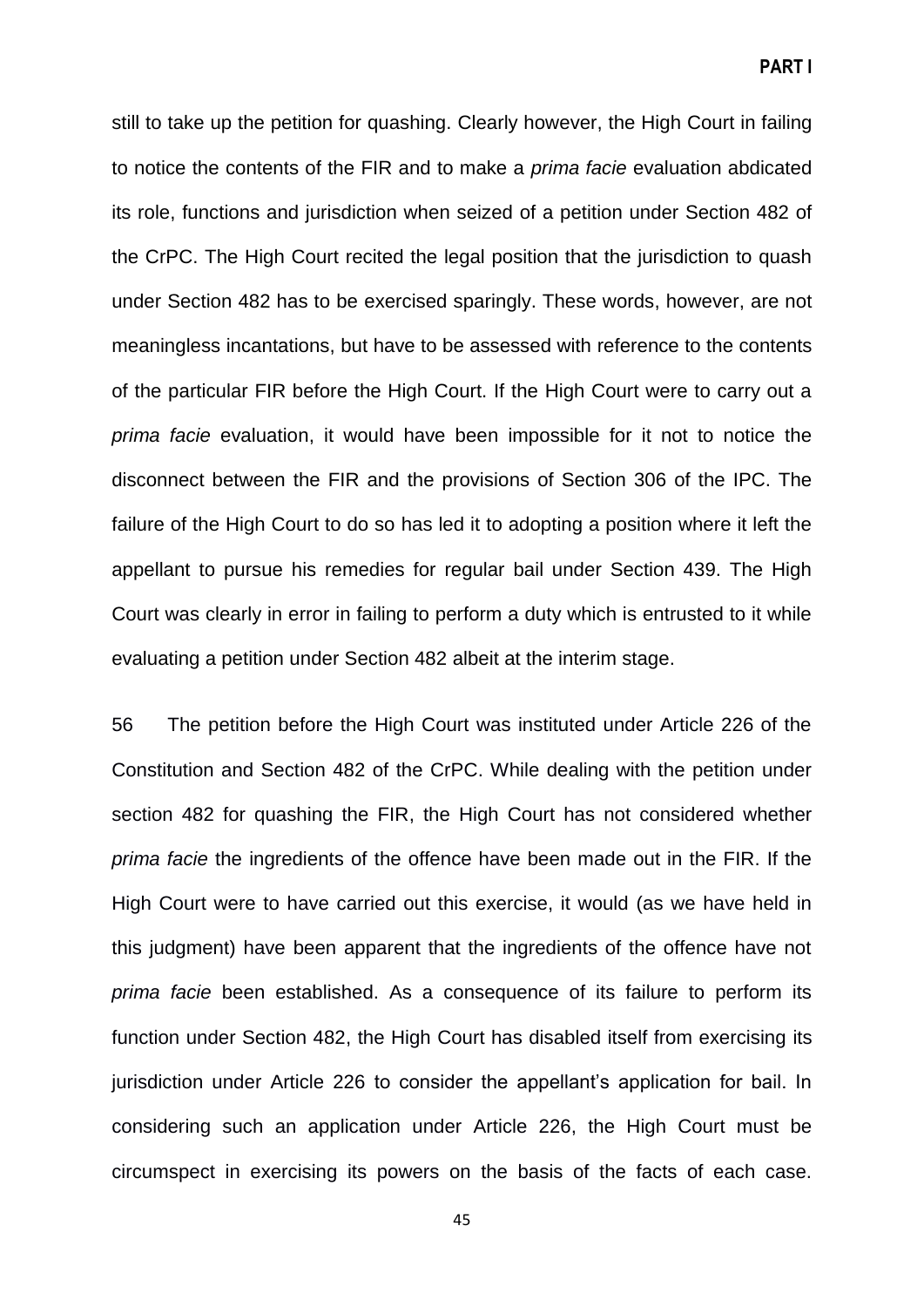still to take up the petition for quashing. Clearly however, the High Court in failing to notice the contents of the FIR and to make a *prima facie* evaluation abdicated its role, functions and jurisdiction when seized of a petition under Section 482 of the CrPC. The High Court recited the legal position that the jurisdiction to quash under Section 482 has to be exercised sparingly. These words, however, are not meaningless incantations, but have to be assessed with reference to the contents of the particular FIR before the High Court. If the High Court were to carry out a *prima facie* evaluation, it would have been impossible for it not to notice the disconnect between the FIR and the provisions of Section 306 of the IPC. The failure of the High Court to do so has led it to adopting a position where it left the appellant to pursue his remedies for regular bail under Section 439. The High Court was clearly in error in failing to perform a duty which is entrusted to it while evaluating a petition under Section 482 albeit at the interim stage.

56 The petition before the High Court was instituted under Article 226 of the Constitution and Section 482 of the CrPC. While dealing with the petition under section 482 for quashing the FIR, the High Court has not considered whether *prima facie* the ingredients of the offence have been made out in the FIR. If the High Court were to have carried out this exercise, it would (as we have held in this judgment) have been apparent that the ingredients of the offence have not *prima facie* been established. As a consequence of its failure to perform its function under Section 482, the High Court has disabled itself from exercising its jurisdiction under Article 226 to consider the appellant's application for bail. In considering such an application under Article 226, the High Court must be circumspect in exercising its powers on the basis of the facts of each case.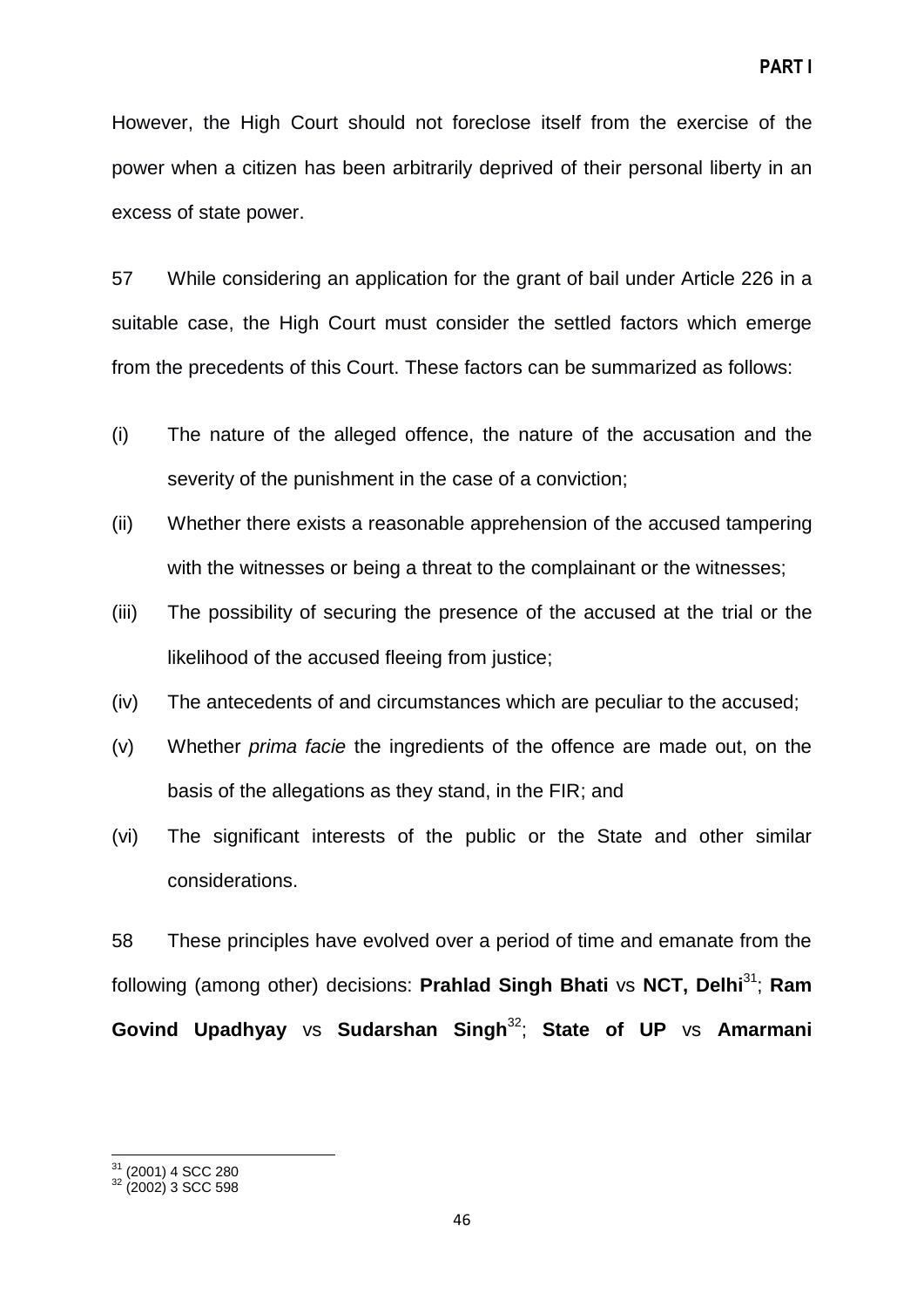However, the High Court should not foreclose itself from the exercise of the power when a citizen has been arbitrarily deprived of their personal liberty in an excess of state power.

57 While considering an application for the grant of bail under Article 226 in a suitable case, the High Court must consider the settled factors which emerge from the precedents of this Court. These factors can be summarized as follows:

(i) The nature of the alleged offence, the nature of the accusation and the severity of the punishment in the case of a conviction;

(ii) Whether there exists a reasonable apprehension of the accused tampering with the witnesses or being a threat to the complainant or the witnesses;

(iii) The possibility of securing the presence of the accused at the trial or the likelihood of the accused fleeing from justice;

(iv) The antecedents of and circumstances which are peculiar to the accused;

(v) Whether *prima facie* the ingredients of the offence are made out, on the basis of the allegations as they stand, in the FIR; and

(vi) The significant interests of the public or the State and other similar considerations.

58 These principles have evolved over a period of time and emanate from the following (among other) decisions: **Prahlad Singh Bhati** vs **NCT, Delhi**[31]; **Ram Govind Upadhyay** vs **Sudarshan Singh**[32]; **State of UP** vs **Amarmani**

---

[31] (2001) 4 SCC 280

[32] (2002) 3 SCC 598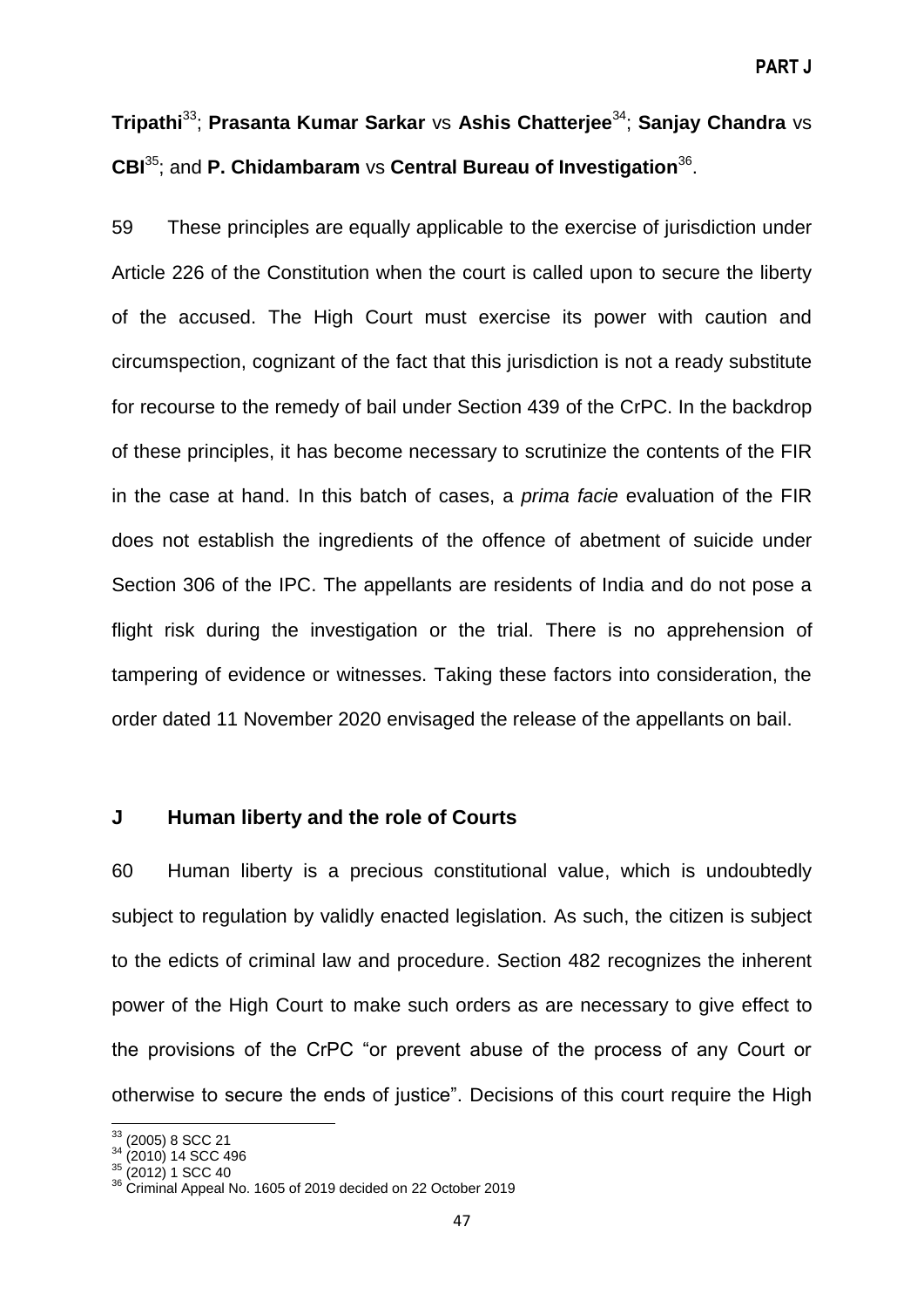**Tripathi**[33]; **Prasanta Kumar Sarkar** vs **Ashis Chatterjee**[34]; **Sanjay Chandra** vs **CBI**[35]; and **P. Chidambaram** vs **Central Bureau of Investigation**[36].

59 These principles are equally applicable to the exercise of jurisdiction under Article 226 of the Constitution when the court is called upon to secure the liberty of the accused. The High Court must exercise its power with caution and circumspection, cognizant of the fact that this jurisdiction is not a ready substitute for recourse to the remedy of bail under Section 439 of the CrPC. In the backdrop of these principles, it has become necessary to scrutinize the contents of the FIR in the case at hand. In this batch of cases, a *prima facie* evaluation of the FIR does not establish the ingredients of the offence of abetment of suicide under Section 306 of the IPC. The appellants are residents of India and do not pose a flight risk during the investigation or the trial. There is no apprehension of tampering of evidence or witnesses. Taking these factors into consideration, the order dated 11 November 2020 envisaged the release of the appellants on bail.

## J Human liberty and the role of Courts

60 Human liberty is a precious constitutional value, which is undoubtedly subject to regulation by validly enacted legislation. As such, the citizen is subject to the edicts of criminal law and procedure. Section 482 recognizes the inherent power of the High Court to make such orders as are necessary to give effect to the provisions of the CrPC "or prevent abuse of the process of any Court or otherwise to secure the ends of justice". Decisions of this court require the High

---

[33] (2005) 8 SCC 21
[34] (2010) 14 SCC 496
[35] (2012) 1 SCC 40
[36] Criminal Appeal No. 1605 of 2019 decided on 22 October 2019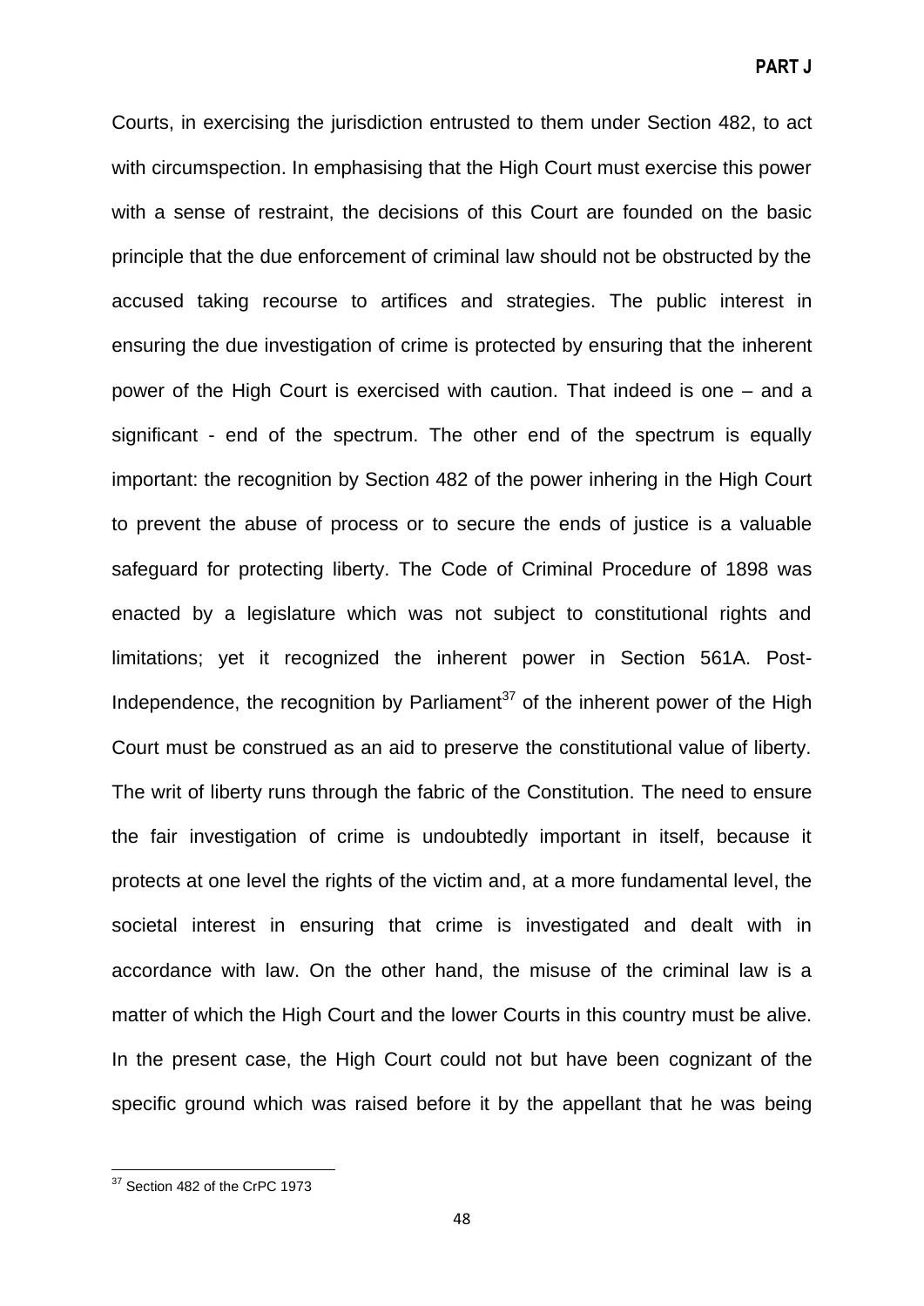Courts, in exercising the jurisdiction entrusted to them under Section 482, to act with circumspection. In emphasising that the High Court must exercise this power with a sense of restraint, the decisions of this Court are founded on the basic principle that the due enforcement of criminal law should not be obstructed by the accused taking recourse to artifices and strategies. The public interest in ensuring the due investigation of crime is protected by ensuring that the inherent power of the High Court is exercised with caution. That indeed is one – and a significant - end of the spectrum. The other end of the spectrum is equally important: the recognition by Section 482 of the power inhering in the High Court to prevent the abuse of process or to secure the ends of justice is a valuable safeguard for protecting liberty. The Code of Criminal Procedure of 1898 was enacted by a legislature which was not subject to constitutional rights and limitations; yet it recognized the inherent power in Section 561A. Post-Independence, the recognition by Parliament[37] of the inherent power of the High Court must be construed as an aid to preserve the constitutional value of liberty. The writ of liberty runs through the fabric of the Constitution. The need to ensure the fair investigation of crime is undoubtedly important in itself, because it protects at one level the rights of the victim and, at a more fundamental level, the societal interest in ensuring that crime is investigated and dealt with in accordance with law. On the other hand, the misuse of the criminal law is a matter of which the High Court and the lower Courts in this country must be alive. In the present case, the High Court could not but have been cognizant of the specific ground which was raised before it by the appellant that he was being

---

[37] Section 482 of the CrPC 1973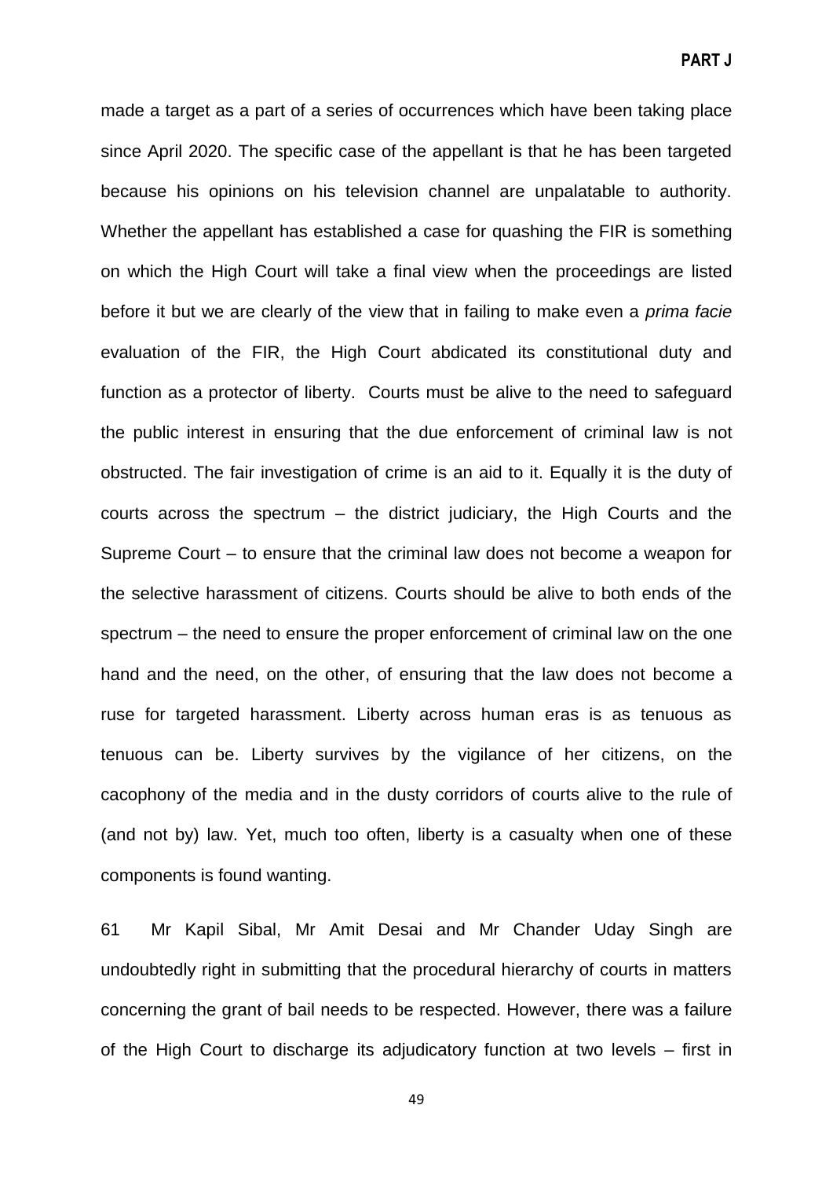made a target as a part of a series of occurrences which have been taking place since April 2020. The specific case of the appellant is that he has been targeted because his opinions on his television channel are unpalatable to authority. Whether the appellant has established a case for quashing the FIR is something on which the High Court will take a final view when the proceedings are listed before it but we are clearly of the view that in failing to make even a *prima facie* evaluation of the FIR, the High Court abdicated its constitutional duty and function as a protector of liberty. Courts must be alive to the need to safeguard the public interest in ensuring that the due enforcement of criminal law is not obstructed. The fair investigation of crime is an aid to it. Equally it is the duty of courts across the spectrum – the district judiciary, the High Courts and the Supreme Court – to ensure that the criminal law does not become a weapon for the selective harassment of citizens. Courts should be alive to both ends of the spectrum – the need to ensure the proper enforcement of criminal law on the one hand and the need, on the other, of ensuring that the law does not become a ruse for targeted harassment. Liberty across human eras is as tenuous as tenuous can be. Liberty survives by the vigilance of her citizens, on the cacophony of the media and in the dusty corridors of courts alive to the rule of (and not by) law. Yet, much too often, liberty is a casualty when one of these components is found wanting.

61 Mr Kapil Sibal, Mr Amit Desai and Mr Chander Uday Singh are undoubtedly right in submitting that the procedural hierarchy of courts in matters concerning the grant of bail needs to be respected. However, there was a failure of the High Court to discharge its adjudicatory function at two levels – first in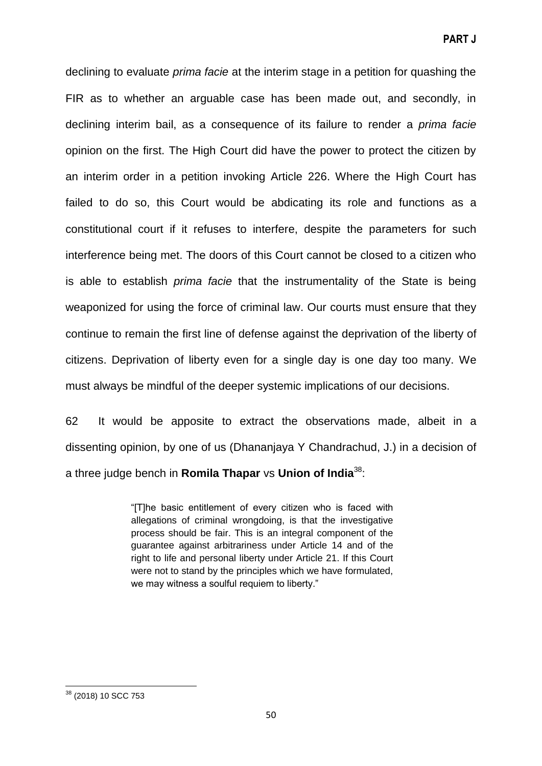declining to evaluate *prima facie* at the interim stage in a petition for quashing the FIR as to whether an arguable case has been made out, and secondly, in declining interim bail, as a consequence of its failure to render a *prima facie* opinion on the first. The High Court did have the power to protect the citizen by an interim order in a petition invoking Article 226. Where the High Court has failed to do so, this Court would be abdicating its role and functions as a constitutional court if it refuses to interfere, despite the parameters for such interference being met. The doors of this Court cannot be closed to a citizen who is able to establish *prima facie* that the instrumentality of the State is being weaponized for using the force of criminal law. Our courts must ensure that they continue to remain the first line of defense against the deprivation of the liberty of citizens. Deprivation of liberty even for a single day is one day too many. We must always be mindful of the deeper systemic implications of our decisions.

62 It would be apposite to extract the observations made, albeit in a dissenting opinion, by one of us (Dhananjaya Y Chandrachud, J.) in a decision of a three judge bench in **Romila Thapar** vs **Union of India**[38]:

> "[T]he basic entitlement of every citizen who is faced with allegations of criminal wrongdoing, is that the investigative process should be fair. This is an integral component of the guarantee against arbitrariness under Article 14 and of the right to life and personal liberty under Article 21. If this Court were not to stand by the principles which we have formulated, we may witness a soulful requiem to liberty."

---

[38] (2018) 10 SCC 753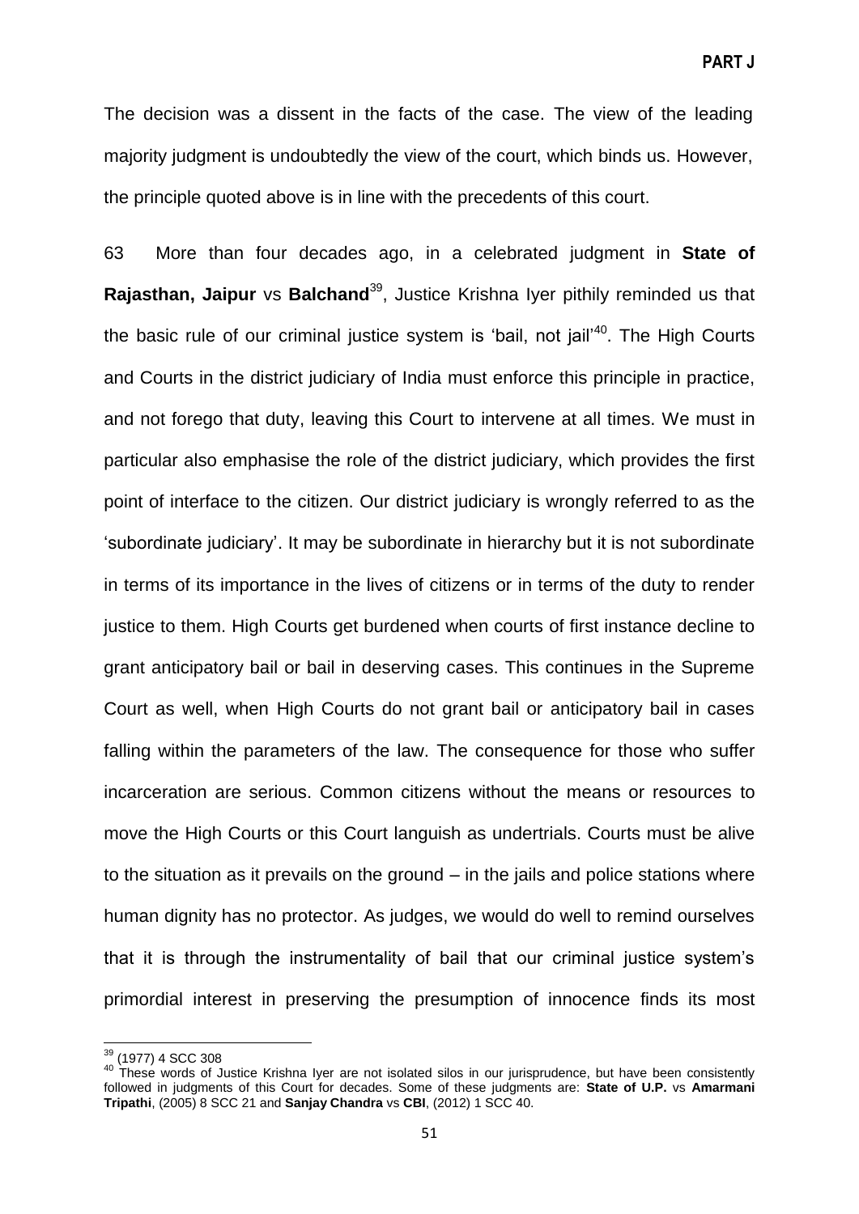The decision was a dissent in the facts of the case. The view of the leading majority judgment is undoubtedly the view of the court, which binds us. However, the principle quoted above is in line with the precedents of this court.

63 More than four decades ago, in a celebrated judgment in **State of Rajasthan, Jaipur** vs **Balchand**[39], Justice Krishna Iyer pithily reminded us that the basic rule of our criminal justice system is 'bail, not jail'[40]. The High Courts and Courts in the district judiciary of India must enforce this principle in practice, and not forego that duty, leaving this Court to intervene at all times. We must in particular also emphasise the role of the district judiciary, which provides the first point of interface to the citizen. Our district judiciary is wrongly referred to as the 'subordinate judiciary'. It may be subordinate in hierarchy but it is not subordinate in terms of its importance in the lives of citizens or in terms of the duty to render justice to them. High Courts get burdened when courts of first instance decline to grant anticipatory bail or bail in deserving cases. This continues in the Supreme Court as well, when High Courts do not grant bail or anticipatory bail in cases falling within the parameters of the law. The consequence for those who suffer incarceration are serious. Common citizens without the means or resources to move the High Courts or this Court languish as undertrials. Courts must be alive to the situation as it prevails on the ground – in the jails and police stations where human dignity has no protector. As judges, we would do well to remind ourselves that it is through the instrumentality of bail that our criminal justice system's primordial interest in preserving the presumption of innocence finds its most

---

[39] (1977) 4 SCC 308

[40] These words of Justice Krishna Iyer are not isolated silos in our jurisprudence, but have been consistently followed in judgments of this Court for decades. Some of these judgments are: **State of U.P.** vs **Amarmani Tripathi**, (2005) 8 SCC 21 and **Sanjay Chandra** vs **CBI**, (2012) 1 SCC 40.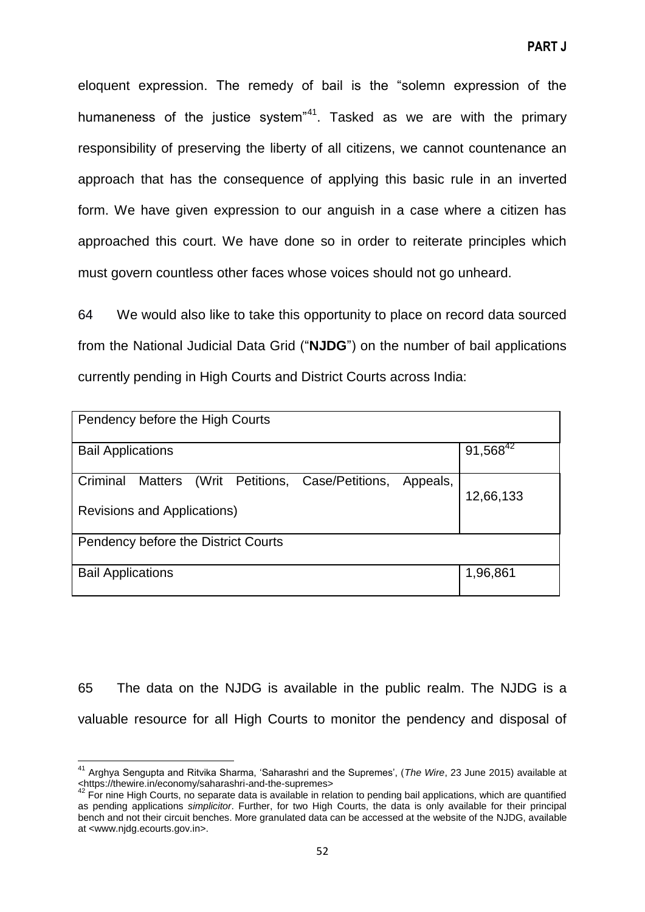eloquent expression. The remedy of bail is the "solemn expression of the humaneness of the justice system"[41]. Tasked as we are with the primary responsibility of preserving the liberty of all citizens, we cannot countenance an approach that has the consequence of applying this basic rule in an inverted form. We have given expression to our anguish in a case where a citizen has approached this court. We have done so in order to reiterate principles which must govern countless other faces whose voices should not go unheard.

64 We would also like to take this opportunity to place on record data sourced from the National Judicial Data Grid ("**NJDG**") on the number of bail applications currently pending in High Courts and District Courts across India:

| Pendency before the High Courts | |
|---|---|
| Bail Applications | 91,568[42] |
| Criminal Matters (Writ Petitions, Case/Petitions, Appeals, Revisions and Applications) | 12,66,133 |
| Pendency before the District Courts | |
| Bail Applications | 1,96,861 |

65 The data on the NJDG is available in the public realm. The NJDG is a valuable resource for all High Courts to monitor the pendency and disposal of

---

[41] Arghya Sengupta and Ritvika Sharma, 'Saharashri and the Supremes', (*The Wire*, 23 June 2015) available at <https://thewire.in/economy/saharashri-and-the-supremes>

[42] For nine High Courts, no separate data is available in relation to pending bail applications, which are quantified as pending applications *simplicitor*. Further, for two High Courts, the data is only available for their principal bench and not their circuit benches. More granulated data can be accessed at the website of the NJDG, available at <www.njdg.ecourts.gov.in>.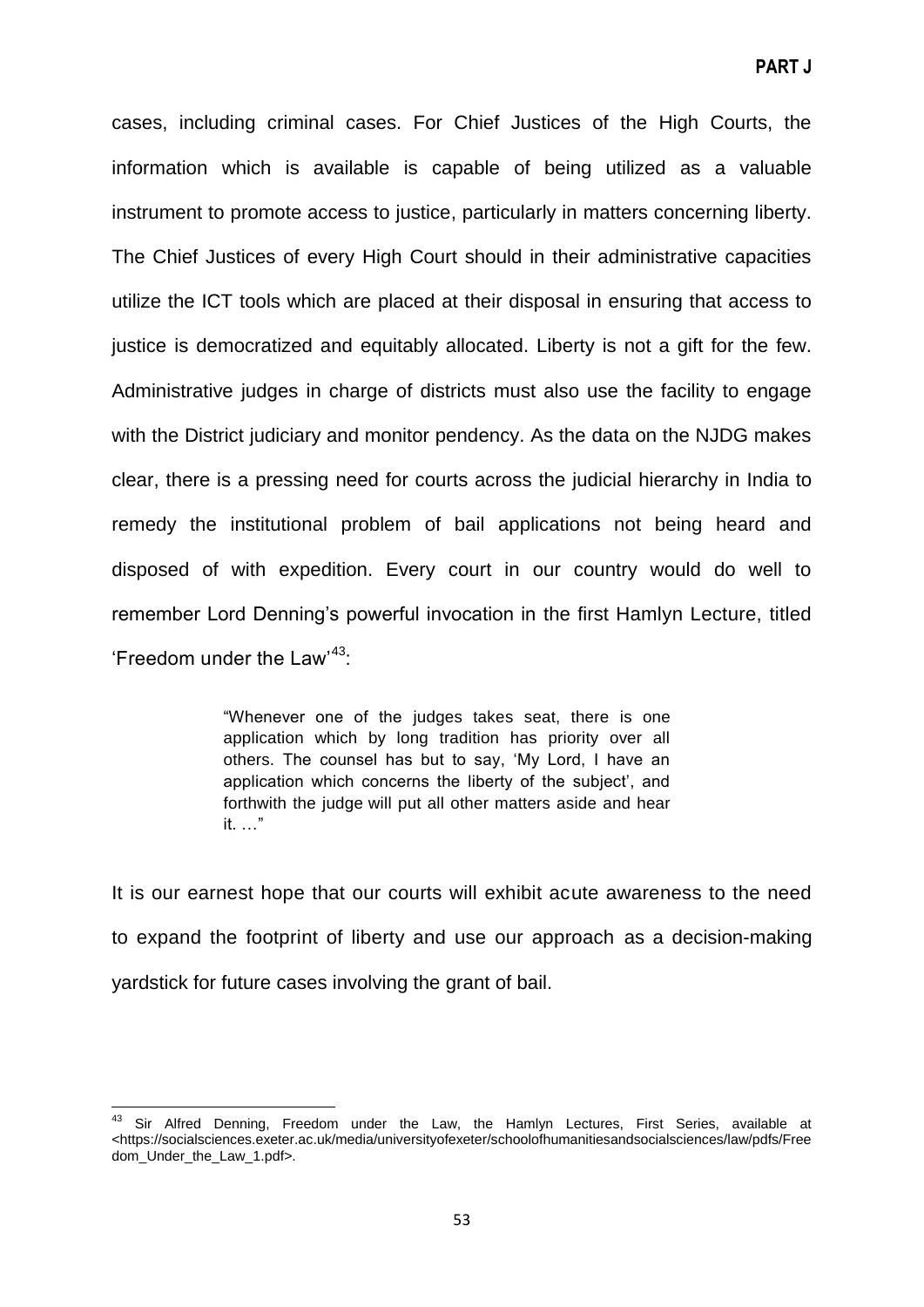cases, including criminal cases. For Chief Justices of the High Courts, the information which is available is capable of being utilized as a valuable instrument to promote access to justice, particularly in matters concerning liberty. The Chief Justices of every High Court should in their administrative capacities utilize the ICT tools which are placed at their disposal in ensuring that access to justice is democratized and equitably allocated. Liberty is not a gift for the few. Administrative judges in charge of districts must also use the facility to engage with the District judiciary and monitor pendency. As the data on the NJDG makes clear, there is a pressing need for courts across the judicial hierarchy in India to remedy the institutional problem of bail applications not being heard and disposed of with expedition. Every court in our country would do well to remember Lord Denning's powerful invocation in the first Hamlyn Lecture, titled 'Freedom under the Law'[43]:

> "Whenever one of the judges takes seat, there is one application which by long tradition has priority over all others. The counsel has but to say, 'My Lord, I have an application which concerns the liberty of the subject', and forthwith the judge will put all other matters aside and hear it. …"

It is our earnest hope that our courts will exhibit acute awareness to the need to expand the footprint of liberty and use our approach as a decision-making yardstick for future cases involving the grant of bail.

---

[43] Sir Alfred Denning, Freedom under the Law, the Hamlyn Lectures, First Series, available at <https://socialsciences.exeter.ac.uk/media/universityofexeter/schoolofhumanitiesandsocialsciences/law/pdfs/Freedom_Under_the_Law_1.pdf>.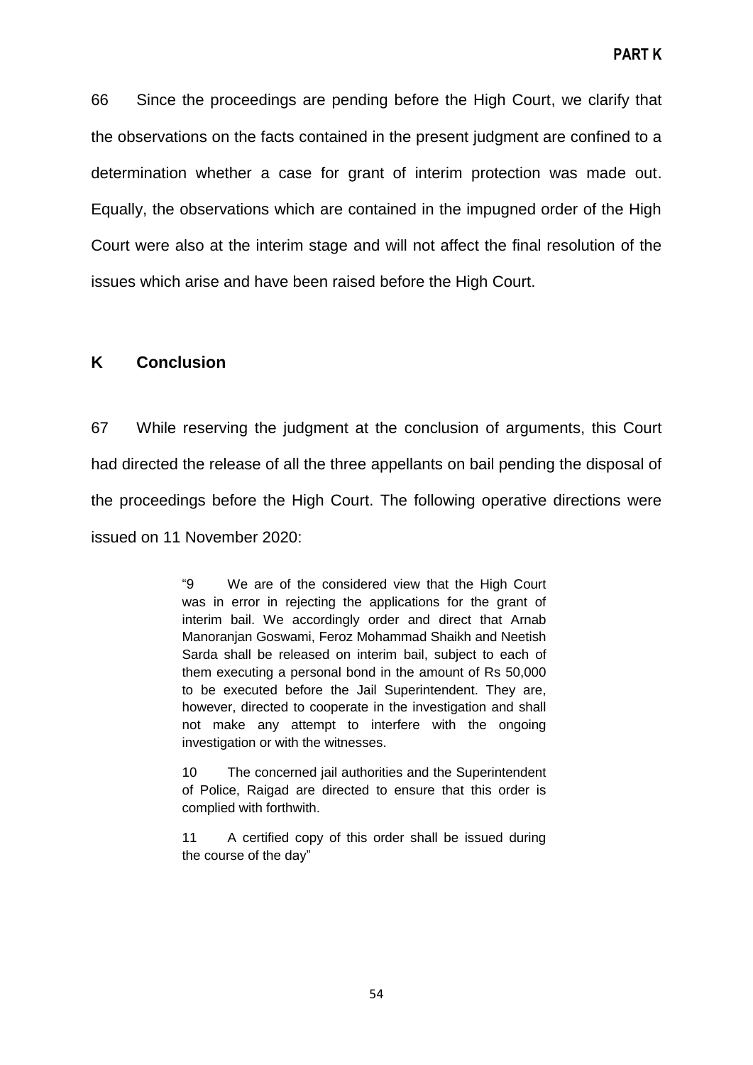66 Since the proceedings are pending before the High Court, we clarify that the observations on the facts contained in the present judgment are confined to a determination whether a case for grant of interim protection was made out. Equally, the observations which are contained in the impugned order of the High Court were also at the interim stage and will not affect the final resolution of the issues which arise and have been raised before the High Court.

## K Conclusion

67 While reserving the judgment at the conclusion of arguments, this Court had directed the release of all the three appellants on bail pending the disposal of the proceedings before the High Court. The following operative directions were issued on 11 November 2020:

> "9 We are of the considered view that the High Court was in error in rejecting the applications for the grant of interim bail. We accordingly order and direct that Arnab Manoranjan Goswami, Feroz Mohammad Shaikh and Neetish Sarda shall be released on interim bail, subject to each of them executing a personal bond in the amount of Rs 50,000 to be executed before the Jail Superintendent. They are, however, directed to cooperate in the investigation and shall not make any attempt to interfere with the ongoing investigation or with the witnesses.
>
> 10 The concerned jail authorities and the Superintendent of Police, Raigad are directed to ensure that this order is complied with forthwith.
>
> 11 A certified copy of this order shall be issued during the course of the day"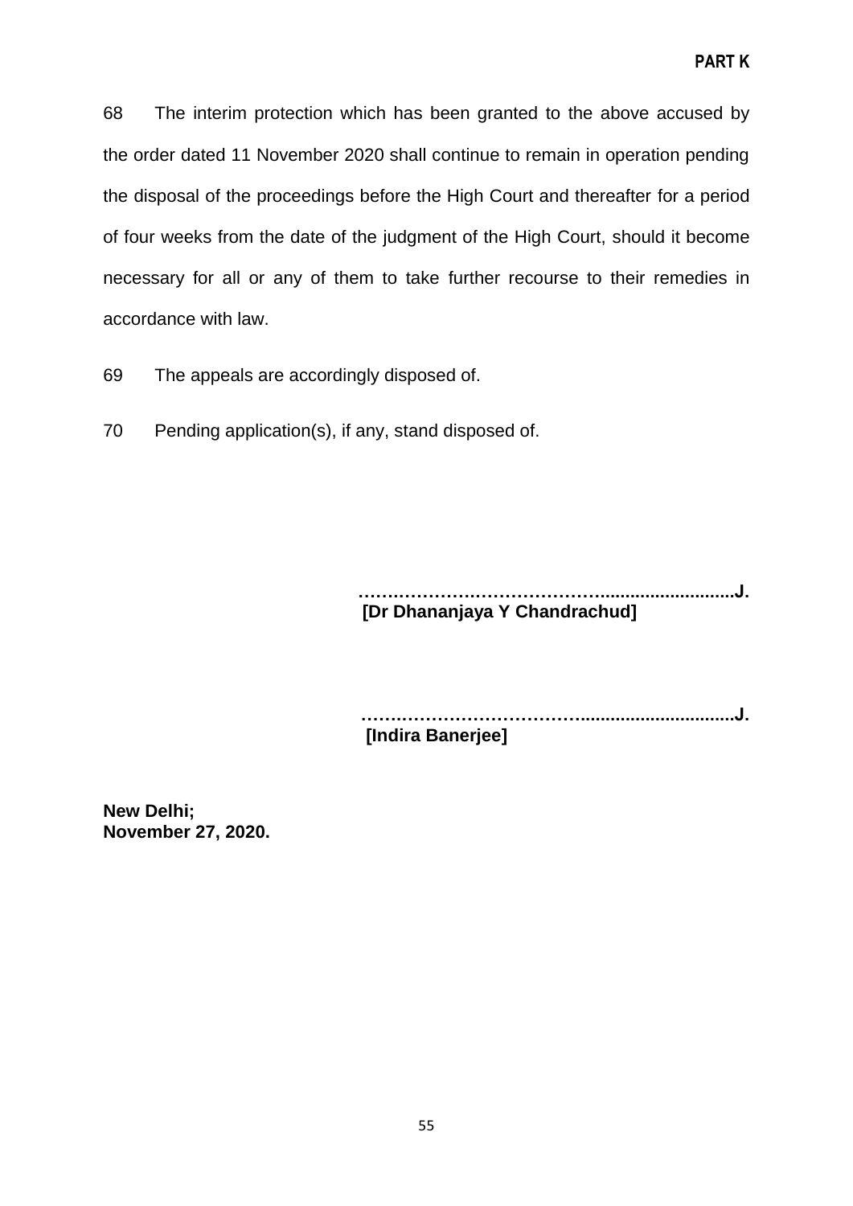68 The interim protection which has been granted to the above accused by the order dated 11 November 2020 shall continue to remain in operation pending the disposal of the proceedings before the High Court and thereafter for a period of four weeks from the date of the judgment of the High Court, should it become necessary for all or any of them to take further recourse to their remedies in accordance with law.

69 The appeals are accordingly disposed of.

70 Pending application(s), if any, stand disposed of.

**……………………………………...........................J.**
**[Dr Dhananjaya Y Chandrachud]**

**……………………………………...........................J.**
**[Indira Banerjee]**

**New Delhi;**
**November 27, 2020.**